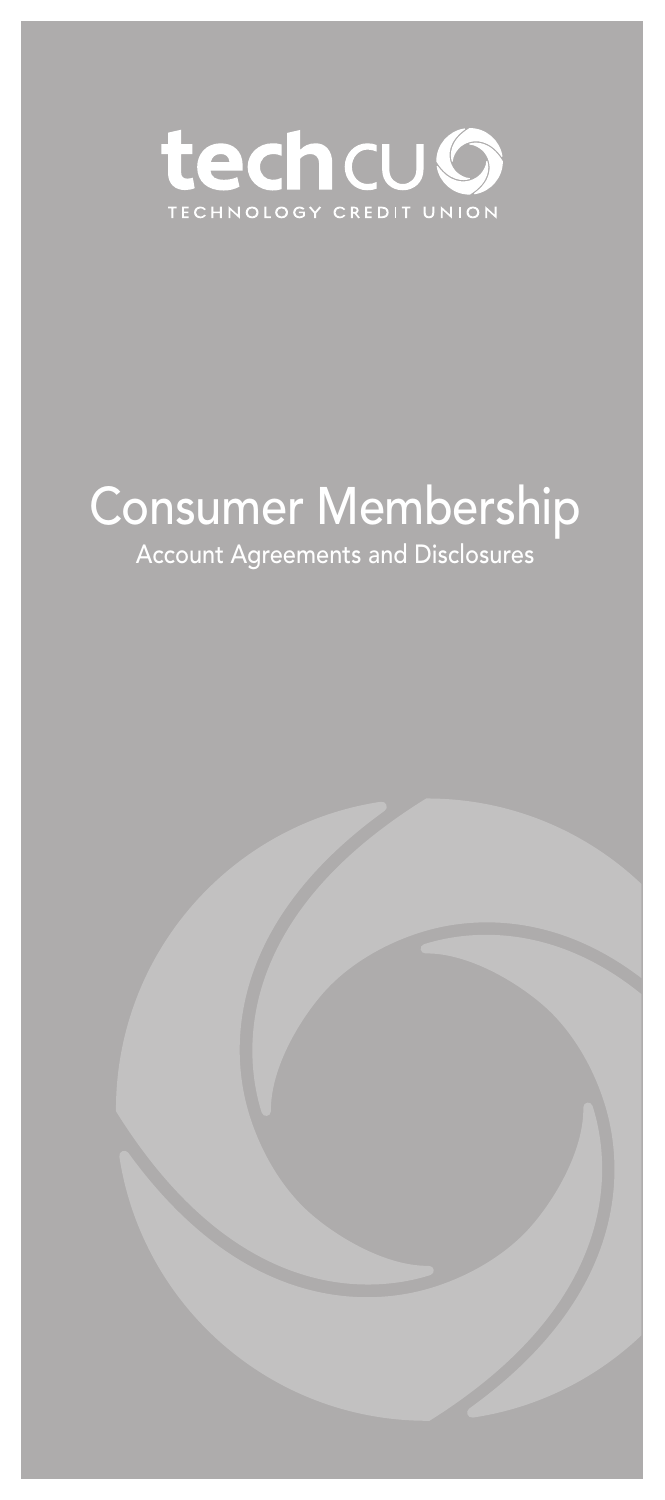techcu

TECHNOLOGY CREDIT UNION

# Consumer Membership

Account Agreements and Disclosures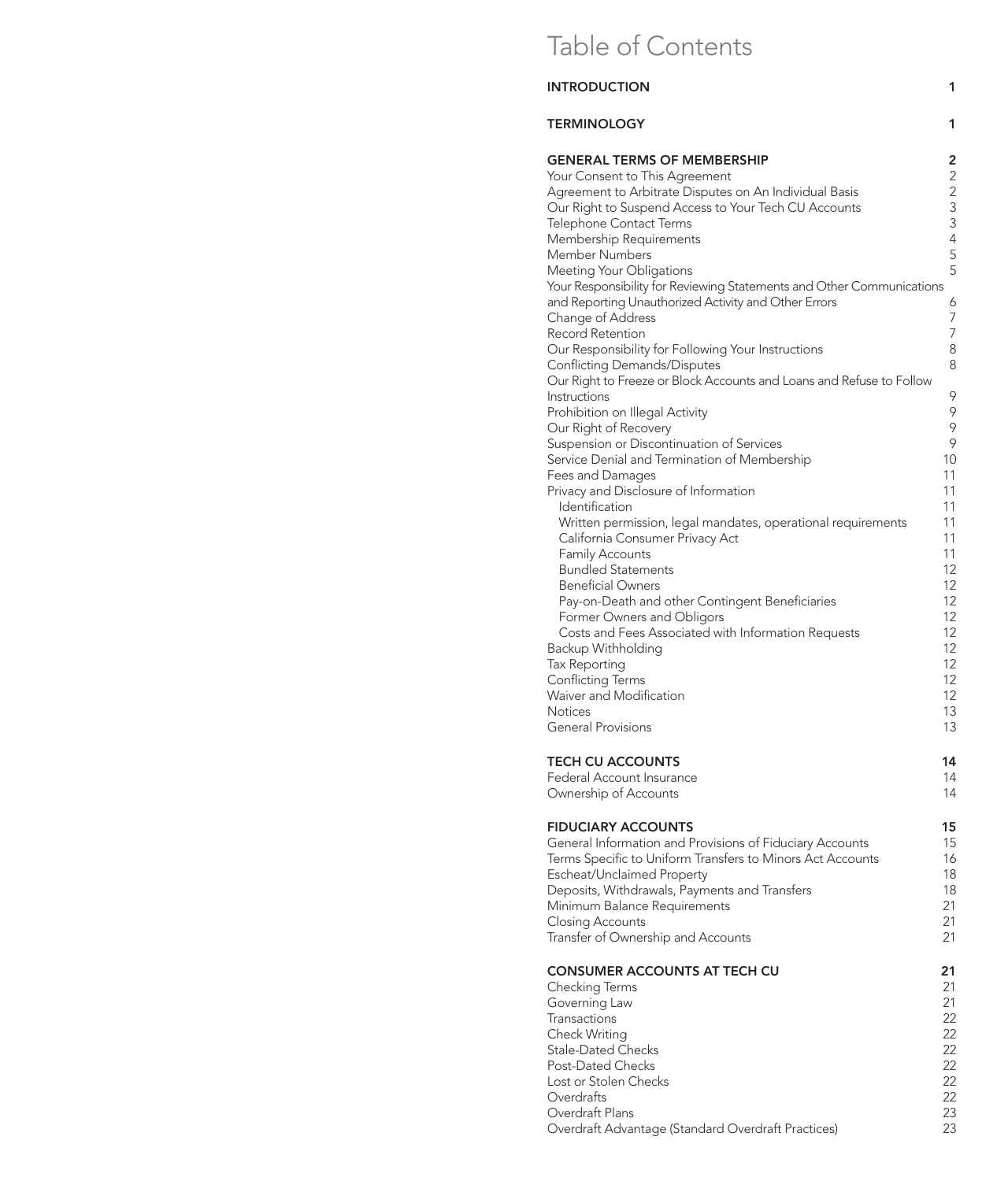# Table of Contents

| | |
|---|---|
| **INTRODUCTION** | **1** |
| **TERMINOLOGY** | **1** |
| **GENERAL TERMS OF MEMBERSHIP** | **2** |
| Your Consent to This Agreement | 2 |
| Agreement to Arbitrate Disputes on An Individual Basis | 2 |
| Our Right to Suspend Access to Your Tech CU Accounts | 3 |
| Telephone Contact Terms | 3 |
| Membership Requirements | 4 |
| Member Numbers | 5 |
| Meeting Your Obligations | 5 |
| Your Responsibility for Reviewing Statements and Other Communications and Reporting Unauthorized Activity and Other Errors | 6 |
| Change of Address | 7 |
| Record Retention | 7 |
| Our Responsibility for Following Your Instructions | 8 |
| Conflicting Demands/Disputes | 8 |
| Our Right to Freeze or Block Accounts and Loans and Refuse to Follow Instructions | 9 |
| Prohibition on Illegal Activity | 9 |
| Our Right of Recovery | 9 |
| Suspension or Discontinuation of Services | 9 |
| Service Denial and Termination of Membership | 10 |
| Fees and Damages | 11 |
| Privacy and Disclosure of Information | 11 |
| Identification | 11 |
| Written permission, legal mandates, operational requirements | 11 |
| California Consumer Privacy Act | 11 |
| Family Accounts | 11 |
| Bundled Statements | 12 |
| Beneficial Owners | 12 |
| Pay-on-Death and other Contingent Beneficiaries | 12 |
| Former Owners and Obligors | 12 |
| Costs and Fees Associated with Information Requests | 12 |
| Backup Withholding | 12 |
| Tax Reporting | 12 |
| Conflicting Terms | 12 |
| Waiver and Modification | 12 |
| Notices | 13 |
| General Provisions | 13 |
| **TECH CU ACCOUNTS** | **14** |
| Federal Account Insurance | 14 |
| Ownership of Accounts | 14 |
| **FIDUCIARY ACCOUNTS** | **15** |
| General Information and Provisions of Fiduciary Accounts | 15 |
| Terms Specific to Uniform Transfers to Minors Act Accounts | 16 |
| Escheat/Unclaimed Property | 18 |
| Deposits, Withdrawals, Payments and Transfers | 18 |
| Minimum Balance Requirements | 21 |
| Closing Accounts | 21 |
| Transfer of Ownership and Accounts | 21 |
| **CONSUMER ACCOUNTS AT TECH CU** | **21** |
| Checking Terms | 21 |
| Governing Law | 21 |
| Transactions | 22 |
| Check Writing | 22 |
| Stale-Dated Checks | 22 |
| Post-Dated Checks | 22 |
| Lost or Stolen Checks | 22 |
| Overdrafts | 22 |
| Overdraft Plans | 23 |
| Overdraft Advantage (Standard Overdraft Practices) | 23 |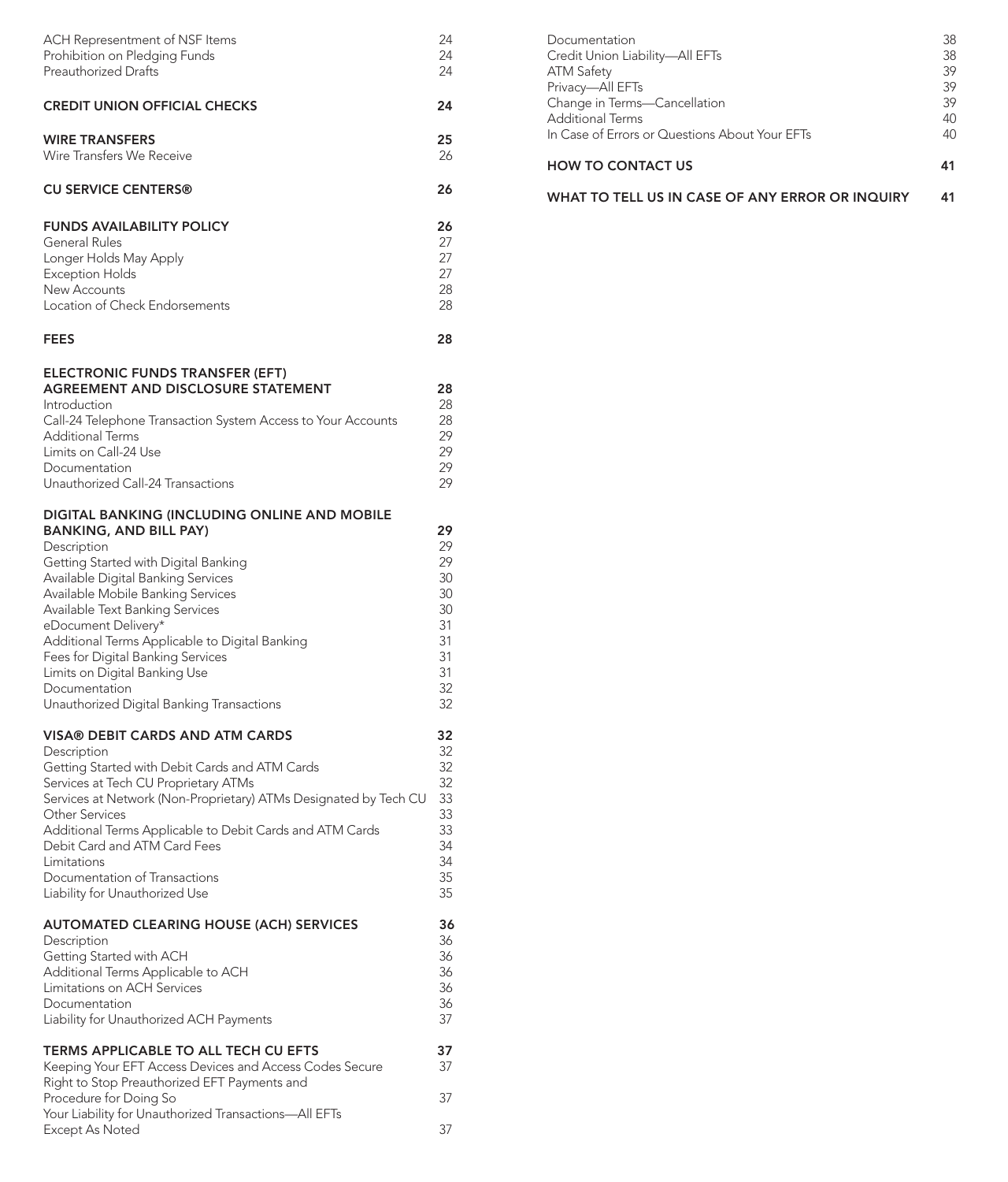| | |
|---|---|
| ACH Representment of NSF Items | 24 |
| Prohibition on Pledging Funds | 24 |
| Preauthorized Drafts | 24 |
| **CREDIT UNION OFFICIAL CHECKS** | **24** |
| **WIRE TRANSFERS** | **25** |
| Wire Transfers We Receive | 26 |
| **CU SERVICE CENTERS®** | **26** |
| **FUNDS AVAILABILITY POLICY** | **26** |
| General Rules | 27 |
| Longer Holds May Apply | 27 |
| Exception Holds | 27 |
| New Accounts | 28 |
| Location of Check Endorsements | 28 |
| **FEES** | **28** |
| **ELECTRONIC FUNDS TRANSFER (EFT) AGREEMENT AND DISCLOSURE STATEMENT** | **28** |
| Introduction | 28 |
| Call-24 Telephone Transaction System Access to Your Accounts | 28 |
| Additional Terms | 29 |
| Limits on Call-24 Use | 29 |
| Documentation | 29 |
| Unauthorized Call-24 Transactions | 29 |
| **DIGITAL BANKING (INCLUDING ONLINE AND MOBILE BANKING, AND BILL PAY)** | **29** |
| Description | 29 |
| Getting Started with Digital Banking | 29 |
| Available Digital Banking Services | 30 |
| Available Mobile Banking Services | 30 |
| Available Text Banking Services | 30 |
| eDocument Delivery* | 31 |
| Additional Terms Applicable to Digital Banking | 31 |
| Fees for Digital Banking Services | 31 |
| Limits on Digital Banking Use | 31 |
| Documentation | 32 |
| Unauthorized Digital Banking Transactions | 32 |
| **VISA® DEBIT CARDS AND ATM CARDS** | **32** |
| Description | 32 |
| Getting Started with Debit Cards and ATM Cards | 32 |
| Services at Tech CU Proprietary ATMs | 32 |
| Services at Network (Non-Proprietary) ATMs Designated by Tech CU | 33 |
| Other Services | 33 |
| Additional Terms Applicable to Debit Cards and ATM Cards | 33 |
| Debit Card and ATM Card Fees | 34 |
| Limitations | 34 |
| Documentation of Transactions | 35 |
| Liability for Unauthorized Use | 35 |
| **AUTOMATED CLEARING HOUSE (ACH) SERVICES** | **36** |
| Description | 36 |
| Getting Started with ACH | 36 |
| Additional Terms Applicable to ACH | 36 |
| Limitations on ACH Services | 36 |
| Documentation | 36 |
| Liability for Unauthorized ACH Payments | 37 |
| **TERMS APPLICABLE TO ALL TECH CU EFTS** | **37** |
| Keeping Your EFT Access Devices and Access Codes Secure | 37 |
| Right to Stop Preauthorized EFT Payments and Procedure for Doing So | 37 |
| Your Liability for Unauthorized Transactions—All EFTs Except As Noted | 37 |
| Documentation | 38 |
| Credit Union Liability—All EFTs | 38 |
| ATM Safety | 39 |
| Privacy—All EFTs | 39 |
| Change in Terms—Cancellation | 39 |
| Additional Terms | 40 |
| In Case of Errors or Questions About Your EFTs | 40 |
| **HOW TO CONTACT US** | **41** |
| **WHAT TO TELL US IN CASE OF ANY ERROR OR INQUIRY** | **41** |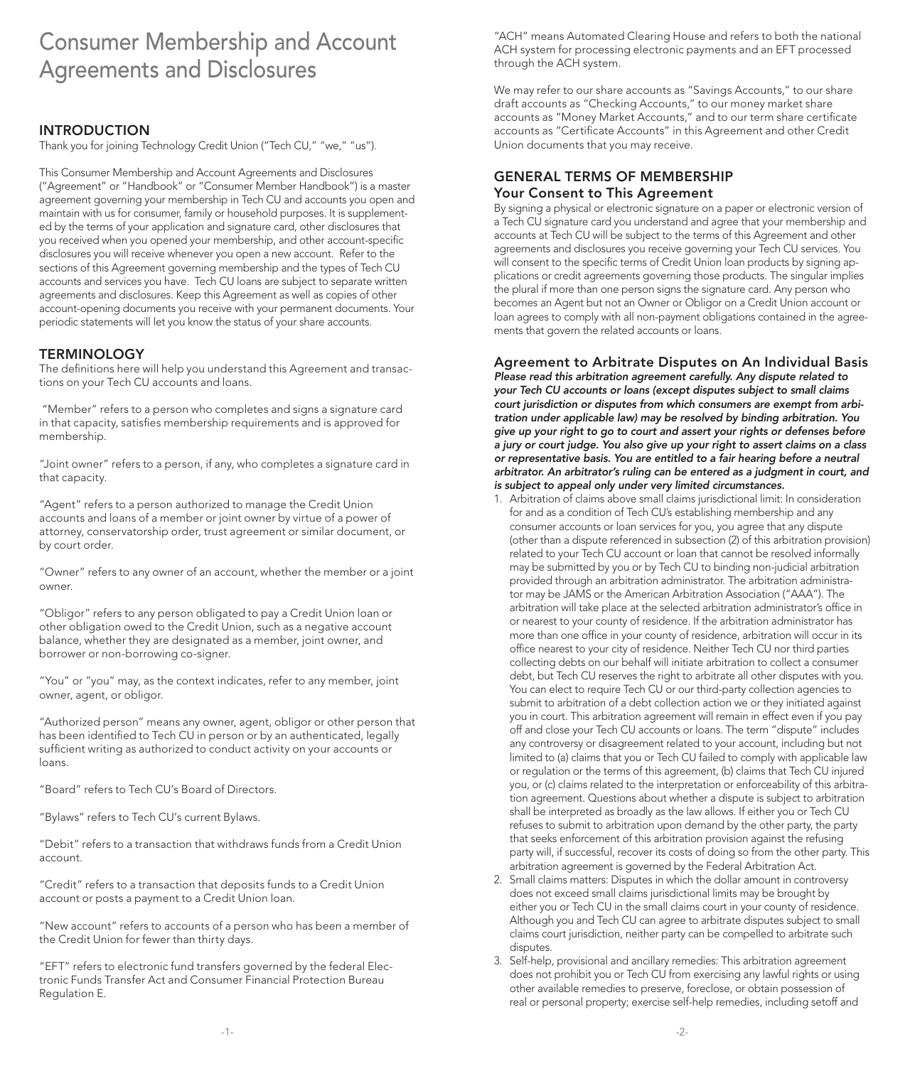# Consumer Membership and Account Agreements and Disclosures

## INTRODUCTION

Thank you for joining Technology Credit Union ("Tech CU," "we," "us").

This Consumer Membership and Account Agreements and Disclosures ("Agreement" or "Handbook" or "Consumer Member Handbook") is a master agreement governing your membership in Tech CU and accounts you open and maintain with us for consumer, family or household purposes. It is supplemented by the terms of your application and signature card, other disclosures that you received when you opened your membership, and other account-specific disclosures you will receive whenever you open a new account. Refer to the sections of this Agreement governing membership and the types of Tech CU accounts and services you have. Tech CU loans are subject to separate written agreements and disclosures. Keep this Agreement as well as copies of other account-opening documents you receive with your permanent documents. Your periodic statements will let you know the status of your share accounts.

## TERMINOLOGY

The definitions here will help you understand this Agreement and transactions on your Tech CU accounts and loans.

"Member" refers to a person who completes and signs a signature card in that capacity, satisfies membership requirements and is approved for membership.

"Joint owner" refers to a person, if any, who completes a signature card in that capacity.

"Agent" refers to a person authorized to manage the Credit Union accounts and loans of a member or joint owner by virtue of a power of attorney, conservatorship order, trust agreement or similar document, or by court order.

"Owner" refers to any owner of an account, whether the member or a joint owner.

"Obligor" refers to any person obligated to pay a Credit Union loan or other obligation owed to the Credit Union, such as a negative account balance, whether they are designated as a member, joint owner, and borrower or non-borrowing co-signer.

"You" or "you" may, as the context indicates, refer to any member, joint owner, agent, or obligor.

"Authorized person" means any owner, agent, obligor or other person that has been identified to Tech CU in person or by an authenticated, legally sufficient writing as authorized to conduct activity on your accounts or loans.

"Board" refers to Tech CU's Board of Directors.

"Bylaws" refers to Tech CU's current Bylaws.

"Debit" refers to a transaction that withdraws funds from a Credit Union account.

"Credit" refers to a transaction that deposits funds to a Credit Union account or posts a payment to a Credit Union loan.

"New account" refers to accounts of a person who has been a member of the Credit Union for fewer than thirty days.

"EFT" refers to electronic fund transfers governed by the federal Electronic Funds Transfer Act and Consumer Financial Protection Bureau Regulation E.

"ACH" means Automated Clearing House and refers to both the national ACH system for processing electronic payments and an EFT processed through the ACH system.

We may refer to our share accounts as "Savings Accounts," to our share draft accounts as "Checking Accounts," to our money market share accounts as "Money Market Accounts," and to our term share certificate accounts as "Certificate Accounts" in this Agreement and other Credit Union documents that you may receive.

## GENERAL TERMS OF MEMBERSHIP

### Your Consent to This Agreement

By signing a physical or electronic signature on a paper or electronic version of a Tech CU signature card you understand and agree that your membership and accounts at Tech CU will be subject to the terms of this Agreement and other agreements and disclosures you receive governing your Tech CU services. You will consent to the specific terms of Credit Union loan products by signing applications or credit agreements governing those products. The singular implies the plural if more than one person signs the signature card. Any person who becomes an Agent but not an Owner or Obligor on a Credit Union account or loan agrees to comply with all non-payment obligations contained in the agreements that govern the related accounts or loans.

### Agreement to Arbitrate Disputes on An Individual Basis

***Please read this arbitration agreement carefully. Any dispute related to your Tech CU accounts or loans (except disputes subject to small claims court jurisdiction or disputes from which consumers are exempt from arbitration under applicable law) may be resolved by binding arbitration. You give up your right to go to court and assert your rights or defenses before a jury or court judge. You also give up your right to assert claims on a class or representative basis. You are entitled to a fair hearing before a neutral arbitrator. An arbitrator's ruling can be entered as a judgment in court, and is subject to appeal only under very limited circumstances.***

1. Arbitration of claims above small claims jurisdictional limit: In consideration for and as a condition of Tech CU's establishing membership and any consumer accounts or loan services for you, you agree that any dispute (other than a dispute referenced in subsection (2) of this arbitration provision) related to your Tech CU account or loan that cannot be resolved informally may be submitted by you or by Tech CU to binding non-judicial arbitration provided through an arbitration administrator. The arbitration administrator may be JAMS or the American Arbitration Association ("AAA"). The arbitration will take place at the selected arbitration administrator's office in or nearest to your county of residence. If the arbitration administrator has more than one office in your county of residence, arbitration will occur in its office nearest to your city of residence. Neither Tech CU nor third parties collecting debts on our behalf will initiate arbitration to collect a consumer debt, but Tech CU reserves the right to arbitrate all other disputes with you. You can elect to require Tech CU or our third-party collection agencies to submit to arbitration of a debt collection action we or they initiated against you in court. This arbitration agreement will remain in effect even if you pay off and close your Tech CU accounts or loans. The term "dispute" includes any controversy or disagreement related to your account, including but not limited to (a) claims that you or Tech CU failed to comply with applicable law or regulation or the terms of this agreement, (b) claims that Tech CU injured you, or (c) claims related to the interpretation or enforceability of this arbitration agreement. Questions about whether a dispute is subject to arbitration shall be interpreted as broadly as the law allows. If either you or Tech CU refuses to submit to arbitration upon demand by the other party, the party that seeks enforcement of this arbitration provision against the refusing party will, if successful, recover its costs of doing so from the other party. This arbitration agreement is governed by the Federal Arbitration Act.
2. Small claims matters: Disputes in which the dollar amount in controversy does not exceed small claims jurisdictional limits may be brought by either you or Tech CU in the small claims court in your county of residence. Although you and Tech CU can agree to arbitrate disputes subject to small claims court jurisdiction, neither party can be compelled to arbitrate such disputes.
3. Self-help, provisional and ancillary remedies: This arbitration agreement does not prohibit you or Tech CU from exercising any lawful rights or using other available remedies to preserve, foreclose, or obtain possession of real or personal property; exercise self-help remedies, including setoff and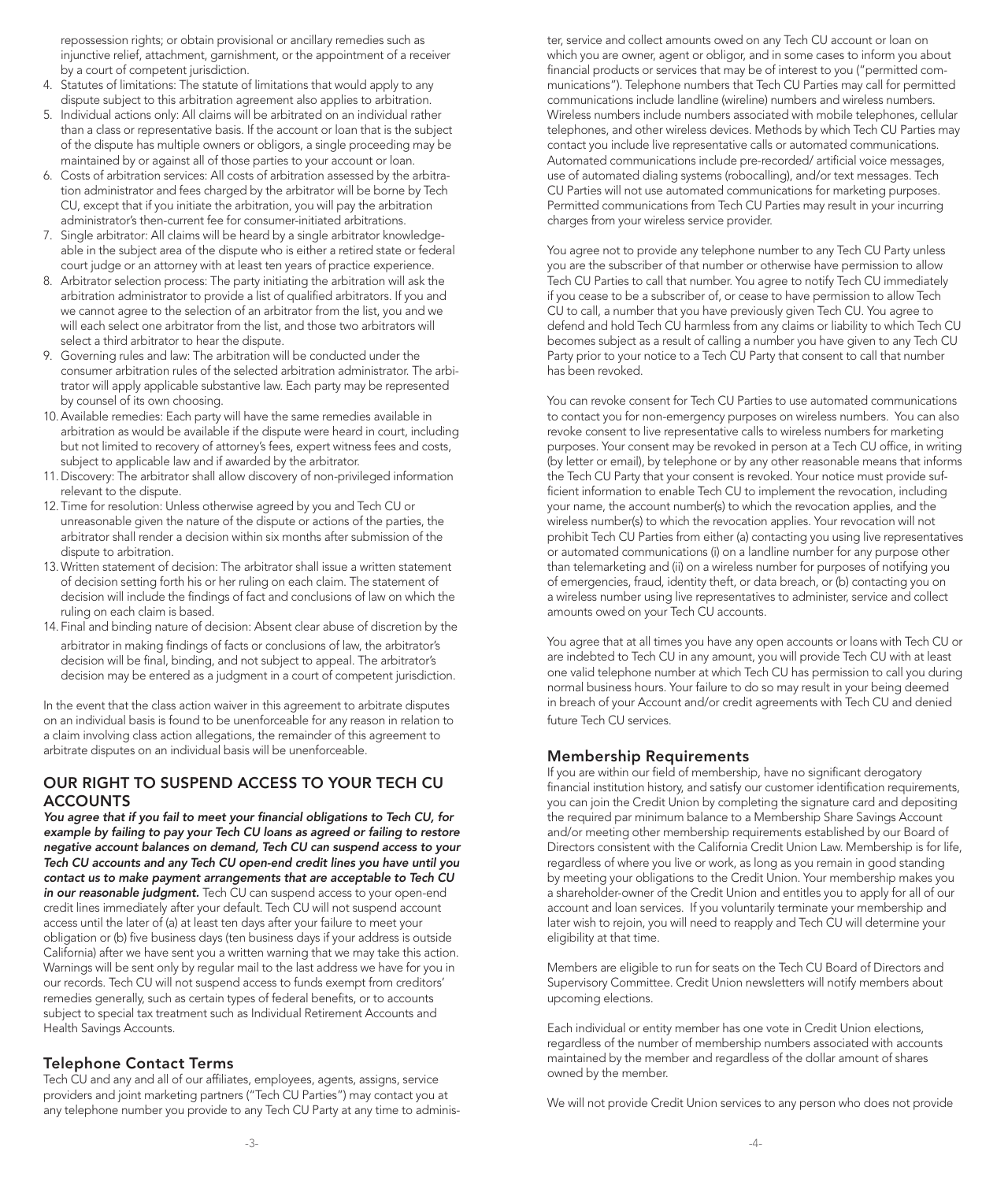repossession rights; or obtain provisional or ancillary remedies such as injunctive relief, attachment, garnishment, or the appointment of a receiver by a court of competent jurisdiction.

4. Statutes of limitations: The statute of limitations that would apply to any dispute subject to this arbitration agreement also applies to arbitration.
5. Individual actions only: All claims will be arbitrated on an individual rather than a class or representative basis. If the account or loan that is the subject of the dispute has multiple owners or obligors, a single proceeding may be maintained by or against all of those parties to your account or loan.
6. Costs of arbitration services: All costs of arbitration assessed by the arbitration administrator and fees charged by the arbitrator will be borne by Tech CU, except that if you initiate the arbitration, you will pay the arbitration administrator's then-current fee for consumer-initiated arbitrations.
7. Single arbitrator: All claims will be heard by a single arbitrator knowledgeable in the subject area of the dispute who is either a retired state or federal court judge or an attorney with at least ten years of practice experience.
8. Arbitrator selection process: The party initiating the arbitration will ask the arbitration administrator to provide a list of qualified arbitrators. If you and we cannot agree to the selection of an arbitrator from the list, you and we will each select one arbitrator from the list, and those two arbitrators will select a third arbitrator to hear the dispute.
9. Governing rules and law: The arbitration will be conducted under the consumer arbitration rules of the selected arbitration administrator. The arbitrator will apply applicable substantive law. Each party may be represented by counsel of its own choosing.
10. Available remedies: Each party will have the same remedies available in arbitration as would be available if the dispute were heard in court, including but not limited to recovery of attorney's fees, expert witness fees and costs, subject to applicable law and if awarded by the arbitrator.
11. Discovery: The arbitrator shall allow discovery of non-privileged information relevant to the dispute.
12. Time for resolution: Unless otherwise agreed by you and Tech CU or unreasonable given the nature of the dispute or actions of the parties, the arbitrator shall render a decision within six months after submission of the dispute to arbitration.
13. Written statement of decision: The arbitrator shall issue a written statement of decision setting forth his or her ruling on each claim. The statement of decision will include the findings of fact and conclusions of law on which the ruling on each claim is based.
14. Final and binding nature of decision: Absent clear abuse of discretion by the arbitrator in making findings of facts or conclusions of law, the arbitrator's decision will be final, binding, and not subject to appeal. The arbitrator's decision may be entered as a judgment in a court of competent jurisdiction.

In the event that the class action waiver in this agreement to arbitrate disputes on an individual basis is found to be unenforceable for any reason in relation to a claim involving class action allegations, the remainder of this agreement to arbitrate disputes on an individual basis will be unenforceable.

## OUR RIGHT TO SUSPEND ACCESS TO YOUR TECH CU ACCOUNTS

***You agree that if you fail to meet your financial obligations to Tech CU, for example by failing to pay your Tech CU loans as agreed or failing to restore negative account balances on demand, Tech CU can suspend access to your Tech CU accounts and any Tech CU open-end credit lines you have until you contact us to make payment arrangements that are acceptable to Tech CU in our reasonable judgment.*** Tech CU can suspend access to your open-end credit lines immediately after your default. Tech CU will not suspend account access until the later of (a) at least ten days after your failure to meet your obligation or (b) five business days (ten business days if your address is outside California) after we have sent you a written warning that we may take this action. Warnings will be sent only by regular mail to the last address we have for you in our records. Tech CU will not suspend access to funds exempt from creditors' remedies generally, such as certain types of federal benefits, or to accounts subject to special tax treatment such as Individual Retirement Accounts and Health Savings Accounts.

## Telephone Contact Terms

Tech CU and any and all of our affiliates, employees, agents, assigns, service providers and joint marketing partners ("Tech CU Parties") may contact you at any telephone number you provide to any Tech CU Party at any time to administer, service and collect amounts owed on any Tech CU account or loan on which you are owner, agent or obligor, and in some cases to inform you about financial products or services that may be of interest to you ("permitted communications"). Telephone numbers that Tech CU Parties may call for permitted communications include landline (wireline) numbers and wireless numbers. Wireless numbers include numbers associated with mobile telephones, cellular telephones, and other wireless devices. Methods by which Tech CU Parties may contact you include live representative calls or automated communications. Automated communications include pre-recorded/ artificial voice messages, use of automated dialing systems (robocalling), and/or text messages. Tech CU Parties will not use automated communications for marketing purposes. Permitted communications from Tech CU Parties may result in your incurring charges from your wireless service provider.

You agree not to provide any telephone number to any Tech CU Party unless you are the subscriber of that number or otherwise have permission to allow Tech CU Parties to call that number. You agree to notify Tech CU immediately if you cease to be a subscriber of, or cease to have permission to allow Tech CU to call, a number that you have previously given Tech CU. You agree to defend and hold Tech CU harmless from any claims or liability to which Tech CU becomes subject as a result of calling a number you have given to any Tech CU Party prior to your notice to a Tech CU Party that consent to call that number has been revoked.

You can revoke consent for Tech CU Parties to use automated communications to contact you for non-emergency purposes on wireless numbers. You can also revoke consent to live representative calls to wireless numbers for marketing purposes. Your consent may be revoked in person at a Tech CU office, in writing (by letter or email), by telephone or by any other reasonable means that informs the Tech CU Party that your consent is revoked. Your notice must provide sufficient information to enable Tech CU to implement the revocation, including your name, the account number(s) to which the revocation applies, and the wireless number(s) to which the revocation applies. Your revocation will not prohibit Tech CU Parties from either (a) contacting you using live representatives or automated communications (i) on a landline number for any purpose other than telemarketing and (ii) on a wireless number for purposes of notifying you of emergencies, fraud, identity theft, or data breach, or (b) contacting you on a wireless number using live representatives to administer, service and collect amounts owed on your Tech CU accounts.

You agree that at all times you have any open accounts or loans with Tech CU or are indebted to Tech CU in any amount, you will provide Tech CU with at least one valid telephone number at which Tech CU has permission to call you during normal business hours. Your failure to do so may result in your being deemed in breach of your Account and/or credit agreements with Tech CU and denied future Tech CU services.

## Membership Requirements

If you are within our field of membership, have no significant derogatory financial institution history, and satisfy our customer identification requirements, you can join the Credit Union by completing the signature card and depositing the required par minimum balance to a Membership Share Savings Account and/or meeting other membership requirements established by our Board of Directors consistent with the California Credit Union Law. Membership is for life, regardless of where you live or work, as long as you remain in good standing by meeting your obligations to the Credit Union. Your membership makes you a shareholder-owner of the Credit Union and entitles you to apply for all of our account and loan services. If you voluntarily terminate your membership and later wish to rejoin, you will need to reapply and Tech CU will determine your eligibility at that time.

Members are eligible to run for seats on the Tech CU Board of Directors and Supervisory Committee. Credit Union newsletters will notify members about upcoming elections.

Each individual or entity member has one vote in Credit Union elections, regardless of the number of membership numbers associated with accounts maintained by the member and regardless of the dollar amount of shares owned by the member.

We will not provide Credit Union services to any person who does not provide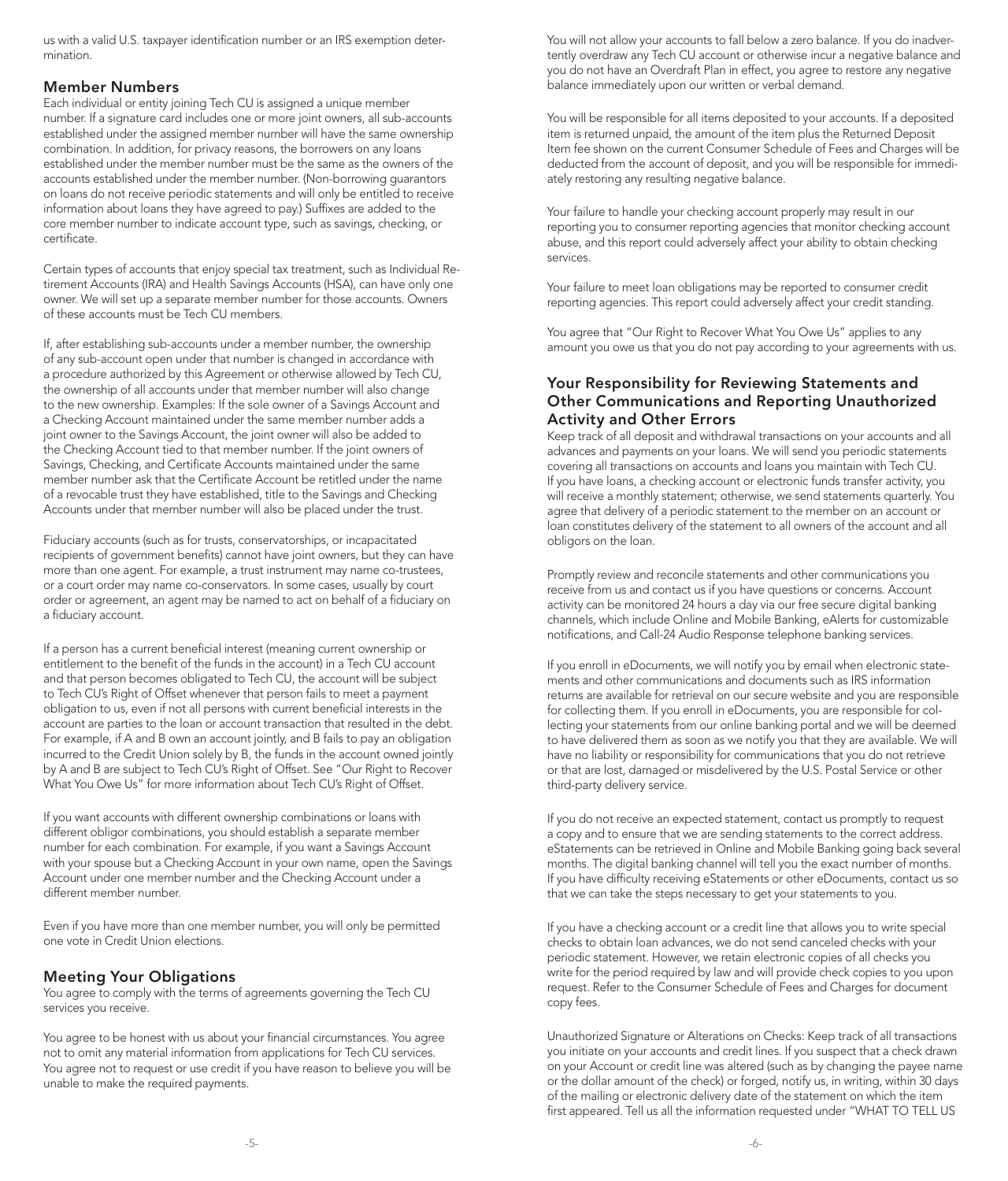us with a valid U.S. taxpayer identification number or an IRS exemption determination.

## Member Numbers

Each individual or entity joining Tech CU is assigned a unique member number. If a signature card includes one or more joint owners, all sub-accounts established under the assigned member number will have the same ownership combination. In addition, for privacy reasons, the borrowers on any loans established under the member number must be the same as the owners of the accounts established under the member number. (Non-borrowing guarantors on loans do not receive periodic statements and will only be entitled to receive information about loans they have agreed to pay.) Suffixes are added to the core member number to indicate account type, such as savings, checking, or certificate.

Certain types of accounts that enjoy special tax treatment, such as Individual Retirement Accounts (IRA) and Health Savings Accounts (HSA), can have only one owner. We will set up a separate member number for those accounts. Owners of these accounts must be Tech CU members.

If, after establishing sub-accounts under a member number, the ownership of any sub-account open under that number is changed in accordance with a procedure authorized by this Agreement or otherwise allowed by Tech CU, the ownership of all accounts under that member number will also change to the new ownership. Examples: If the sole owner of a Savings Account and a Checking Account maintained under the same member number adds a joint owner to the Savings Account, the joint owner will also be added to the Checking Account tied to that member number. If the joint owners of Savings, Checking, and Certificate Accounts maintained under the same member number ask that the Certificate Account be retitled under the name of a revocable trust they have established, title to the Savings and Checking Accounts under that member number will also be placed under the trust.

Fiduciary accounts (such as for trusts, conservatorships, or incapacitated recipients of government benefits) cannot have joint owners, but they can have more than one agent. For example, a trust instrument may name co-trustees, or a court order may name co-conservators. In some cases, usually by court order or agreement, an agent may be named to act on behalf of a fiduciary on a fiduciary account.

If a person has a current beneficial interest (meaning current ownership or entitlement to the benefit of the funds in the account) in a Tech CU account and that person becomes obligated to Tech CU, the account will be subject to Tech CU's Right of Offset whenever that person fails to meet a payment obligation to us, even if not all persons with current beneficial interests in the account are parties to the loan or account transaction that resulted in the debt. For example, if A and B own an account jointly, and B fails to pay an obligation incurred to the Credit Union solely by B, the funds in the account owned jointly by A and B are subject to Tech CU's Right of Offset. See "Our Right to Recover What You Owe Us" for more information about Tech CU's Right of Offset.

If you want accounts with different ownership combinations or loans with different obligor combinations, you should establish a separate member number for each combination. For example, if you want a Savings Account with your spouse but a Checking Account in your own name, open the Savings Account under one member number and the Checking Account under a different member number.

Even if you have more than one member number, you will only be permitted one vote in Credit Union elections.

## Meeting Your Obligations

You agree to comply with the terms of agreements governing the Tech CU services you receive.

You agree to be honest with us about your financial circumstances. You agree not to omit any material information from applications for Tech CU services. You agree not to request or use credit if you have reason to believe you will be unable to make the required payments.

You will not allow your accounts to fall below a zero balance. If you do inadvertently overdraw any Tech CU account or otherwise incur a negative balance and you do not have an Overdraft Plan in effect, you agree to restore any negative balance immediately upon our written or verbal demand.

You will be responsible for all items deposited to your accounts. If a deposited item is returned unpaid, the amount of the item plus the Returned Deposit Item fee shown on the current Consumer Schedule of Fees and Charges will be deducted from the account of deposit, and you will be responsible for immediately restoring any resulting negative balance.

Your failure to handle your checking account properly may result in our reporting you to consumer reporting agencies that monitor checking account abuse, and this report could adversely affect your ability to obtain checking services.

Your failure to meet loan obligations may be reported to consumer credit reporting agencies. This report could adversely affect your credit standing.

You agree that "Our Right to Recover What You Owe Us" applies to any amount you owe us that you do not pay according to your agreements with us.

## Your Responsibility for Reviewing Statements and Other Communications and Reporting Unauthorized Activity and Other Errors

Keep track of all deposit and withdrawal transactions on your accounts and all advances and payments on your loans. We will send you periodic statements covering all transactions on accounts and loans you maintain with Tech CU. If you have loans, a checking account or electronic funds transfer activity, you will receive a monthly statement; otherwise, we send statements quarterly. You agree that delivery of a periodic statement to the member on an account or loan constitutes delivery of the statement to all owners of the account and all obligors on the loan.

Promptly review and reconcile statements and other communications you receive from us and contact us if you have questions or concerns. Account activity can be monitored 24 hours a day via our free secure digital banking channels, which include Online and Mobile Banking, eAlerts for customizable notifications, and Call-24 Audio Response telephone banking services.

If you enroll in eDocuments, we will notify you by email when electronic statements and other communications and documents such as IRS information returns are available for retrieval on our secure website and you are responsible for collecting them. If you enroll in eDocuments, you are responsible for collecting your statements from our online banking portal and we will be deemed to have delivered them as soon as we notify you that they are available. We will have no liability or responsibility for communications that you do not retrieve or that are lost, damaged or misdelivered by the U.S. Postal Service or other third-party delivery service.

If you do not receive an expected statement, contact us promptly to request a copy and to ensure that we are sending statements to the correct address. eStatements can be retrieved in Online and Mobile Banking going back several months. The digital banking channel will tell you the exact number of months. If you have difficulty receiving eStatements or other eDocuments, contact us so that we can take the steps necessary to get your statements to you.

If you have a checking account or a credit line that allows you to write special checks to obtain loan advances, we do not send canceled checks with your periodic statement. However, we retain electronic copies of all checks you write for the period required by law and will provide check copies to you upon request. Refer to the Consumer Schedule of Fees and Charges for document copy fees.

Unauthorized Signature or Alterations on Checks: Keep track of all transactions you initiate on your accounts and credit lines. If you suspect that a check drawn on your Account or credit line was altered (such as by changing the payee name or the dollar amount of the check) or forged, notify us, in writing, within 30 days of the mailing or electronic delivery date of the statement on which the item first appeared. Tell us all the information requested under "WHAT TO TELL US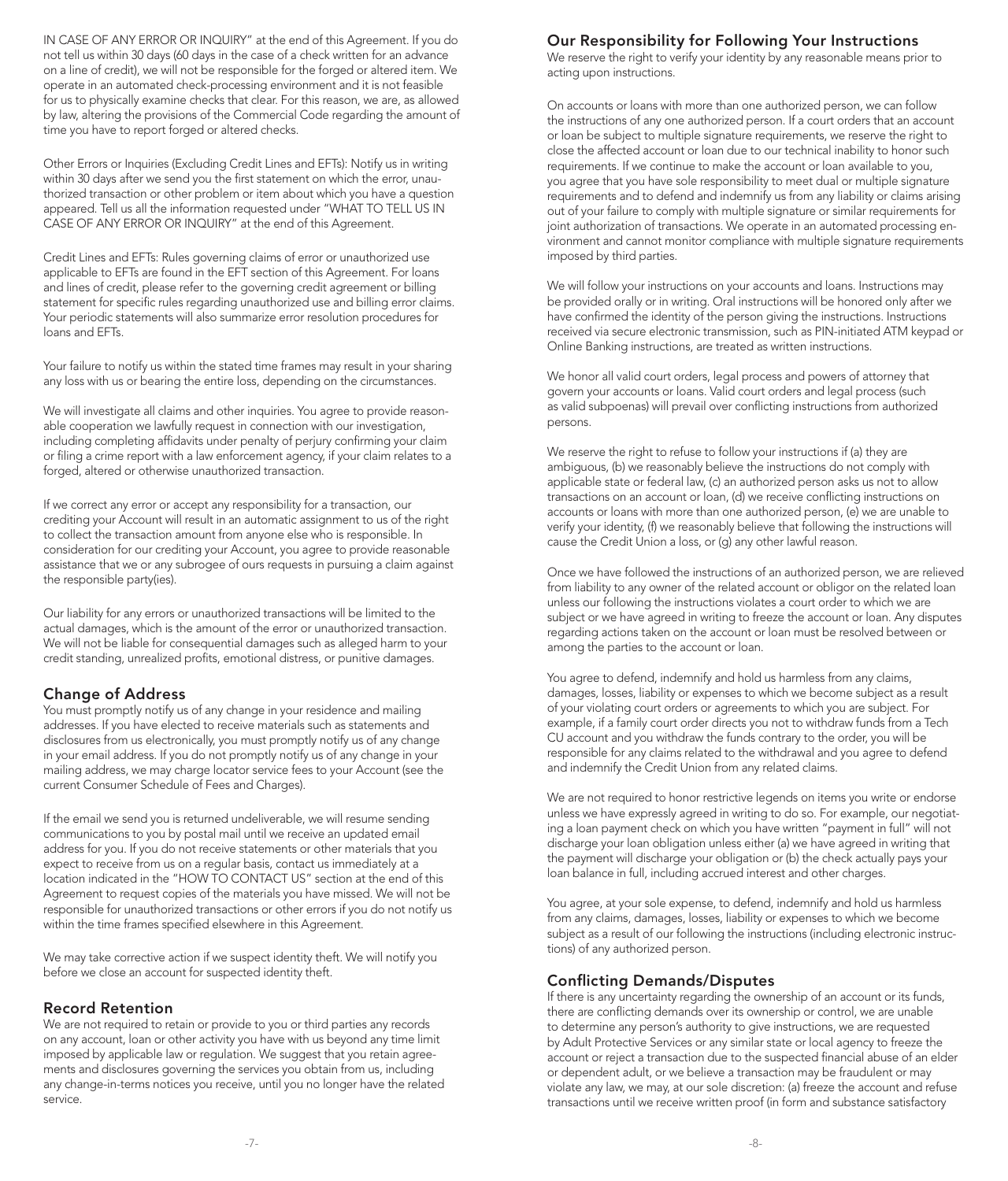IN CASE OF ANY ERROR OR INQUIRY" at the end of this Agreement. If you do not tell us within 30 days (60 days in the case of a check written for an advance on a line of credit), we will not be responsible for the forged or altered item. We operate in an automated check-processing environment and it is not feasible for us to physically examine checks that clear. For this reason, we are, as allowed by law, altering the provisions of the Commercial Code regarding the amount of time you have to report forged or altered checks.

Other Errors or Inquiries (Excluding Credit Lines and EFTs): Notify us in writing within 30 days after we send you the first statement on which the error, unauthorized transaction or other problem or item about which you have a question appeared. Tell us all the information requested under "WHAT TO TELL US IN CASE OF ANY ERROR OR INQUIRY" at the end of this Agreement.

Credit Lines and EFTs: Rules governing claims of error or unauthorized use applicable to EFTs are found in the EFT section of this Agreement. For loans and lines of credit, please refer to the governing credit agreement or billing statement for specific rules regarding unauthorized use and billing error claims. Your periodic statements will also summarize error resolution procedures for loans and EFTs.

Your failure to notify us within the stated time frames may result in your sharing any loss with us or bearing the entire loss, depending on the circumstances.

We will investigate all claims and other inquiries. You agree to provide reasonable cooperation we lawfully request in connection with our investigation, including completing affidavits under penalty of perjury confirming your claim or filing a crime report with a law enforcement agency, if your claim relates to a forged, altered or otherwise unauthorized transaction.

If we correct any error or accept any responsibility for a transaction, our crediting your Account will result in an automatic assignment to us of the right to collect the transaction amount from anyone else who is responsible. In consideration for our crediting your Account, you agree to provide reasonable assistance that we or any subrogee of ours requests in pursuing a claim against the responsible party(ies).

Our liability for any errors or unauthorized transactions will be limited to the actual damages, which is the amount of the error or unauthorized transaction. We will not be liable for consequential damages such as alleged harm to your credit standing, unrealized profits, emotional distress, or punitive damages.

## Change of Address

You must promptly notify us of any change in your residence and mailing addresses. If you have elected to receive materials such as statements and disclosures from us electronically, you must promptly notify us of any change in your email address. If you do not promptly notify us of any change in your mailing address, we may charge locator service fees to your Account (see the current Consumer Schedule of Fees and Charges).

If the email we send you is returned undeliverable, we will resume sending communications to you by postal mail until we receive an updated email address for you. If you do not receive statements or other materials that you expect to receive from us on a regular basis, contact us immediately at a location indicated in the "HOW TO CONTACT US" section at the end of this Agreement to request copies of the materials you have missed. We will not be responsible for unauthorized transactions or other errors if you do not notify us within the time frames specified elsewhere in this Agreement.

We may take corrective action if we suspect identity theft. We will notify you before we close an account for suspected identity theft.

## Record Retention

We are not required to retain or provide to you or third parties any records on any account, loan or other activity you have with us beyond any time limit imposed by applicable law or regulation. We suggest that you retain agreements and disclosures governing the services you obtain from us, including any change-in-terms notices you receive, until you no longer have the related service.

## Our Responsibility for Following Your Instructions

We reserve the right to verify your identity by any reasonable means prior to acting upon instructions.

On accounts or loans with more than one authorized person, we can follow the instructions of any one authorized person. If a court orders that an account or loan be subject to multiple signature requirements, we reserve the right to close the affected account or loan due to our technical inability to honor such requirements. If we continue to make the account or loan available to you, you agree that you have sole responsibility to meet dual or multiple signature requirements and to defend and indemnify us from any liability or claims arising out of your failure to comply with multiple signature or similar requirements for joint authorization of transactions. We operate in an automated processing environment and cannot monitor compliance with multiple signature requirements imposed by third parties.

We will follow your instructions on your accounts and loans. Instructions may be provided orally or in writing. Oral instructions will be honored only after we have confirmed the identity of the person giving the instructions. Instructions received via secure electronic transmission, such as PIN-initiated ATM keypad or Online Banking instructions, are treated as written instructions.

We honor all valid court orders, legal process and powers of attorney that govern your accounts or loans. Valid court orders and legal process (such as valid subpoenas) will prevail over conflicting instructions from authorized persons.

We reserve the right to refuse to follow your instructions if (a) they are ambiguous, (b) we reasonably believe the instructions do not comply with applicable state or federal law, (c) an authorized person asks us not to allow transactions on an account or loan, (d) we receive conflicting instructions on accounts or loans with more than one authorized person, (e) we are unable to verify your identity, (f) we reasonably believe that following the instructions will cause the Credit Union a loss, or (g) any other lawful reason.

Once we have followed the instructions of an authorized person, we are relieved from liability to any owner of the related account or obligor on the related loan unless our following the instructions violates a court order to which we are subject or we have agreed in writing to freeze the account or loan. Any disputes regarding actions taken on the account or loan must be resolved between or among the parties to the account or loan.

You agree to defend, indemnify and hold us harmless from any claims, damages, losses, liability or expenses to which we become subject as a result of your violating court orders or agreements to which you are subject. For example, if a family court order directs you not to withdraw funds from a Tech CU account and you withdraw the funds contrary to the order, you will be responsible for any claims related to the withdrawal and you agree to defend and indemnify the Credit Union from any related claims.

We are not required to honor restrictive legends on items you write or endorse unless we have expressly agreed in writing to do so. For example, our negotiating a loan payment check on which you have written "payment in full" will not discharge your loan obligation unless either (a) we have agreed in writing that the payment will discharge your obligation or (b) the check actually pays your loan balance in full, including accrued interest and other charges.

You agree, at your sole expense, to defend, indemnify and hold us harmless from any claims, damages, losses, liability or expenses to which we become subject as a result of our following the instructions (including electronic instructions) of any authorized person.

## Conflicting Demands/Disputes

If there is any uncertainty regarding the ownership of an account or its funds, there are conflicting demands over its ownership or control, we are unable to determine any person's authority to give instructions, we are requested by Adult Protective Services or any similar state or local agency to freeze the account or reject a transaction due to the suspected financial abuse of an elder or dependent adult, or we believe a transaction may be fraudulent or may violate any law, we may, at our sole discretion: (a) freeze the account and refuse transactions until we receive written proof (in form and substance satisfactory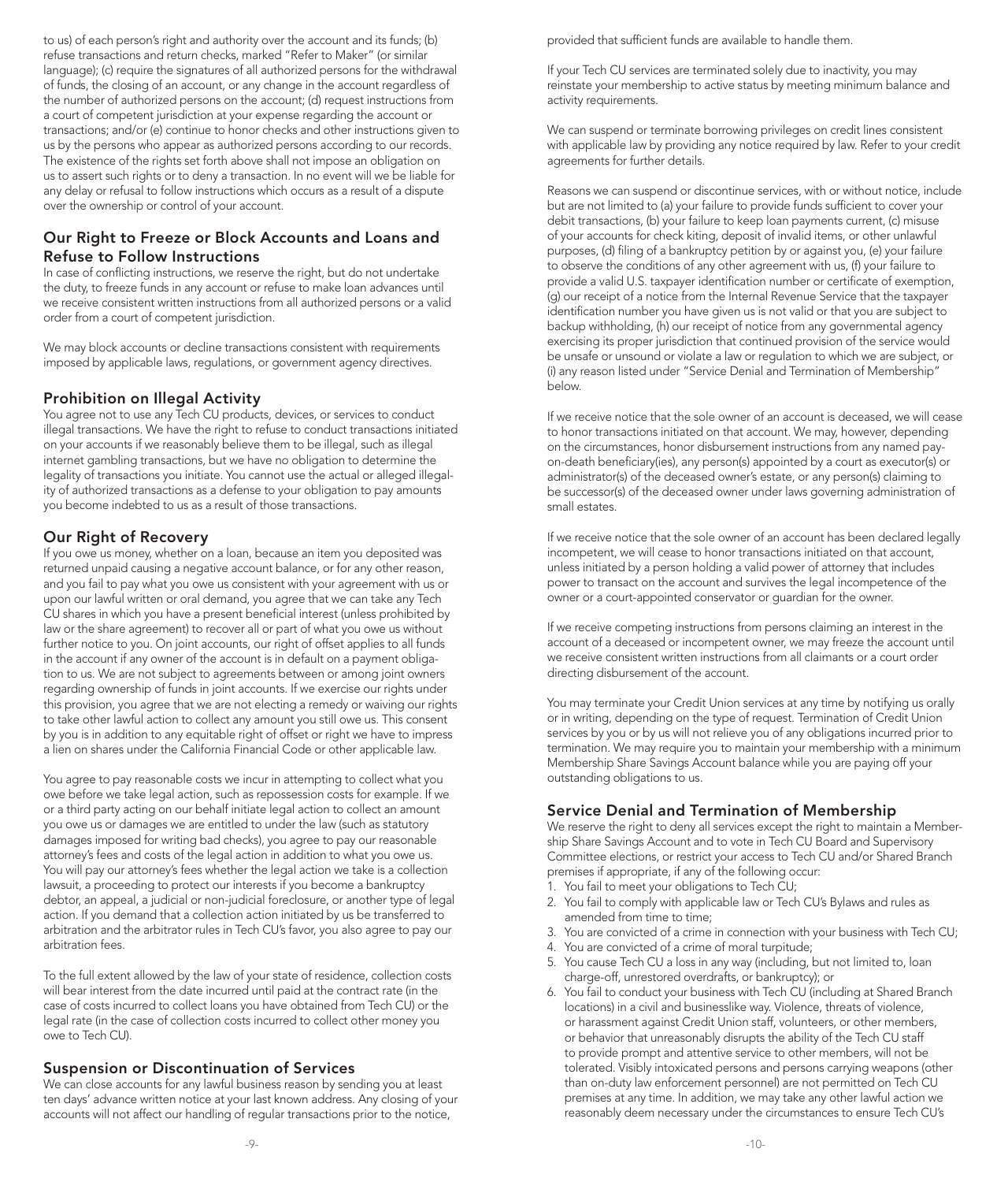to us) of each person's right and authority over the account and its funds; (b) refuse transactions and return checks, marked "Refer to Maker" (or similar language); (c) require the signatures of all authorized persons for the withdrawal of funds, the closing of an account, or any change in the account regardless of the number of authorized persons on the account; (d) request instructions from a court of competent jurisdiction at your expense regarding the account or transactions; and/or (e) continue to honor checks and other instructions given to us by the persons who appear as authorized persons according to our records. The existence of the rights set forth above shall not impose an obligation on us to assert such rights or to deny a transaction. In no event will we be liable for any delay or refusal to follow instructions which occurs as a result of a dispute over the ownership or control of your account.

## Our Right to Freeze or Block Accounts and Loans and Refuse to Follow Instructions

In case of conflicting instructions, we reserve the right, but do not undertake the duty, to freeze funds in any account or refuse to make loan advances until we receive consistent written instructions from all authorized persons or a valid order from a court of competent jurisdiction.

We may block accounts or decline transactions consistent with requirements imposed by applicable laws, regulations, or government agency directives.

## Prohibition on Illegal Activity

You agree not to use any Tech CU products, devices, or services to conduct illegal transactions. We have the right to refuse to conduct transactions initiated on your accounts if we reasonably believe them to be illegal, such as illegal internet gambling transactions, but we have no obligation to determine the legality of transactions you initiate. You cannot use the actual or alleged illegality of authorized transactions as a defense to your obligation to pay amounts you become indebted to us as a result of those transactions.

## Our Right of Recovery

If you owe us money, whether on a loan, because an item you deposited was returned unpaid causing a negative account balance, or for any other reason, and you fail to pay what you owe us consistent with your agreement with us or upon our lawful written or oral demand, you agree that we can take any Tech CU shares in which you have a present beneficial interest (unless prohibited by law or the share agreement) to recover all or part of what you owe us without further notice to you. On joint accounts, our right of offset applies to all funds in the account if any owner of the account is in default on a payment obligation to us. We are not subject to agreements between or among joint owners regarding ownership of funds in joint accounts. If we exercise our rights under this provision, you agree that we are not electing a remedy or waiving our rights to take other lawful action to collect any amount you still owe us. This consent by you is in addition to any equitable right of offset or right we have to impress a lien on shares under the California Financial Code or other applicable law.

You agree to pay reasonable costs we incur in attempting to collect what you owe before we take legal action, such as repossession costs for example. If we or a third party acting on our behalf initiate legal action to collect an amount you owe us or damages we are entitled to under the law (such as statutory damages imposed for writing bad checks), you agree to pay our reasonable attorney's fees and costs of the legal action in addition to what you owe us. You will pay our attorney's fees whether the legal action we take is a collection lawsuit, a proceeding to protect our interests if you become a bankruptcy debtor, an appeal, a judicial or non-judicial foreclosure, or another type of legal action. If you demand that a collection action initiated by us be transferred to arbitration and the arbitrator rules in Tech CU's favor, you also agree to pay our arbitration fees.

To the full extent allowed by the law of your state of residence, collection costs will bear interest from the date incurred until paid at the contract rate (in the case of costs incurred to collect loans you have obtained from Tech CU) or the legal rate (in the case of collection costs incurred to collect other money you owe to Tech CU).

## Suspension or Discontinuation of Services

We can close accounts for any lawful business reason by sending you at least ten days' advance written notice at your last known address. Any closing of your accounts will not affect our handling of regular transactions prior to the notice, provided that sufficient funds are available to handle them.

If your Tech CU services are terminated solely due to inactivity, you may reinstate your membership to active status by meeting minimum balance and activity requirements.

We can suspend or terminate borrowing privileges on credit lines consistent with applicable law by providing any notice required by law. Refer to your credit agreements for further details.

Reasons we can suspend or discontinue services, with or without notice, include but are not limited to (a) your failure to provide funds sufficient to cover your debit transactions, (b) your failure to keep loan payments current, (c) misuse of your accounts for check kiting, deposit of invalid items, or other unlawful purposes, (d) filing of a bankruptcy petition by or against you, (e) your failure to observe the conditions of any other agreement with us, (f) your failure to provide a valid U.S. taxpayer identification number or certificate of exemption, (g) our receipt of a notice from the Internal Revenue Service that the taxpayer identification number you have given us is not valid or that you are subject to backup withholding, (h) our receipt of notice from any governmental agency exercising its proper jurisdiction that continued provision of the service would be unsafe or unsound or violate a law or regulation to which we are subject, or (i) any reason listed under "Service Denial and Termination of Membership" below.

If we receive notice that the sole owner of an account is deceased, we will cease to honor transactions initiated on that account. We may, however, depending on the circumstances, honor disbursement instructions from any named pay-on-death beneficiary(ies), any person(s) appointed by a court as executor(s) or administrator(s) of the deceased owner's estate, or any person(s) claiming to be successor(s) of the deceased owner under laws governing administration of small estates.

If we receive notice that the sole owner of an account has been declared legally incompetent, we will cease to honor transactions initiated on that account, unless initiated by a person holding a valid power of attorney that includes power to transact on the account and survives the legal incompetence of the owner or a court-appointed conservator or guardian for the owner.

If we receive competing instructions from persons claiming an interest in the account of a deceased or incompetent owner, we may freeze the account until we receive consistent written instructions from all claimants or a court order directing disbursement of the account.

You may terminate your Credit Union services at any time by notifying us orally or in writing, depending on the type of request. Termination of Credit Union services by you or by us will not relieve you of any obligations incurred prior to termination. We may require you to maintain your membership with a minimum Membership Share Savings Account balance while you are paying off your outstanding obligations to us.

## Service Denial and Termination of Membership

We reserve the right to deny all services except the right to maintain a Membership Share Savings Account and to vote in Tech CU Board and Supervisory Committee elections, or restrict your access to Tech CU and/or Shared Branch premises if appropriate, if any of the following occur:

1. You fail to meet your obligations to Tech CU;
2. You fail to comply with applicable law or Tech CU's Bylaws and rules as amended from time to time;
3. You are convicted of a crime in connection with your business with Tech CU;
4. You are convicted of a crime of moral turpitude;
5. You cause Tech CU a loss in any way (including, but not limited to, loan charge-off, unrestored overdrafts, or bankruptcy); or
6. You fail to conduct your business with Tech CU (including at Shared Branch locations) in a civil and businesslike way. Violence, threats of violence, or harassment against Credit Union staff, volunteers, or other members, or behavior that unreasonably disrupts the ability of the Tech CU staff to provide prompt and attentive service to other members, will not be tolerated. Visibly intoxicated persons and persons carrying weapons (other than on-duty law enforcement personnel) are not permitted on Tech CU premises at any time. In addition, we may take any other lawful action we reasonably deem necessary under the circumstances to ensure Tech CU's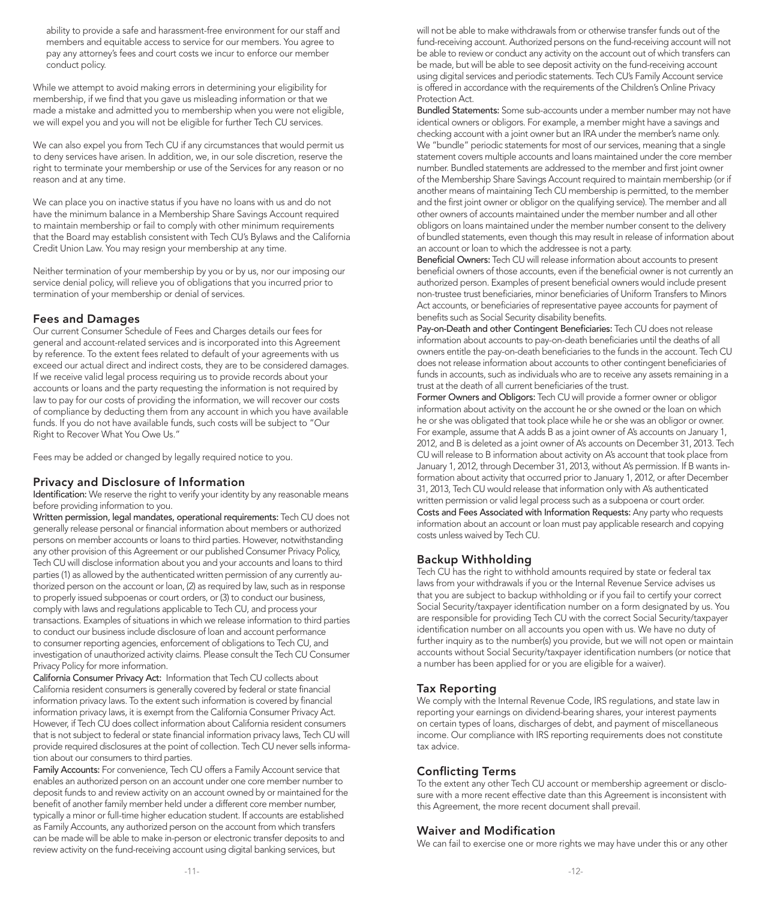ability to provide a safe and harassment-free environment for our staff and members and equitable access to service for our members. You agree to pay any attorney's fees and court costs we incur to enforce our member conduct policy.

While we attempt to avoid making errors in determining your eligibility for membership, if we find that you gave us misleading information or that we made a mistake and admitted you to membership when you were not eligible, we will expel you and you will not be eligible for further Tech CU services.

We can also expel you from Tech CU if any circumstances that would permit us to deny services have arisen. In addition, we, in our sole discretion, reserve the right to terminate your membership or use of the Services for any reason or no reason and at any time.

We can place you on inactive status if you have no loans with us and do not have the minimum balance in a Membership Share Savings Account required to maintain membership or fail to comply with other minimum requirements that the Board may establish consistent with Tech CU's Bylaws and the California Credit Union Law. You may resign your membership at any time.

Neither termination of your membership by you or by us, nor our imposing our service denial policy, will relieve you of obligations that you incurred prior to termination of your membership or denial of services.

## Fees and Damages

Our current Consumer Schedule of Fees and Charges details our fees for general and account-related services and is incorporated into this Agreement by reference. To the extent fees related to default of your agreements with us exceed our actual direct and indirect costs, they are to be considered damages. If we receive valid legal process requiring us to provide records about your accounts or loans and the party requesting the information is not required by law to pay for our costs of providing the information, we will recover our costs of compliance by deducting them from any account in which you have available funds. If you do not have available funds, such costs will be subject to "Our Right to Recover What You Owe Us."

Fees may be added or changed by legally required notice to you.

## Privacy and Disclosure of Information

**Identification:** We reserve the right to verify your identity by any reasonable means before providing information to you.

**Written permission, legal mandates, operational requirements:** Tech CU does not generally release personal or financial information about members or authorized persons on member accounts or loans to third parties. However, notwithstanding any other provision of this Agreement or our published Consumer Privacy Policy, Tech CU will disclose information about you and your accounts and loans to third parties (1) as allowed by the authenticated written permission of any currently authorized person on the account or loan, (2) as required by law, such as in response to properly issued subpoenas or court orders, or (3) to conduct our business, comply with laws and regulations applicable to Tech CU, and process your transactions. Examples of situations in which we release information to third parties to conduct our business include disclosure of loan and account performance to consumer reporting agencies, enforcement of obligations to Tech CU, and investigation of unauthorized activity claims. Please consult the Tech CU Consumer Privacy Policy for more information.

**California Consumer Privacy Act:** Information that Tech CU collects about California resident consumers is generally covered by federal or state financial information privacy laws. To the extent such information is covered by financial information privacy laws, it is exempt from the California Consumer Privacy Act. However, if Tech CU does collect information about California resident consumers that is not subject to federal or state financial information privacy laws, Tech CU will provide required disclosures at the point of collection. Tech CU never sells information about our consumers to third parties.

**Family Accounts:** For convenience, Tech CU offers a Family Account service that enables an authorized person on an account under one core member number to deposit funds to and review activity on an account owned by or maintained for the benefit of another family member held under a different core member number, typically a minor or full-time higher education student. If accounts are established as Family Accounts, any authorized person on the account from which transfers can be made will be able to make in-person or electronic transfer deposits to and review activity on the fund-receiving account using digital banking services, but will not be able to make withdrawals from or otherwise transfer funds out of the fund-receiving account. Authorized persons on the fund-receiving account will not be able to review or conduct any activity on the account out of which transfers can be made, but will be able to see deposit activity on the fund-receiving account using digital services and periodic statements. Tech CU's Family Account service is offered in accordance with the requirements of the Children's Online Privacy Protection Act.

**Bundled Statements:** Some sub-accounts under a member number may not have identical owners or obligors. For example, a member might have a savings and checking account with a joint owner but an IRA under the member's name only. We "bundle" periodic statements for most of our services, meaning that a single statement covers multiple accounts and loans maintained under the core member number. Bundled statements are addressed to the member and first joint owner of the Membership Share Savings Account required to maintain membership (or if another means of maintaining Tech CU membership is permitted, to the member and the first joint owner or obligor on the qualifying service). The member and all other owners of accounts maintained under the member number and all other obligors on loans maintained under the member number consent to the delivery of bundled statements, even though this may result in release of information about an account or loan to which the addressee is not a party.

**Beneficial Owners:** Tech CU will release information about accounts to present beneficial owners of those accounts, even if the beneficial owner is not currently an authorized person. Examples of present beneficial owners would include present non-trustee trust beneficiaries, minor beneficiaries of Uniform Transfers to Minors Act accounts, or beneficiaries of representative payee accounts for payment of benefits such as Social Security disability benefits.

**Pay-on-Death and other Contingent Beneficiaries:** Tech CU does not release information about accounts to pay-on-death beneficiaries until the deaths of all owners entitle the pay-on-death beneficiaries to the funds in the account. Tech CU does not release information about accounts to other contingent beneficiaries of funds in accounts, such as individuals who are to receive any assets remaining in a trust at the death of all current beneficiaries of the trust.

**Former Owners and Obligors:** Tech CU will provide a former owner or obligor information about activity on the account he or she owned or the loan on which he or she was obligated that took place while he or she was an obligor or owner. For example, assume that A adds B as a joint owner of A's accounts on January 1, 2012, and B is deleted as a joint owner of A's accounts on December 31, 2013. Tech CU will release to B information about activity on A's account that took place from January 1, 2012, through December 31, 2013, without A's permission. If B wants information about activity that occurred prior to January 1, 2012, or after December 31, 2013, Tech CU would release that information only with A's authenticated written permission or valid legal process such as a subpoena or court order.

**Costs and Fees Associated with Information Requests:** Any party who requests information about an account or loan must pay applicable research and copying costs unless waived by Tech CU.

## Backup Withholding

Tech CU has the right to withhold amounts required by state or federal tax laws from your withdrawals if you or the Internal Revenue Service advises us that you are subject to backup withholding or if you fail to certify your correct Social Security/taxpayer identification number on a form designated by us. You are responsible for providing Tech CU with the correct Social Security/taxpayer identification number on all accounts you open with us. We have no duty of further inquiry as to the number(s) you provide, but we will not open or maintain accounts without Social Security/taxpayer identification numbers (or notice that a number has been applied for or you are eligible for a waiver).

## Tax Reporting

We comply with the Internal Revenue Code, IRS regulations, and state law in reporting your earnings on dividend-bearing shares, your interest payments on certain types of loans, discharges of debt, and payment of miscellaneous income. Our compliance with IRS reporting requirements does not constitute tax advice.

## Conflicting Terms

To the extent any other Tech CU account or membership agreement or disclosure with a more recent effective date than this Agreement is inconsistent with this Agreement, the more recent document shall prevail.

## Waiver and Modification

We can fail to exercise one or more rights we may have under this or any other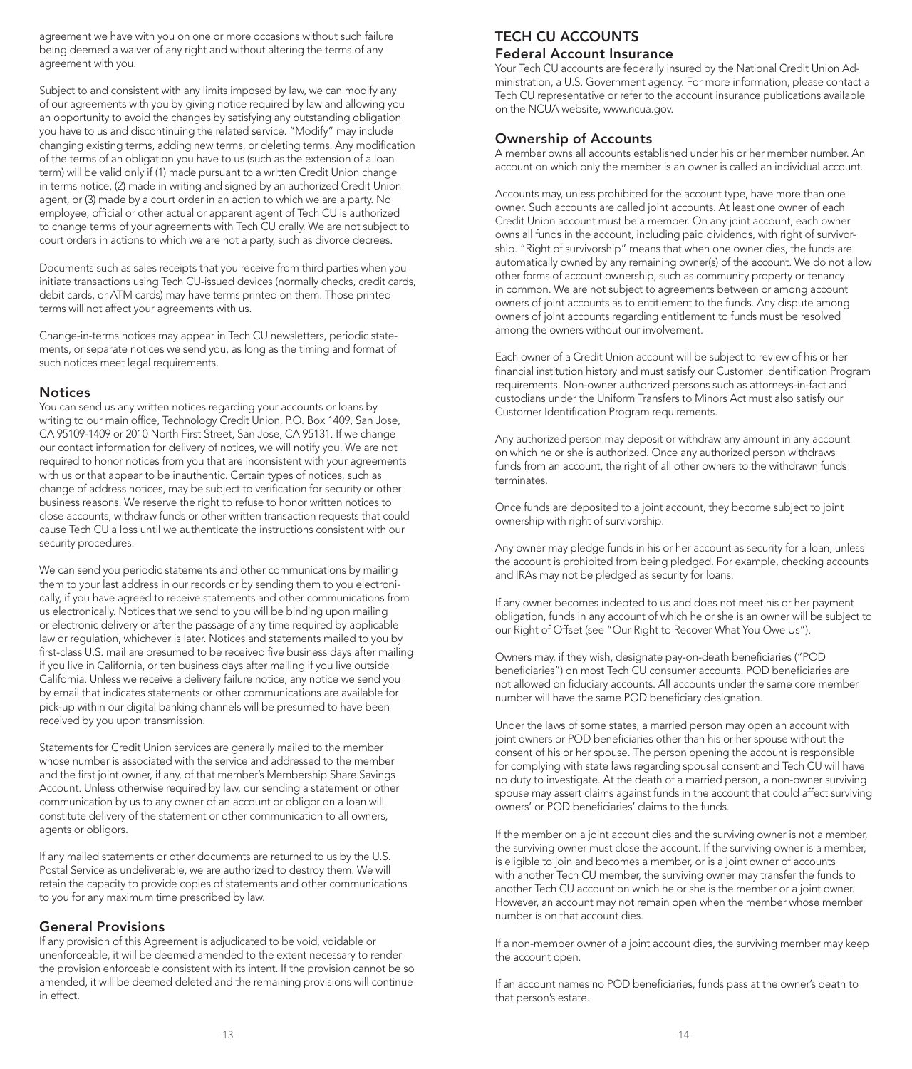agreement we have with you on one or more occasions without such failure being deemed a waiver of any right and without altering the terms of any agreement with you.

Subject to and consistent with any limits imposed by law, we can modify any of our agreements with you by giving notice required by law and allowing you an opportunity to avoid the changes by satisfying any outstanding obligation you have to us and discontinuing the related service. "Modify" may include changing existing terms, adding new terms, or deleting terms. Any modification of the terms of an obligation you have to us (such as the extension of a loan term) will be valid only if (1) made pursuant to a written Credit Union change in terms notice, (2) made in writing and signed by an authorized Credit Union agent, or (3) made by a court order in an action to which we are a party. No employee, official or other actual or apparent agent of Tech CU is authorized to change terms of your agreements with Tech CU orally. We are not subject to court orders in actions to which we are not a party, such as divorce decrees.

Documents such as sales receipts that you receive from third parties when you initiate transactions using Tech CU-issued devices (normally checks, credit cards, debit cards, or ATM cards) may have terms printed on them. Those printed terms will not affect your agreements with us.

Change-in-terms notices may appear in Tech CU newsletters, periodic statements, or separate notices we send you, as long as the timing and format of such notices meet legal requirements.

## Notices

You can send us any written notices regarding your accounts or loans by writing to our main office, Technology Credit Union, P.O. Box 1409, San Jose, CA 95109-1409 or 2010 North First Street, San Jose, CA 95131. If we change our contact information for delivery of notices, we will notify you. We are not required to honor notices from you that are inconsistent with your agreements with us or that appear to be inauthentic. Certain types of notices, such as change of address notices, may be subject to verification for security or other business reasons. We reserve the right to refuse to honor written notices to close accounts, withdraw funds or other written transaction requests that could cause Tech CU a loss until we authenticate the instructions consistent with our security procedures.

We can send you periodic statements and other communications by mailing them to your last address in our records or by sending them to you electronically, if you have agreed to receive statements and other communications from us electronically. Notices that we send to you will be binding upon mailing or electronic delivery or after the passage of any time required by applicable law or regulation, whichever is later. Notices and statements mailed to you by first-class U.S. mail are presumed to be received five business days after mailing if you live in California, or ten business days after mailing if you live outside California. Unless we receive a delivery failure notice, any notice we send you by email that indicates statements or other communications are available for pick-up within our digital banking channels will be presumed to have been received by you upon transmission.

Statements for Credit Union services are generally mailed to the member whose number is associated with the service and addressed to the member and the first joint owner, if any, of that member's Membership Share Savings Account. Unless otherwise required by law, our sending a statement or other communication by us to any owner of an account or obligor on a loan will constitute delivery of the statement or other communication to all owners, agents or obligors.

If any mailed statements or other documents are returned to us by the U.S. Postal Service as undeliverable, we are authorized to destroy them. We will retain the capacity to provide copies of statements and other communications to you for any maximum time prescribed by law.

## General Provisions

If any provision of this Agreement is adjudicated to be void, voidable or unenforceable, it will be deemed amended to the extent necessary to render the provision enforceable consistent with its intent. If the provision cannot be so amended, it will be deemed deleted and the remaining provisions will continue in effect.

# TECH CU ACCOUNTS

## Federal Account Insurance

Your Tech CU accounts are federally insured by the National Credit Union Administration, a U.S. Government agency. For more information, please contact a Tech CU representative or refer to the account insurance publications available on the NCUA website, www.ncua.gov.

## Ownership of Accounts

A member owns all accounts established under his or her member number. An account on which only the member is an owner is called an individual account.

Accounts may, unless prohibited for the account type, have more than one owner. Such accounts are called joint accounts. At least one owner of each Credit Union account must be a member. On any joint account, each owner owns all funds in the account, including paid dividends, with right of survivorship. "Right of survivorship" means that when one owner dies, the funds are automatically owned by any remaining owner(s) of the account. We do not allow other forms of account ownership, such as community property or tenancy in common. We are not subject to agreements between or among account owners of joint accounts as to entitlement to the funds. Any dispute among owners of joint accounts regarding entitlement to funds must be resolved among the owners without our involvement.

Each owner of a Credit Union account will be subject to review of his or her financial institution history and must satisfy our Customer Identification Program requirements. Non-owner authorized persons such as attorneys-in-fact and custodians under the Uniform Transfers to Minors Act must also satisfy our Customer Identification Program requirements.

Any authorized person may deposit or withdraw any amount in any account on which he or she is authorized. Once any authorized person withdraws funds from an account, the right of all other owners to the withdrawn funds terminates.

Once funds are deposited to a joint account, they become subject to joint ownership with right of survivorship.

Any owner may pledge funds in his or her account as security for a loan, unless the account is prohibited from being pledged. For example, checking accounts and IRAs may not be pledged as security for loans.

If any owner becomes indebted to us and does not meet his or her payment obligation, funds in any account of which he or she is an owner will be subject to our Right of Offset (see "Our Right to Recover What You Owe Us").

Owners may, if they wish, designate pay-on-death beneficiaries ("POD beneficiaries") on most Tech CU consumer accounts. POD beneficiaries are not allowed on fiduciary accounts. All accounts under the same core member number will have the same POD beneficiary designation.

Under the laws of some states, a married person may open an account with joint owners or POD beneficiaries other than his or her spouse without the consent of his or her spouse. The person opening the account is responsible for complying with state laws regarding spousal consent and Tech CU will have no duty to investigate. At the death of a married person, a non-owner surviving spouse may assert claims against funds in the account that could affect surviving owners' or POD beneficiaries' claims to the funds.

If the member on a joint account dies and the surviving owner is not a member, the surviving owner must close the account. If the surviving owner is a member, is eligible to join and becomes a member, or is a joint owner of accounts with another Tech CU member, the surviving owner may transfer the funds to another Tech CU account on which he or she is the member or a joint owner. However, an account may not remain open when the member whose member number is on that account dies.

If a non-member owner of a joint account dies, the surviving member may keep the account open.

If an account names no POD beneficiaries, funds pass at the owner's death to that person's estate.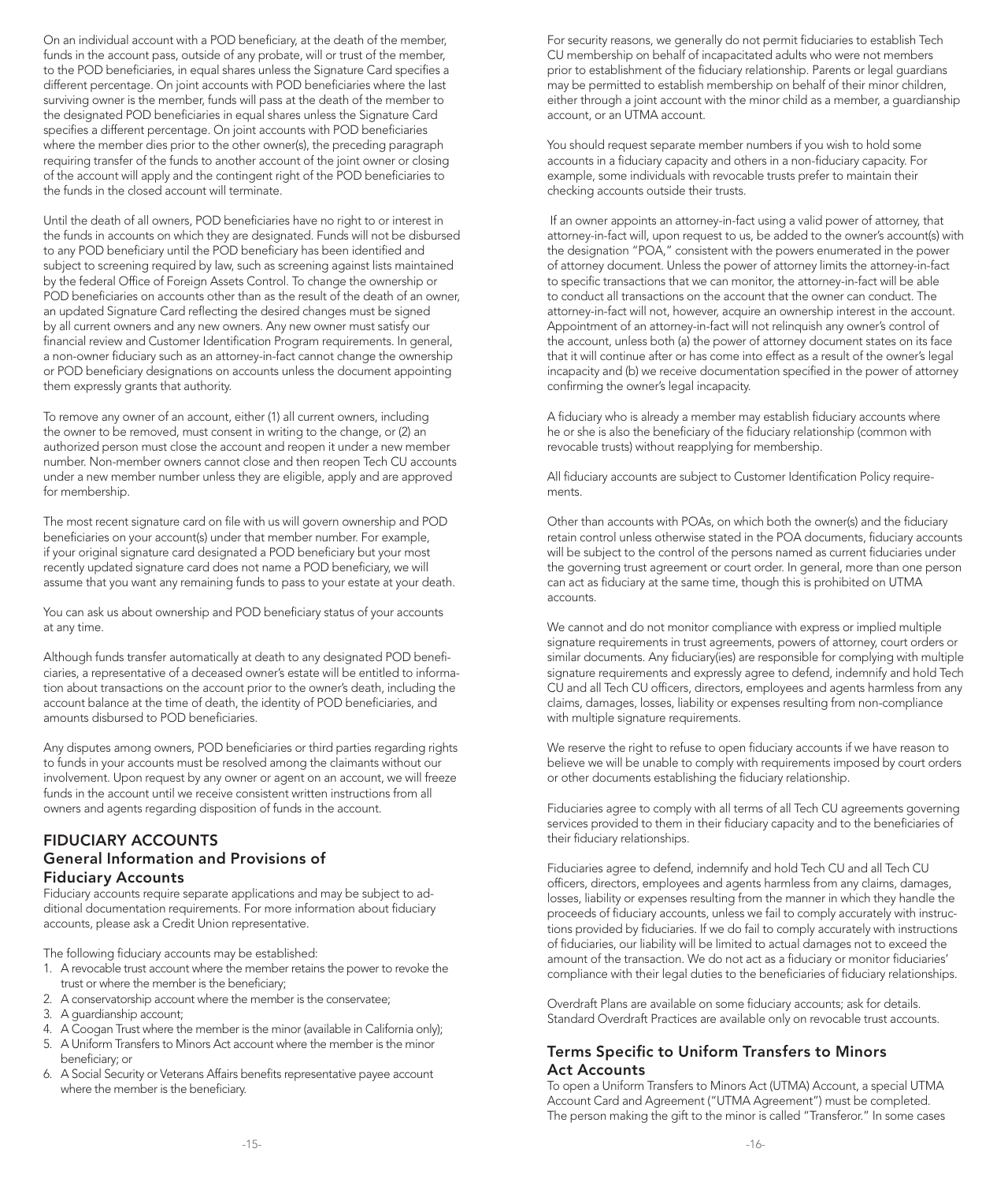On an individual account with a POD beneficiary, at the death of the member, funds in the account pass, outside of any probate, will or trust of the member, to the POD beneficiaries, in equal shares unless the Signature Card specifies a different percentage. On joint accounts with POD beneficiaries where the last surviving owner is the member, funds will pass at the death of the member to the designated POD beneficiaries in equal shares unless the Signature Card specifies a different percentage. On joint accounts with POD beneficiaries where the member dies prior to the other owner(s), the preceding paragraph requiring transfer of the funds to another account of the joint owner or closing of the account will apply and the contingent right of the POD beneficiaries to the funds in the closed account will terminate.

Until the death of all owners, POD beneficiaries have no right to or interest in the funds in accounts on which they are designated. Funds will not be disbursed to any POD beneficiary until the POD beneficiary has been identified and subject to screening required by law, such as screening against lists maintained by the federal Office of Foreign Assets Control. To change the ownership or POD beneficiaries on accounts other than as the result of the death of an owner, an updated Signature Card reflecting the desired changes must be signed by all current owners and any new owners. Any new owner must satisfy our financial review and Customer Identification Program requirements. In general, a non-owner fiduciary such as an attorney-in-fact cannot change the ownership or POD beneficiary designations on accounts unless the document appointing them expressly grants that authority.

To remove any owner of an account, either (1) all current owners, including the owner to be removed, must consent in writing to the change, or (2) an authorized person must close the account and reopen it under a new member number. Non-member owners cannot close and then reopen Tech CU accounts under a new member number unless they are eligible, apply and are approved for membership.

The most recent signature card on file with us will govern ownership and POD beneficiaries on your account(s) under that member number. For example, if your original signature card designated a POD beneficiary but your most recently updated signature card does not name a POD beneficiary, we will assume that you want any remaining funds to pass to your estate at your death.

You can ask us about ownership and POD beneficiary status of your accounts at any time.

Although funds transfer automatically at death to any designated POD beneficiaries, a representative of a deceased owner's estate will be entitled to information about transactions on the account prior to the owner's death, including the account balance at the time of death, the identity of POD beneficiaries, and amounts disbursed to POD beneficiaries.

Any disputes among owners, POD beneficiaries or third parties regarding rights to funds in your accounts must be resolved among the claimants without our involvement. Upon request by any owner or agent on an account, we will freeze funds in the account until we receive consistent written instructions from all owners and agents regarding disposition of funds in the account.

## FIDUCIARY ACCOUNTS

### General Information and Provisions of Fiduciary Accounts

Fiduciary accounts require separate applications and may be subject to additional documentation requirements. For more information about fiduciary accounts, please ask a Credit Union representative.

The following fiduciary accounts may be established:

1. A revocable trust account where the member retains the power to revoke the trust or where the member is the beneficiary;
2. A conservatorship account where the member is the conservatee;
3. A guardianship account;
4. A Coogan Trust where the member is the minor (available in California only);
5. A Uniform Transfers to Minors Act account where the member is the minor beneficiary; or
6. A Social Security or Veterans Affairs benefits representative payee account where the member is the beneficiary.

For security reasons, we generally do not permit fiduciaries to establish Tech CU membership on behalf of incapacitated adults who were not members prior to establishment of the fiduciary relationship. Parents or legal guardians may be permitted to establish membership on behalf of their minor children, either through a joint account with the minor child as a member, a guardianship account, or an UTMA account.

You should request separate member numbers if you wish to hold some accounts in a fiduciary capacity and others in a non-fiduciary capacity. For example, some individuals with revocable trusts prefer to maintain their checking accounts outside their trusts.

If an owner appoints an attorney-in-fact using a valid power of attorney, that attorney-in-fact will, upon request to us, be added to the owner's account(s) with the designation "POA," consistent with the powers enumerated in the power of attorney document. Unless the power of attorney limits the attorney-in-fact to specific transactions that we can monitor, the attorney-in-fact will be able to conduct all transactions on the account that the owner can conduct. The attorney-in-fact will not, however, acquire an ownership interest in the account. Appointment of an attorney-in-fact will not relinquish any owner's control of the account, unless both (a) the power of attorney document states on its face that it will continue after or has come into effect as a result of the owner's legal incapacity and (b) we receive documentation specified in the power of attorney confirming the owner's legal incapacity.

A fiduciary who is already a member may establish fiduciary accounts where he or she is also the beneficiary of the fiduciary relationship (common with revocable trusts) without reapplying for membership.

All fiduciary accounts are subject to Customer Identification Policy requirements.

Other than accounts with POAs, on which both the owner(s) and the fiduciary retain control unless otherwise stated in the POA documents, fiduciary accounts will be subject to the control of the persons named as current fiduciaries under the governing trust agreement or court order. In general, more than one person can act as fiduciary at the same time, though this is prohibited on UTMA accounts.

We cannot and do not monitor compliance with express or implied multiple signature requirements in trust agreements, powers of attorney, court orders or similar documents. Any fiduciary(ies) are responsible for complying with multiple signature requirements and expressly agree to defend, indemnify and hold Tech CU and all Tech CU officers, directors, employees and agents harmless from any claims, damages, losses, liability or expenses resulting from non-compliance with multiple signature requirements.

We reserve the right to refuse to open fiduciary accounts if we have reason to believe we will be unable to comply with requirements imposed by court orders or other documents establishing the fiduciary relationship.

Fiduciaries agree to comply with all terms of all Tech CU agreements governing services provided to them in their fiduciary capacity and to the beneficiaries of their fiduciary relationships.

Fiduciaries agree to defend, indemnify and hold Tech CU and all Tech CU officers, directors, employees and agents harmless from any claims, damages, losses, liability or expenses resulting from the manner in which they handle the proceeds of fiduciary accounts, unless we fail to comply accurately with instructions provided by fiduciaries. If we do fail to comply accurately with instructions of fiduciaries, our liability will be limited to actual damages not to exceed the amount of the transaction. We do not act as a fiduciary or monitor fiduciaries' compliance with their legal duties to the beneficiaries of fiduciary relationships.

Overdraft Plans are available on some fiduciary accounts; ask for details. Standard Overdraft Practices are available only on revocable trust accounts.

### Terms Specific to Uniform Transfers to Minors Act Accounts

To open a Uniform Transfers to Minors Act (UTMA) Account, a special UTMA Account Card and Agreement ("UTMA Agreement") must be completed. The person making the gift to the minor is called "Transferor." In some cases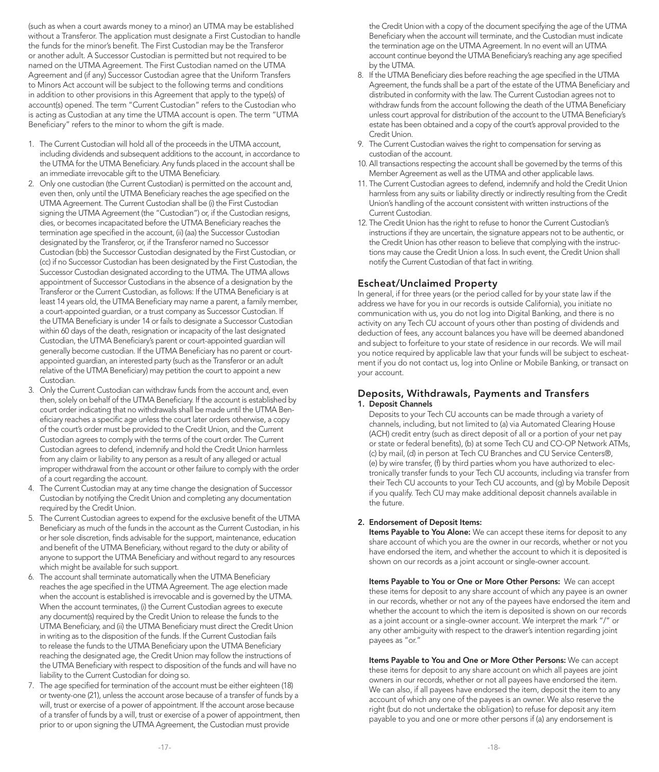(such as when a court awards money to a minor) an UTMA may be established without a Transferor. The application must designate a First Custodian to handle the funds for the minor's benefit. The First Custodian may be the Transferor or another adult. A Successor Custodian is permitted but not required to be named on the UTMA Agreement. The First Custodian named on the UTMA Agreement and (if any) Successor Custodian agree that the Uniform Transfers to Minors Act account will be subject to the following terms and conditions in addition to other provisions in this Agreement that apply to the type(s) of account(s) opened. The term "Current Custodian" refers to the Custodian who is acting as Custodian at any time the UTMA account is open. The term "UTMA Beneficiary" refers to the minor to whom the gift is made.

1. The Current Custodian will hold all of the proceeds in the UTMA account, including dividends and subsequent additions to the account, in accordance to the UTMA for the UTMA Beneficiary. Any funds placed in the account shall be an immediate irrevocable gift to the UTMA Beneficiary.
2. Only one custodian (the Current Custodian) is permitted on the account and, even then, only until the UTMA Beneficiary reaches the age specified on the UTMA Agreement. The Current Custodian shall be (i) the First Custodian signing the UTMA Agreement (the "Custodian") or, if the Custodian resigns, dies, or becomes incapacitated before the UTMA Beneficiary reaches the termination age specified in the account, (ii) (aa) the Successor Custodian designated by the Transferor, or, if the Transferor named no Successor Custodian (bb) the Successor Custodian designated by the First Custodian, or (cc) if no Successor Custodian has been designated by the First Custodian, the Successor Custodian designated according to the UTMA. The UTMA allows appointment of Successor Custodians in the absence of a designation by the Transferor or the Current Custodian, as follows: If the UTMA Beneficiary is at least 14 years old, the UTMA Beneficiary may name a parent, a family member, a court-appointed guardian, or a trust company as Successor Custodian. If the UTMA Beneficiary is under 14 or fails to designate a Successor Custodian within 60 days of the death, resignation or incapacity of the last designated Custodian, the UTMA Beneficiary's parent or court-appointed guardian will generally become custodian. If the UTMA Beneficiary has no parent or court-appointed guardian, an interested party (such as the Transferor or an adult relative of the UTMA Beneficiary) may petition the court to appoint a new Custodian.
3. Only the Current Custodian can withdraw funds from the account and, even then, solely on behalf of the UTMA Beneficiary. If the account is established by court order indicating that no withdrawals shall be made until the UTMA Beneficiary reaches a specific age unless the court later orders otherwise, a copy of the court's order must be provided to the Credit Union, and the Current Custodian agrees to comply with the terms of the court order. The Current Custodian agrees to defend, indemnify and hold the Credit Union harmless from any claim or liability to any person as a result of any alleged or actual improper withdrawal from the account or other failure to comply with the order of a court regarding the account.
4. The Current Custodian may at any time change the designation of Successor Custodian by notifying the Credit Union and completing any documentation required by the Credit Union.
5. The Current Custodian agrees to expend for the exclusive benefit of the UTMA Beneficiary as much of the funds in the account as the Current Custodian, in his or her sole discretion, finds advisable for the support, maintenance, education and benefit of the UTMA Beneficiary, without regard to the duty or ability of anyone to support the UTMA Beneficiary and without regard to any resources which might be available for such support.
6. The account shall terminate automatically when the UTMA Beneficiary reaches the age specified in the UTMA Agreement. The age election made when the account is established is irrevocable and is governed by the UTMA. When the account terminates, (i) the Current Custodian agrees to execute any document(s) required by the Credit Union to release the funds to the UTMA Beneficiary, and (ii) the UTMA Beneficiary must direct the Credit Union in writing as to the disposition of the funds. If the Current Custodian fails to release the funds to the UTMA Beneficiary upon the UTMA Beneficiary reaching the designated age, the Credit Union may follow the instructions of the UTMA Beneficiary with respect to disposition of the funds and will have no liability to the Current Custodian for doing so.
7. The age specified for termination of the account must be either eighteen (18) or twenty-one (21), unless the account arose because of a transfer of funds by a will, trust or exercise of a power of appointment. If the account arose because of a transfer of funds by a will, trust or exercise of a power of appointment, then prior to or upon signing the UTMA Agreement, the Custodian must provide the Credit Union with a copy of the document specifying the age of the UTMA Beneficiary when the account will terminate, and the Custodian must indicate the termination age on the UTMA Agreement. In no event will an UTMA account continue beyond the UTMA Beneficiary's reaching any age specified by the UTMA.
8. If the UTMA Beneficiary dies before reaching the age specified in the UTMA Agreement, the funds shall be a part of the estate of the UTMA Beneficiary and distributed in conformity with the law. The Current Custodian agrees not to withdraw funds from the account following the death of the UTMA Beneficiary unless court approval for distribution of the account to the UTMA Beneficiary's estate has been obtained and a copy of the court's approval provided to the Credit Union.
9. The Current Custodian waives the right to compensation for serving as custodian of the account.
10. All transactions respecting the account shall be governed by the terms of this Member Agreement as well as the UTMA and other applicable laws.
11. The Current Custodian agrees to defend, indemnify and hold the Credit Union harmless from any suits or liability directly or indirectly resulting from the Credit Union's handling of the account consistent with written instructions of the Current Custodian.
12. The Credit Union has the right to refuse to honor the Current Custodian's instructions if they are uncertain, the signature appears not to be authentic, or the Credit Union has other reason to believe that complying with the instructions may cause the Credit Union a loss. In such event, the Credit Union shall notify the Current Custodian of that fact in writing.

## Escheat/Unclaimed Property

In general, if for three years (or the period called for by your state law if the address we have for you in our records is outside California), you initiate no communication with us, you do not log into Digital Banking, and there is no activity on any Tech CU account of yours other than posting of dividends and deduction of fees, any account balances you have will be deemed abandoned and subject to forfeiture to your state of residence in our records. We will mail you notice required by applicable law that your funds will be subject to escheatment if you do not contact us, log into Online or Mobile Banking, or transact on your account.

## Deposits, Withdrawals, Payments and Transfers

**1. Deposit Channels**

Deposits to your Tech CU accounts can be made through a variety of channels, including, but not limited to (a) via Automated Clearing House (ACH) credit entry (such as direct deposit of all or a portion of your net pay or state or federal benefits), (b) at some Tech CU and CO-OP Network ATMs, (c) by mail, (d) in person at Tech CU Branches and CU Service Centers®, (e) by wire transfer, (f) by third parties whom you have authorized to electronically transfer funds to your Tech CU accounts, including via transfer from their Tech CU accounts to your Tech CU accounts, and (g) by Mobile Deposit if you qualify. Tech CU may make additional deposit channels available in the future.

**2. Endorsement of Deposit Items:**

**Items Payable to You Alone:** We can accept these items for deposit to any share account of which you are the owner in our records, whether or not you have endorsed the item, and whether the account to which it is deposited is shown on our records as a joint account or single-owner account.

**Items Payable to You or One or More Other Persons:** We can accept these items for deposit to any share account of which any payee is an owner in our records, whether or not any of the payees have endorsed the item and whether the account to which the item is deposited is shown on our records as a joint account or a single-owner account. We interpret the mark "/" or any other ambiguity with respect to the drawer's intention regarding joint payees as "or."

**Items Payable to You and One or More Other Persons:** We can accept these items for deposit to any share account on which all payees are joint owners in our records, whether or not all payees have endorsed the item. We can also, if all payees have endorsed the item, deposit the item to any account of which any one of the payees is an owner. We also reserve the right (but do not undertake the obligation) to refuse for deposit any item payable to you and one or more other persons if (a) any endorsement is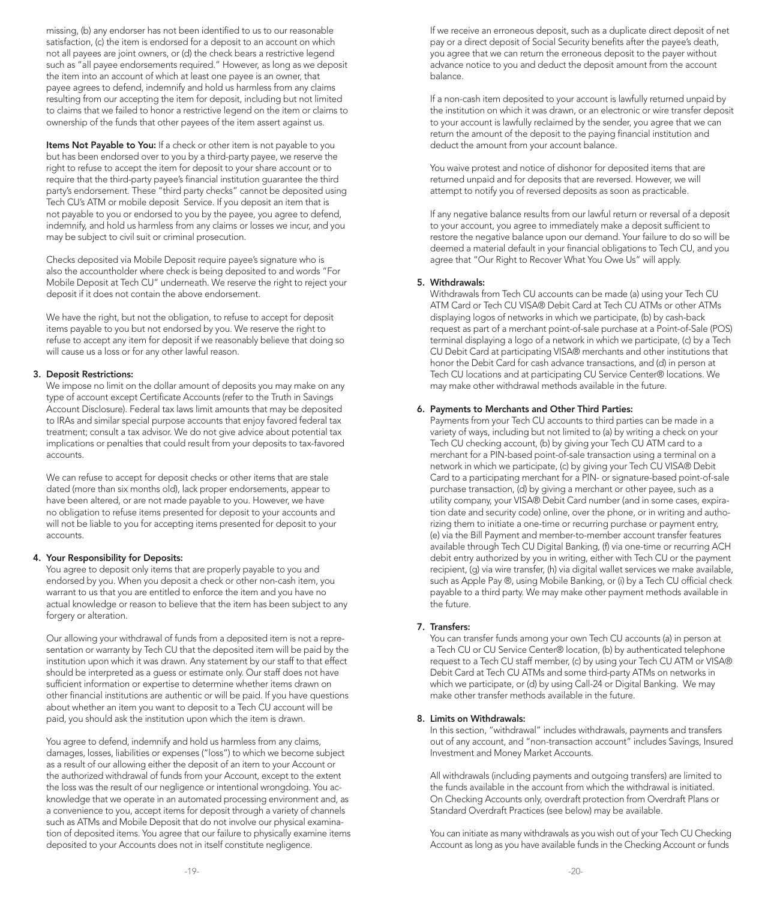missing, (b) any endorser has not been identified to us to our reasonable satisfaction, (c) the item is endorsed for a deposit to an account on which not all payees are joint owners, or (d) the check bears a restrictive legend such as "all payee endorsements required." However, as long as we deposit the item into an account of which at least one payee is an owner, that payee agrees to defend, indemnify and hold us harmless from any claims resulting from our accepting the item for deposit, including but not limited to claims that we failed to honor a restrictive legend on the item or claims to ownership of the funds that other payees of the item assert against us.

**Items Not Payable to You:** If a check or other item is not payable to you but has been endorsed over to you by a third-party payee, we reserve the right to refuse to accept the item for deposit to your share account or to require that the third-party payee's financial institution guarantee the third party's endorsement. These "third party checks" cannot be deposited using Tech CU's ATM or mobile deposit Service. If you deposit an item that is not payable to you or endorsed to you by the payee, you agree to defend, indemnify, and hold us harmless from any claims or losses we incur, and you may be subject to civil suit or criminal prosecution.

Checks deposited via Mobile Deposit require payee's signature who is also the accountholder where check is being deposited to and words "For Mobile Deposit at Tech CU" underneath. We reserve the right to reject your deposit if it does not contain the above endorsement.

We have the right, but not the obligation, to refuse to accept for deposit items payable to you but not endorsed by you. We reserve the right to refuse to accept any item for deposit if we reasonably believe that doing so will cause us a loss or for any other lawful reason.

**3. Deposit Restrictions:**

We impose no limit on the dollar amount of deposits you may make on any type of account except Certificate Accounts (refer to the Truth in Savings Account Disclosure). Federal tax laws limit amounts that may be deposited to IRAs and similar special purpose accounts that enjoy favored federal tax treatment; consult a tax advisor. We do not give advice about potential tax implications or penalties that could result from your deposits to tax-favored accounts.

We can refuse to accept for deposit checks or other items that are stale dated (more than six months old), lack proper endorsements, appear to have been altered, or are not made payable to you. However, we have no obligation to refuse items presented for deposit to your accounts and will not be liable to you for accepting items presented for deposit to your accounts.

**4. Your Responsibility for Deposits:**

You agree to deposit only items that are properly payable to you and endorsed by you. When you deposit a check or other non-cash item, you warrant to us that you are entitled to enforce the item and you have no actual knowledge or reason to believe that the item has been subject to any forgery or alteration.

Our allowing your withdrawal of funds from a deposited item is not a representation or warranty by Tech CU that the deposited item will be paid by the institution upon which it was drawn. Any statement by our staff to that effect should be interpreted as a guess or estimate only. Our staff does not have sufficient information or expertise to determine whether items drawn on other financial institutions are authentic or will be paid. If you have questions about whether an item you want to deposit to a Tech CU account will be paid, you should ask the institution upon which the item is drawn.

You agree to defend, indemnify and hold us harmless from any claims, damages, losses, liabilities or expenses ("loss") to which we become subject as a result of our allowing either the deposit of an item to your Account or the authorized withdrawal of funds from your Account, except to the extent the loss was the result of our negligence or intentional wrongdoing. You acknowledge that we operate in an automated processing environment and, as a convenience to you, accept items for deposit through a variety of channels such as ATMs and Mobile Deposit that do not involve our physical examination of deposited items. You agree that our failure to physically examine items deposited to your Accounts does not in itself constitute negligence.

If we receive an erroneous deposit, such as a duplicate direct deposit of net pay or a direct deposit of Social Security benefits after the payee's death, you agree that we can return the erroneous deposit to the payer without advance notice to you and deduct the deposit amount from the account balance.

If a non-cash item deposited to your account is lawfully returned unpaid by the institution on which it was drawn, or an electronic or wire transfer deposit to your account is lawfully reclaimed by the sender, you agree that we can return the amount of the deposit to the paying financial institution and deduct the amount from your account balance.

You waive protest and notice of dishonor for deposited items that are returned unpaid and for deposits that are reversed. However, we will attempt to notify you of reversed deposits as soon as practicable.

If any negative balance results from our lawful return or reversal of a deposit to your account, you agree to immediately make a deposit sufficient to restore the negative balance upon our demand. Your failure to do so will be deemed a material default in your financial obligations to Tech CU, and you agree that "Our Right to Recover What You Owe Us" will apply.

**5. Withdrawals:**

Withdrawals from Tech CU accounts can be made (a) using your Tech CU ATM Card or Tech CU VISA® Debit Card at Tech CU ATMs or other ATMs displaying logos of networks in which we participate, (b) by cash-back request as part of a merchant point-of-sale purchase at a Point-of-Sale (POS) terminal displaying a logo of a network in which we participate, (c) by a Tech CU Debit Card at participating VISA® merchants and other institutions that honor the Debit Card for cash advance transactions, and (d) in person at Tech CU locations and at participating CU Service Center® locations. We may make other withdrawal methods available in the future.

**6. Payments to Merchants and Other Third Parties:**

Payments from your Tech CU accounts to third parties can be made in a variety of ways, including but not limited to (a) by writing a check on your Tech CU checking account, (b) by giving your Tech CU ATM card to a merchant for a PIN-based point-of-sale transaction using a terminal on a network in which we participate, (c) by giving your Tech CU VISA® Debit Card to a participating merchant for a PIN- or signature-based point-of-sale purchase transaction, (d) by giving a merchant or other payee, such as a utility company, your VISA® Debit Card number (and in some cases, expiration date and security code) online, over the phone, or in writing and authorizing them to initiate a one-time or recurring purchase or payment entry, (e) via the Bill Payment and member-to-member account transfer features available through Tech CU Digital Banking, (f) via one-time or recurring ACH debit entry authorized by you in writing, either with Tech CU or the payment recipient, (g) via wire transfer, (h) via digital wallet services we make available, such as Apple Pay ®, using Mobile Banking, or (i) by a Tech CU official check payable to a third party. We may make other payment methods available in the future.

**7. Transfers:**

You can transfer funds among your own Tech CU accounts (a) in person at a Tech CU or CU Service Center® location, (b) by authenticated telephone request to a Tech CU staff member, (c) by using your Tech CU ATM or VISA® Debit Card at Tech CU ATMs and some third-party ATMs on networks in which we participate, or (d) by using Call-24 or Digital Banking. We may make other transfer methods available in the future.

**8. Limits on Withdrawals:**

In this section, "withdrawal" includes withdrawals, payments and transfers out of any account, and "non-transaction account" includes Savings, Insured Investment and Money Market Accounts.

All withdrawals (including payments and outgoing transfers) are limited to the funds available in the account from which the withdrawal is initiated. On Checking Accounts only, overdraft protection from Overdraft Plans or Standard Overdraft Practices (see below) may be available.

You can initiate as many withdrawals as you wish out of your Tech CU Checking Account as long as you have available funds in the Checking Account or funds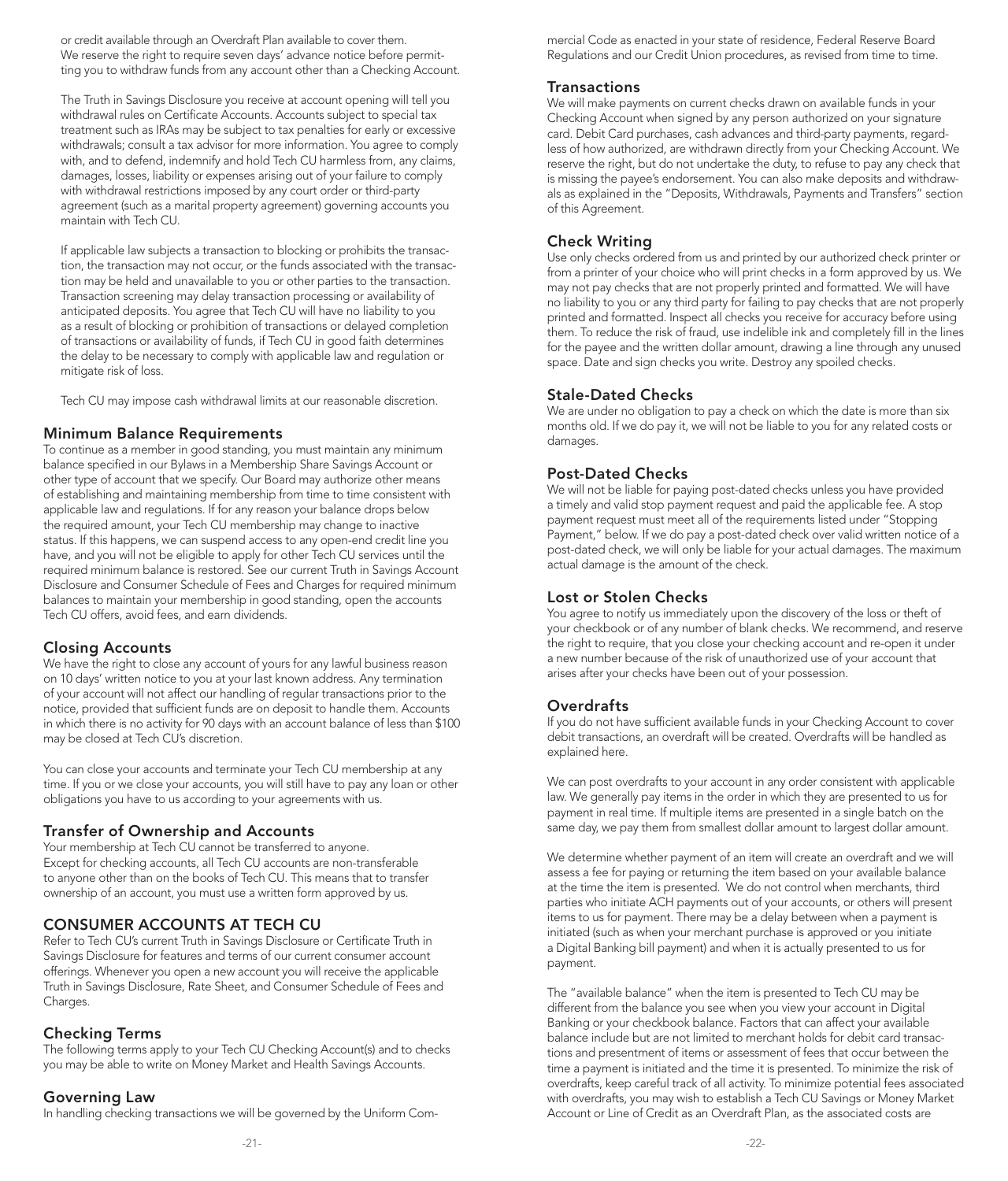or credit available through an Overdraft Plan available to cover them. We reserve the right to require seven days' advance notice before permitting you to withdraw funds from any account other than a Checking Account.

The Truth in Savings Disclosure you receive at account opening will tell you withdrawal rules on Certificate Accounts. Accounts subject to special tax treatment such as IRAs may be subject to tax penalties for early or excessive withdrawals; consult a tax advisor for more information. You agree to comply with, and to defend, indemnify and hold Tech CU harmless from, any claims, damages, losses, liability or expenses arising out of your failure to comply with withdrawal restrictions imposed by any court order or third-party agreement (such as a marital property agreement) governing accounts you maintain with Tech CU.

If applicable law subjects a transaction to blocking or prohibits the transaction, the transaction may not occur, or the funds associated with the transaction may be held and unavailable to you or other parties to the transaction. Transaction screening may delay transaction processing or availability of anticipated deposits. You agree that Tech CU will have no liability to you as a result of blocking or prohibition of transactions or delayed completion of transactions or availability of funds, if Tech CU in good faith determines the delay to be necessary to comply with applicable law and regulation or mitigate risk of loss.

Tech CU may impose cash withdrawal limits at our reasonable discretion.

### Minimum Balance Requirements

To continue as a member in good standing, you must maintain any minimum balance specified in our Bylaws in a Membership Share Savings Account or other type of account that we specify. Our Board may authorize other means of establishing and maintaining membership from time to time consistent with applicable law and regulations. If for any reason your balance drops below the required amount, your Tech CU membership may change to inactive status. If this happens, we can suspend access to any open-end credit line you have, and you will not be eligible to apply for other Tech CU services until the required minimum balance is restored. See our current Truth in Savings Account Disclosure and Consumer Schedule of Fees and Charges for required minimum balances to maintain your membership in good standing, open the accounts Tech CU offers, avoid fees, and earn dividends.

### Closing Accounts

We have the right to close any account of yours for any lawful business reason on 10 days' written notice to you at your last known address. Any termination of your account will not affect our handling of regular transactions prior to the notice, provided that sufficient funds are on deposit to handle them. Accounts in which there is no activity for 90 days with an account balance of less than $100 may be closed at Tech CU's discretion.

You can close your accounts and terminate your Tech CU membership at any time. If you or we close your accounts, you will still have to pay any loan or other obligations you have to us according to your agreements with us.

### Transfer of Ownership and Accounts

Your membership at Tech CU cannot be transferred to anyone. Except for checking accounts, all Tech CU accounts are non-transferable to anyone other than on the books of Tech CU. This means that to transfer ownership of an account, you must use a written form approved by us.

## CONSUMER ACCOUNTS AT TECH CU

Refer to Tech CU's current Truth in Savings Disclosure or Certificate Truth in Savings Disclosure for features and terms of our current consumer account offerings. Whenever you open a new account you will receive the applicable Truth in Savings Disclosure, Rate Sheet, and Consumer Schedule of Fees and Charges.

### Checking Terms

The following terms apply to your Tech CU Checking Account(s) and to checks you may be able to write on Money Market and Health Savings Accounts.

### Governing Law

In handling checking transactions we will be governed by the Uniform Commercial Code as enacted in your state of residence, Federal Reserve Board Regulations and our Credit Union procedures, as revised from time to time.

### Transactions

We will make payments on current checks drawn on available funds in your Checking Account when signed by any person authorized on your signature card. Debit Card purchases, cash advances and third-party payments, regardless of how authorized, are withdrawn directly from your Checking Account. We reserve the right, but do not undertake the duty, to refuse to pay any check that is missing the payee's endorsement. You can also make deposits and withdrawals as explained in the "Deposits, Withdrawals, Payments and Transfers" section of this Agreement.

### Check Writing

Use only checks ordered from us and printed by our authorized check printer or from a printer of your choice who will print checks in a form approved by us. We may not pay checks that are not properly printed and formatted. We will have no liability to you or any third party for failing to pay checks that are not properly printed and formatted. Inspect all checks you receive for accuracy before using them. To reduce the risk of fraud, use indelible ink and completely fill in the lines for the payee and the written dollar amount, drawing a line through any unused space. Date and sign checks you write. Destroy any spoiled checks.

### Stale-Dated Checks

We are under no obligation to pay a check on which the date is more than six months old. If we do pay it, we will not be liable to you for any related costs or damages.

### Post-Dated Checks

We will not be liable for paying post-dated checks unless you have provided a timely and valid stop payment request and paid the applicable fee. A stop payment request must meet all of the requirements listed under "Stopping Payment," below. If we do pay a post-dated check over valid written notice of a post-dated check, we will only be liable for your actual damages. The maximum actual damage is the amount of the check.

### Lost or Stolen Checks

You agree to notify us immediately upon the discovery of the loss or theft of your checkbook or of any number of blank checks. We recommend, and reserve the right to require, that you close your checking account and re-open it under a new number because of the risk of unauthorized use of your account that arises after your checks have been out of your possession.

### Overdrafts

If you do not have sufficient available funds in your Checking Account to cover debit transactions, an overdraft will be created. Overdrafts will be handled as explained here.

We can post overdrafts to your account in any order consistent with applicable law. We generally pay items in the order in which they are presented to us for payment in real time. If multiple items are presented in a single batch on the same day, we pay them from smallest dollar amount to largest dollar amount.

We determine whether payment of an item will create an overdraft and we will assess a fee for paying or returning the item based on your available balance at the time the item is presented. We do not control when merchants, third parties who initiate ACH payments out of your accounts, or others will present items to us for payment. There may be a delay between when a payment is initiated (such as when your merchant purchase is approved or you initiate a Digital Banking bill payment) and when it is actually presented to us for payment.

The "available balance" when the item is presented to Tech CU may be different from the balance you see when you view your account in Digital Banking or your checkbook balance. Factors that can affect your available balance include but are not limited to merchant holds for debit card transactions and presentment of items or assessment of fees that occur between the time a payment is initiated and the time it is presented. To minimize the risk of overdrafts, keep careful track of all activity. To minimize potential fees associated with overdrafts, you may wish to establish a Tech CU Savings or Money Market Account or Line of Credit as an Overdraft Plan, as the associated costs are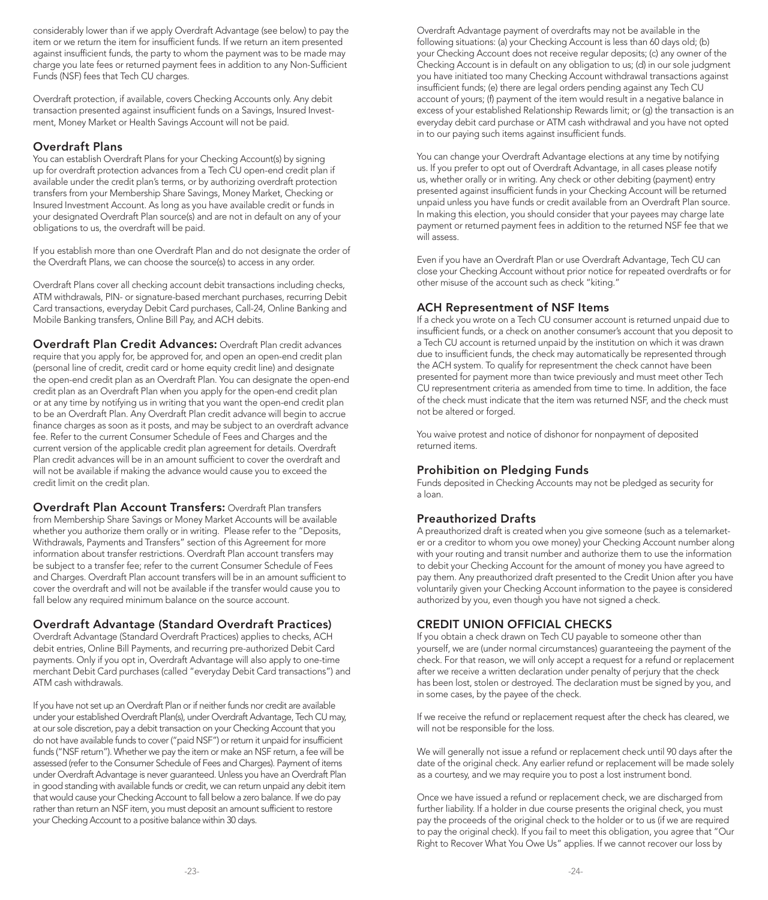considerably lower than if we apply Overdraft Advantage (see below) to pay the item or we return the item for insufficient funds. If we return an item presented against insufficient funds, the party to whom the payment was to be made may charge you late fees or returned payment fees in addition to any Non-Sufficient Funds (NSF) fees that Tech CU charges.

Overdraft protection, if available, covers Checking Accounts only. Any debit transaction presented against insufficient funds on a Savings, Insured Investment, Money Market or Health Savings Account will not be paid.

### Overdraft Plans

You can establish Overdraft Plans for your Checking Account(s) by signing up for overdraft protection advances from a Tech CU open-end credit plan if available under the credit plan's terms, or by authorizing overdraft protection transfers from your Membership Share Savings, Money Market, Checking or Insured Investment Account. As long as you have available credit or funds in your designated Overdraft Plan source(s) and are not in default on any of your obligations to us, the overdraft will be paid.

If you establish more than one Overdraft Plan and do not designate the order of the Overdraft Plans, we can choose the source(s) to access in any order.

Overdraft Plans cover all checking account debit transactions including checks, ATM withdrawals, PIN- or signature-based merchant purchases, recurring Debit Card transactions, everyday Debit Card purchases, Call-24, Online Banking and Mobile Banking transfers, Online Bill Pay, and ACH debits.

**Overdraft Plan Credit Advances:** Overdraft Plan credit advances require that you apply for, be approved for, and open an open-end credit plan (personal line of credit, credit card or home equity credit line) and designate the open-end credit plan as an Overdraft Plan. You can designate the open-end credit plan as an Overdraft Plan when you apply for the open-end credit plan or at any time by notifying us in writing that you want the open-end credit plan to be an Overdraft Plan. Any Overdraft Plan credit advance will begin to accrue finance charges as soon as it posts, and may be subject to an overdraft advance fee. Refer to the current Consumer Schedule of Fees and Charges and the current version of the applicable credit plan agreement for details. Overdraft Plan credit advances will be in an amount sufficient to cover the overdraft and will not be available if making the advance would cause you to exceed the credit limit on the credit plan.

**Overdraft Plan Account Transfers:** Overdraft Plan transfers from Membership Share Savings or Money Market Accounts will be available whether you authorize them orally or in writing. Please refer to the "Deposits, Withdrawals, Payments and Transfers" section of this Agreement for more information about transfer restrictions. Overdraft Plan account transfers may be subject to a transfer fee; refer to the current Consumer Schedule of Fees and Charges. Overdraft Plan account transfers will be in an amount sufficient to cover the overdraft and will not be available if the transfer would cause you to fall below any required minimum balance on the source account.

### Overdraft Advantage (Standard Overdraft Practices)

Overdraft Advantage (Standard Overdraft Practices) applies to checks, ACH debit entries, Online Bill Payments, and recurring pre-authorized Debit Card payments. Only if you opt in, Overdraft Advantage will also apply to one-time merchant Debit Card purchases (called "everyday Debit Card transactions") and ATM cash withdrawals.

If you have not set up an Overdraft Plan or if neither funds nor credit are available under your established Overdraft Plan(s), under Overdraft Advantage, Tech CU may, at our sole discretion, pay a debit transaction on your Checking Account that you do not have available funds to cover ("paid NSF") or return it unpaid for insufficient funds ("NSF return"). Whether we pay the item or make an NSF return, a fee will be assessed (refer to the Consumer Schedule of Fees and Charges). Payment of items under Overdraft Advantage is never guaranteed. Unless you have an Overdraft Plan in good standing with available funds or credit, we can return unpaid any debit item that would cause your Checking Account to fall below a zero balance. If we do pay rather than return an NSF item, you must deposit an amount sufficient to restore your Checking Account to a positive balance within 30 days.

Overdraft Advantage payment of overdrafts may not be available in the following situations: (a) your Checking Account is less than 60 days old; (b) your Checking Account does not receive regular deposits; (c) any owner of the Checking Account is in default on any obligation to us; (d) in our sole judgment you have initiated too many Checking Account withdrawal transactions against insufficient funds; (e) there are legal orders pending against any Tech CU account of yours; (f) payment of the item would result in a negative balance in excess of your established Relationship Rewards limit; or (g) the transaction is an everyday debit card purchase or ATM cash withdrawal and you have not opted in to our paying such items against insufficient funds.

You can change your Overdraft Advantage elections at any time by notifying us. If you prefer to opt out of Overdraft Advantage, in all cases please notify us, whether orally or in writing. Any check or other debiting (payment) entry presented against insufficient funds in your Checking Account will be returned unpaid unless you have funds or credit available from an Overdraft Plan source. In making this election, you should consider that your payees may charge late payment or returned payment fees in addition to the returned NSF fee that we will assess.

Even if you have an Overdraft Plan or use Overdraft Advantage, Tech CU can close your Checking Account without prior notice for repeated overdrafts or for other misuse of the account such as check "kiting."

### ACH Representment of NSF Items

If a check you wrote on a Tech CU consumer account is returned unpaid due to insufficient funds, or a check on another consumer's account that you deposit to a Tech CU account is returned unpaid by the institution on which it was drawn due to insufficient funds, the check may automatically be represented through the ACH system. To qualify for representment the check cannot have been presented for payment more than twice previously and must meet other Tech CU representment criteria as amended from time to time. In addition, the face of the check must indicate that the item was returned NSF, and the check must not be altered or forged.

You waive protest and notice of dishonor for nonpayment of deposited returned items.

### Prohibition on Pledging Funds

Funds deposited in Checking Accounts may not be pledged as security for a loan.

### Preauthorized Drafts

A preauthorized draft is created when you give someone (such as a telemarketer or a creditor to whom you owe money) your Checking Account number along with your routing and transit number and authorize them to use the information to debit your Checking Account for the amount of money you have agreed to pay them. Any preauthorized draft presented to the Credit Union after you have voluntarily given your Checking Account information to the payee is considered authorized by you, even though you have not signed a check.

## CREDIT UNION OFFICIAL CHECKS

If you obtain a check drawn on Tech CU payable to someone other than yourself, we are (under normal circumstances) guaranteeing the payment of the check. For that reason, we will only accept a request for a refund or replacement after we receive a written declaration under penalty of perjury that the check has been lost, stolen or destroyed. The declaration must be signed by you, and in some cases, by the payee of the check.

If we receive the refund or replacement request after the check has cleared, we will not be responsible for the loss.

We will generally not issue a refund or replacement check until 90 days after the date of the original check. Any earlier refund or replacement will be made solely as a courtesy, and we may require you to post a lost instrument bond.

Once we have issued a refund or replacement check, we are discharged from further liability. If a holder in due course presents the original check, you must pay the proceeds of the original check to the holder or to us (if we are required to pay the original check). If you fail to meet this obligation, you agree that "Our Right to Recover What You Owe Us" applies. If we cannot recover our loss by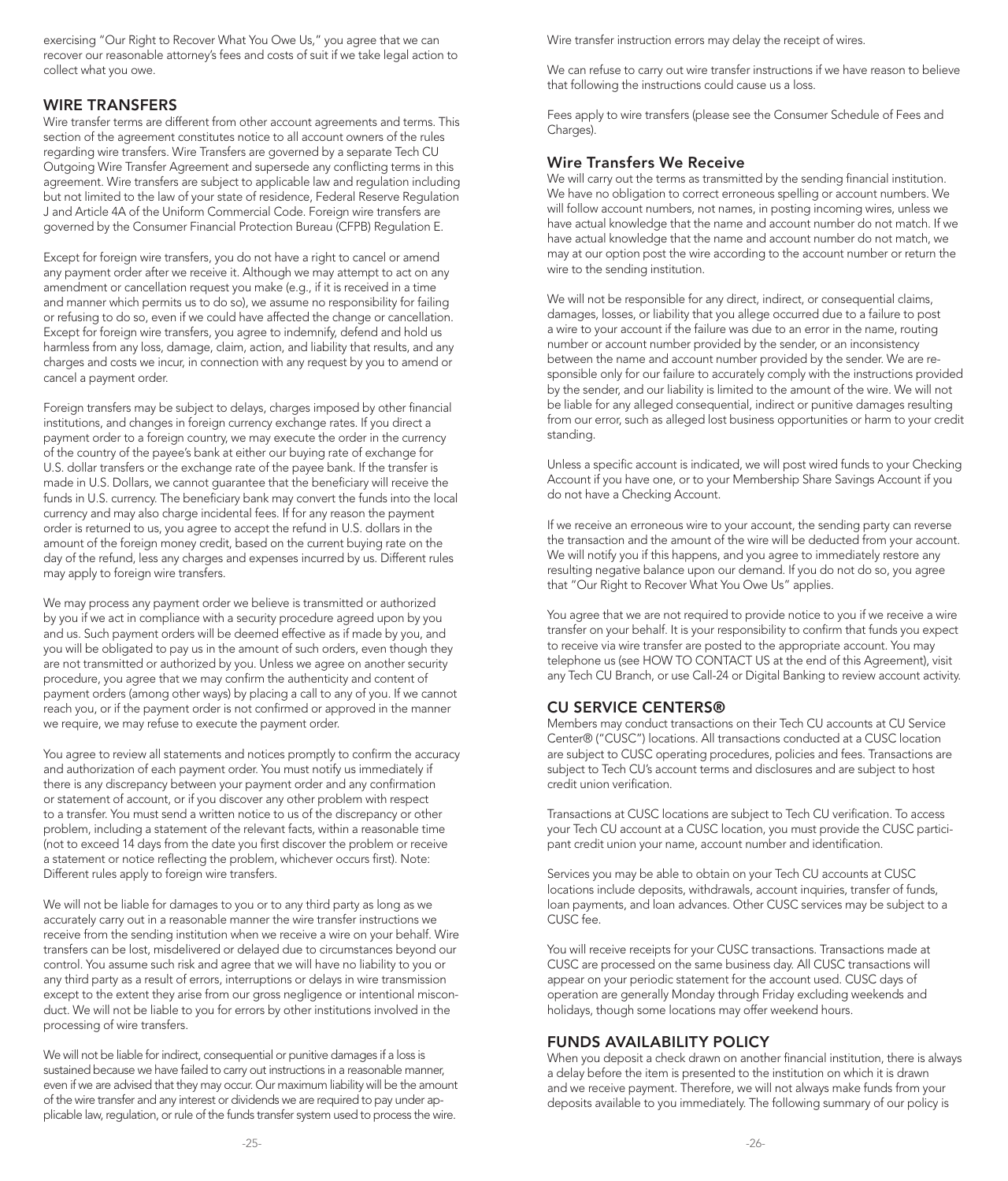exercising "Our Right to Recover What You Owe Us," you agree that we can recover our reasonable attorney's fees and costs of suit if we take legal action to collect what you owe.

## WIRE TRANSFERS

Wire transfer terms are different from other account agreements and terms. This section of the agreement constitutes notice to all account owners of the rules regarding wire transfers. Wire Transfers are governed by a separate Tech CU Outgoing Wire Transfer Agreement and supersede any conflicting terms in this agreement. Wire transfers are subject to applicable law and regulation including but not limited to the law of your state of residence, Federal Reserve Regulation J and Article 4A of the Uniform Commercial Code. Foreign wire transfers are governed by the Consumer Financial Protection Bureau (CFPB) Regulation E.

Except for foreign wire transfers, you do not have a right to cancel or amend any payment order after we receive it. Although we may attempt to act on any amendment or cancellation request you make (e.g., if it is received in a time and manner which permits us to do so), we assume no responsibility for failing or refusing to do so, even if we could have affected the change or cancellation. Except for foreign wire transfers, you agree to indemnify, defend and hold us harmless from any loss, damage, claim, action, and liability that results, and any charges and costs we incur, in connection with any request by you to amend or cancel a payment order.

Foreign transfers may be subject to delays, charges imposed by other financial institutions, and changes in foreign currency exchange rates. If you direct a payment order to a foreign country, we may execute the order in the currency of the country of the payee's bank at either our buying rate of exchange for U.S. dollar transfers or the exchange rate of the payee bank. If the transfer is made in U.S. Dollars, we cannot guarantee that the beneficiary will receive the funds in U.S. currency. The beneficiary bank may convert the funds into the local currency and may also charge incidental fees. If for any reason the payment order is returned to us, you agree to accept the refund in U.S. dollars in the amount of the foreign money credit, based on the current buying rate on the day of the refund, less any charges and expenses incurred by us. Different rules may apply to foreign wire transfers.

We may process any payment order we believe is transmitted or authorized by you if we act in compliance with a security procedure agreed upon by you and us. Such payment orders will be deemed effective as if made by you, and you will be obligated to pay us in the amount of such orders, even though they are not transmitted or authorized by you. Unless we agree on another security procedure, you agree that we may confirm the authenticity and content of payment orders (among other ways) by placing a call to any of you. If we cannot reach you, or if the payment order is not confirmed or approved in the manner we require, we may refuse to execute the payment order.

You agree to review all statements and notices promptly to confirm the accuracy and authorization of each payment order. You must notify us immediately if there is any discrepancy between your payment order and any confirmation or statement of account, or if you discover any other problem with respect to a transfer. You must send a written notice to us of the discrepancy or other problem, including a statement of the relevant facts, within a reasonable time (not to exceed 14 days from the date you first discover the problem or receive a statement or notice reflecting the problem, whichever occurs first). Note: Different rules apply to foreign wire transfers.

We will not be liable for damages to you or to any third party as long as we accurately carry out in a reasonable manner the wire transfer instructions we receive from the sending institution when we receive a wire on your behalf. Wire transfers can be lost, misdelivered or delayed due to circumstances beyond our control. You assume such risk and agree that we will have no liability to you or any third party as a result of errors, interruptions or delays in wire transmission except to the extent they arise from our gross negligence or intentional misconduct. We will not be liable to you for errors by other institutions involved in the processing of wire transfers.

We will not be liable for indirect, consequential or punitive damages if a loss is sustained because we have failed to carry out instructions in a reasonable manner, even if we are advised that they may occur. Our maximum liability will be the amount of the wire transfer and any interest or dividends we are required to pay under applicable law, regulation, or rule of the funds transfer system used to process the wire.

Wire transfer instruction errors may delay the receipt of wires.

We can refuse to carry out wire transfer instructions if we have reason to believe that following the instructions could cause us a loss.

Fees apply to wire transfers (please see the Consumer Schedule of Fees and Charges).

### Wire Transfers We Receive

We will carry out the terms as transmitted by the sending financial institution. We have no obligation to correct erroneous spelling or account numbers. We will follow account numbers, not names, in posting incoming wires, unless we have actual knowledge that the name and account number do not match. If we have actual knowledge that the name and account number do not match, we may at our option post the wire according to the account number or return the wire to the sending institution.

We will not be responsible for any direct, indirect, or consequential claims, damages, losses, or liability that you allege occurred due to a failure to post a wire to your account if the failure was due to an error in the name, routing number or account number provided by the sender, or an inconsistency between the name and account number provided by the sender. We are responsible only for our failure to accurately comply with the instructions provided by the sender, and our liability is limited to the amount of the wire. We will not be liable for any alleged consequential, indirect or punitive damages resulting from our error, such as alleged lost business opportunities or harm to your credit standing.

Unless a specific account is indicated, we will post wired funds to your Checking Account if you have one, or to your Membership Share Savings Account if you do not have a Checking Account.

If we receive an erroneous wire to your account, the sending party can reverse the transaction and the amount of the wire will be deducted from your account. We will notify you if this happens, and you agree to immediately restore any resulting negative balance upon our demand. If you do not do so, you agree that "Our Right to Recover What You Owe Us" applies.

You agree that we are not required to provide notice to you if we receive a wire transfer on your behalf. It is your responsibility to confirm that funds you expect to receive via wire transfer are posted to the appropriate account. You may telephone us (see HOW TO CONTACT US at the end of this Agreement), visit any Tech CU Branch, or use Call-24 or Digital Banking to review account activity.

## CU SERVICE CENTERS®

Members may conduct transactions on their Tech CU accounts at CU Service Center® ("CUSC") locations. All transactions conducted at a CUSC location are subject to CUSC operating procedures, policies and fees. Transactions are subject to Tech CU's account terms and disclosures and are subject to host credit union verification.

Transactions at CUSC locations are subject to Tech CU verification. To access your Tech CU account at a CUSC location, you must provide the CUSC participant credit union your name, account number and identification.

Services you may be able to obtain on your Tech CU accounts at CUSC locations include deposits, withdrawals, account inquiries, transfer of funds, loan payments, and loan advances. Other CUSC services may be subject to a CUSC fee.

You will receive receipts for your CUSC transactions. Transactions made at CUSC are processed on the same business day. All CUSC transactions will appear on your periodic statement for the account used. CUSC days of operation are generally Monday through Friday excluding weekends and holidays, though some locations may offer weekend hours.

## FUNDS AVAILABILITY POLICY

When you deposit a check drawn on another financial institution, there is always a delay before the item is presented to the institution on which it is drawn and we receive payment. Therefore, we will not always make funds from your deposits available to you immediately. The following summary of our policy is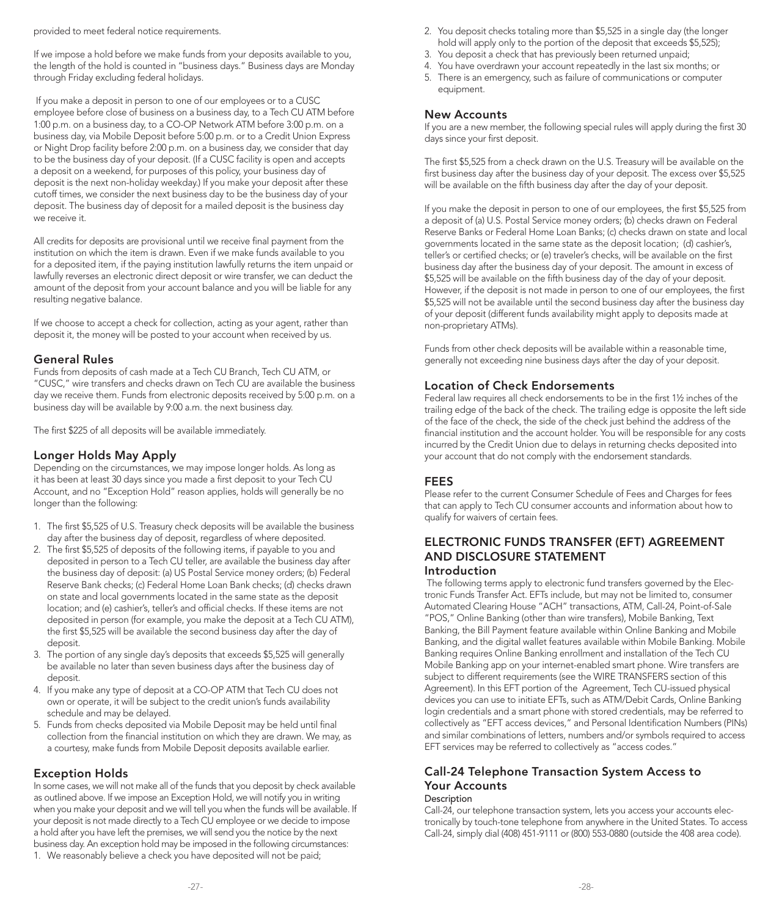provided to meet federal notice requirements.

If we impose a hold before we make funds from your deposits available to you, the length of the hold is counted in "business days." Business days are Monday through Friday excluding federal holidays.

If you make a deposit in person to one of our employees or to a CUSC employee before close of business on a business day, to a Tech CU ATM before 1:00 p.m. on a business day, to a CO-OP Network ATM before 3:00 p.m. on a business day, via Mobile Deposit before 5:00 p.m. or to a Credit Union Express or Night Drop facility before 2:00 p.m. on a business day, we consider that day to be the business day of your deposit. (If a CUSC facility is open and accepts a deposit on a weekend, for purposes of this policy, your business day of deposit is the next non-holiday weekday.) If you make your deposit after these cutoff times, we consider the next business day to be the business day of your deposit. The business day of deposit for a mailed deposit is the business day we receive it.

All credits for deposits are provisional until we receive final payment from the institution on which the item is drawn. Even if we make funds available to you for a deposited item, if the paying institution lawfully returns the item unpaid or lawfully reverses an electronic direct deposit or wire transfer, we can deduct the amount of the deposit from your account balance and you will be liable for any resulting negative balance.

If we choose to accept a check for collection, acting as your agent, rather than deposit it, the money will be posted to your account when received by us.

### General Rules

Funds from deposits of cash made at a Tech CU Branch, Tech CU ATM, or "CUSC," wire transfers and checks drawn on Tech CU are available the business day we receive them. Funds from electronic deposits received by 5:00 p.m. on a business day will be available by 9:00 a.m. the next business day.

The first $225 of all deposits will be available immediately.

### Longer Holds May Apply

Depending on the circumstances, we may impose longer holds. As long as it has been at least 30 days since you made a first deposit to your Tech CU Account, and no "Exception Hold" reason applies, holds will generally be no longer than the following:

1. The first $5,525 of U.S. Treasury check deposits will be available the business day after the business day of deposit, regardless of where deposited.
2. The first $5,525 of deposits of the following items, if payable to you and deposited in person to a Tech CU teller, are available the business day after the business day of deposit: (a) US Postal Service money orders; (b) Federal Reserve Bank checks; (c) Federal Home Loan Bank checks; (d) checks drawn on state and local governments located in the same state as the deposit location; and (e) cashier's, teller's and official checks. If these items are not deposited in person (for example, you make the deposit at a Tech CU ATM), the first $5,525 will be available the second business day after the day of deposit.
3. The portion of any single day's deposits that exceeds $5,525 will generally be available no later than seven business days after the business day of deposit.
4. If you make any type of deposit at a CO-OP ATM that Tech CU does not own or operate, it will be subject to the credit union's funds availability schedule and may be delayed.
5. Funds from checks deposited via Mobile Deposit may be held until final collection from the financial institution on which they are drawn. We may, as a courtesy, make funds from Mobile Deposit deposits available earlier.

### Exception Holds

In some cases, we will not make all of the funds that you deposit by check available as outlined above. If we impose an Exception Hold, we will notify you in writing when you make your deposit and we will tell you when the funds will be available. If your deposit is not made directly to a Tech CU employee or we decide to impose a hold after you have left the premises, we will send you the notice by the next business day. An exception hold may be imposed in the following circumstances:

1. We reasonably believe a check you have deposited will not be paid;
2. You deposit checks totaling more than $5,525 in a single day (the longer hold will apply only to the portion of the deposit that exceeds $5,525);
3. You deposit a check that has previously been returned unpaid;
4. You have overdrawn your account repeatedly in the last six months; or
5. There is an emergency, such as failure of communications or computer equipment.

### New Accounts

If you are a new member, the following special rules will apply during the first 30 days since your first deposit.

The first $5,525 from a check drawn on the U.S. Treasury will be available on the first business day after the business day of your deposit. The excess over $5,525 will be available on the fifth business day after the day of your deposit.

If you make the deposit in person to one of our employees, the first $5,525 from a deposit of (a) U.S. Postal Service money orders; (b) checks drawn on Federal Reserve Banks or Federal Home Loan Banks; (c) checks drawn on state and local governments located in the same state as the deposit location; (d) cashier's, teller's or certified checks; or (e) traveler's checks, will be available on the first business day after the business day of your deposit. The amount in excess of $5,525 will be available on the fifth business day of the day of your deposit. However, if the deposit is not made in person to one of our employees, the first $5,525 will not be available until the second business day after the business day of your deposit (different funds availability might apply to deposits made at non-proprietary ATMs).

Funds from other check deposits will be available within a reasonable time, generally not exceeding nine business days after the day of your deposit.

### Location of Check Endorsements

Federal law requires all check endorsements to be in the first 1½ inches of the trailing edge of the back of the check. The trailing edge is opposite the left side of the face of the check, the side of the check just behind the address of the financial institution and the account holder. You will be responsible for any costs incurred by the Credit Union due to delays in returning checks deposited into your account that do not comply with the endorsement standards.

## FEES

Please refer to the current Consumer Schedule of Fees and Charges for fees that can apply to Tech CU consumer accounts and information about how to qualify for waivers of certain fees.

## ELECTRONIC FUNDS TRANSFER (EFT) AGREEMENT AND DISCLOSURE STATEMENT

### Introduction

The following terms apply to electronic fund transfers governed by the Electronic Funds Transfer Act. EFTs include, but may not be limited to, consumer Automated Clearing House "ACH" transactions, ATM, Call-24, Point-of-Sale "POS," Online Banking (other than wire transfers), Mobile Banking, Text Banking, the Bill Payment feature available within Online Banking and Mobile Banking, and the digital wallet features available within Mobile Banking. Mobile Banking requires Online Banking enrollment and installation of the Tech CU Mobile Banking app on your internet-enabled smart phone. Wire transfers are subject to different requirements (see the WIRE TRANSFERS section of this Agreement). In this EFT portion of the Agreement, Tech CU-issued physical devices you can use to initiate EFTs, such as ATM/Debit Cards, Online Banking login credentials and a smart phone with stored credentials, may be referred to collectively as "EFT access devices," and Personal Identification Numbers (PINs) and similar combinations of letters, numbers and/or symbols required to access EFT services may be referred to collectively as "access codes."

### Call-24 Telephone Transaction System Access to Your Accounts

#### Description

Call-24, our telephone transaction system, lets you access your accounts electronically by touch-tone telephone from anywhere in the United States. To access Call-24, simply dial (408) 451-9111 or (800) 553-0880 (outside the 408 area code).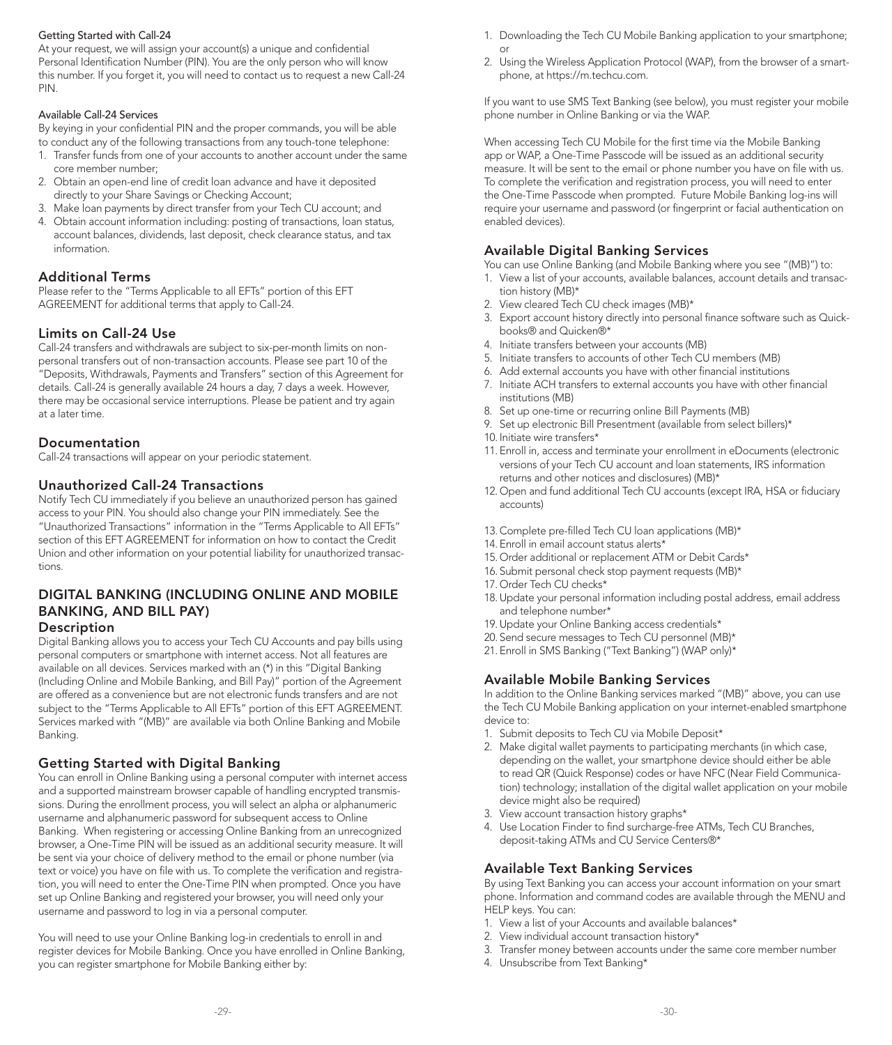#### Getting Started with Call-24

At your request, we will assign your account(s) a unique and confidential Personal Identification Number (PIN). You are the only person who will know this number. If you forget it, you will need to contact us to request a new Call-24 PIN.

#### Available Call-24 Services

By keying in your confidential PIN and the proper commands, you will be able to conduct any of the following transactions from any touch-tone telephone:

1. Transfer funds from one of your accounts to another account under the same core member number;
2. Obtain an open-end line of credit loan advance and have it deposited directly to your Share Savings or Checking Account;
3. Make loan payments by direct transfer from your Tech CU account; and
4. Obtain account information including: posting of transactions, loan status, account balances, dividends, last deposit, check clearance status, and tax information.

### Additional Terms

Please refer to the "Terms Applicable to all EFTs" portion of this EFT AGREEMENT for additional terms that apply to Call-24.

### Limits on Call-24 Use

Call-24 transfers and withdrawals are subject to six-per-month limits on non-personal transfers out of non-transaction accounts. Please see part 10 of the "Deposits, Withdrawals, Payments and Transfers" section of this Agreement for details. Call-24 is generally available 24 hours a day, 7 days a week. However, there may be occasional service interruptions. Please be patient and try again at a later time.

### Documentation

Call-24 transactions will appear on your periodic statement.

### Unauthorized Call-24 Transactions

Notify Tech CU immediately if you believe an unauthorized person has gained access to your PIN. You should also change your PIN immediately. See the "Unauthorized Transactions" information in the "Terms Applicable to All EFTs" section of this EFT AGREEMENT for information on how to contact the Credit Union and other information on your potential liability for unauthorized transactions.

## DIGITAL BANKING (INCLUDING ONLINE AND MOBILE BANKING, AND BILL PAY)

### Description

Digital Banking allows you to access your Tech CU Accounts and pay bills using personal computers or smartphone with internet access. Not all features are available on all devices. Services marked with an (*) in this "Digital Banking (Including Online and Mobile Banking, and Bill Pay)" portion of the Agreement are offered as a convenience but are not electronic funds transfers and are not subject to the "Terms Applicable to All EFTs" portion of this EFT AGREEMENT. Services marked with "(MB)" are available via both Online Banking and Mobile Banking.

### Getting Started with Digital Banking

You can enroll in Online Banking using a personal computer with internet access and a supported mainstream browser capable of handling encrypted transmissions. During the enrollment process, you will select an alpha or alphanumeric username and alphanumeric password for subsequent access to Online Banking. When registering or accessing Online Banking from an unrecognized browser, a One-Time PIN will be issued as an additional security measure. It will be sent via your choice of delivery method to the email or phone number (via text or voice) you have on file with us. To complete the verification and registration, you will need to enter the One-Time PIN when prompted. Once you have set up Online Banking and registered your browser, you will need only your username and password to log in via a personal computer.

You will need to use your Online Banking log-in credentials to enroll in and register devices for Mobile Banking. Once you have enrolled in Online Banking, you can register smartphone for Mobile Banking either by:

1. Downloading the Tech CU Mobile Banking application to your smartphone; or
2. Using the Wireless Application Protocol (WAP), from the browser of a smartphone, at https://m.techcu.com.

If you want to use SMS Text Banking (see below), you must register your mobile phone number in Online Banking or via the WAP.

When accessing Tech CU Mobile for the first time via the Mobile Banking app or WAP, a One-Time Passcode will be issued as an additional security measure. It will be sent to the email or phone number you have on file with us. To complete the verification and registration process, you will need to enter the One-Time Passcode when prompted. Future Mobile Banking log-ins will require your username and password (or fingerprint or facial authentication on enabled devices).

### Available Digital Banking Services

You can use Online Banking (and Mobile Banking where you see "(MB)") to:

1. View a list of your accounts, available balances, account details and transaction history (MB)*
2. View cleared Tech CU check images (MB)*
3. Export account history directly into personal finance software such as Quickbooks® and Quicken®*
4. Initiate transfers between your accounts (MB)
5. Initiate transfers to accounts of other Tech CU members (MB)
6. Add external accounts you have with other financial institutions
7. Initiate ACH transfers to external accounts you have with other financial institutions (MB)
8. Set up one-time or recurring online Bill Payments (MB)
9. Set up electronic Bill Presentment (available from select billers)*
10. Initiate wire transfers*
11. Enroll in, access and terminate your enrollment in eDocuments (electronic versions of your Tech CU account and loan statements, IRS information returns and other notices and disclosures) (MB)*
12. Open and fund additional Tech CU accounts (except IRA, HSA or fiduciary accounts)
13. Complete pre-filled Tech CU loan applications (MB)*
14. Enroll in email account status alerts*
15. Order additional or replacement ATM or Debit Cards*
16. Submit personal check stop payment requests (MB)*
17. Order Tech CU checks*
18. Update your personal information including postal address, email address and telephone number*
19. Update your Online Banking access credentials*
20. Send secure messages to Tech CU personnel (MB)*
21. Enroll in SMS Banking ("Text Banking") (WAP only)*

### Available Mobile Banking Services

In addition to the Online Banking services marked "(MB)" above, you can use the Tech CU Mobile Banking application on your internet-enabled smartphone device to:

1. Submit deposits to Tech CU via Mobile Deposit*
2. Make digital wallet payments to participating merchants (in which case, depending on the wallet, your smartphone device should either be able to read QR (Quick Response) codes or have NFC (Near Field Communication) technology; installation of the digital wallet application on your mobile device might also be required)
3. View account transaction history graphs*
4. Use Location Finder to find surcharge-free ATMs, Tech CU Branches, deposit-taking ATMs and CU Service Centers®*

### Available Text Banking Services

By using Text Banking you can access your account information on your smart phone. Information and command codes are available through the MENU and HELP keys. You can:

1. View a list of your Accounts and available balances*
2. View individual account transaction history*
3. Transfer money between accounts under the same core member number
4. Unsubscribe from Text Banking*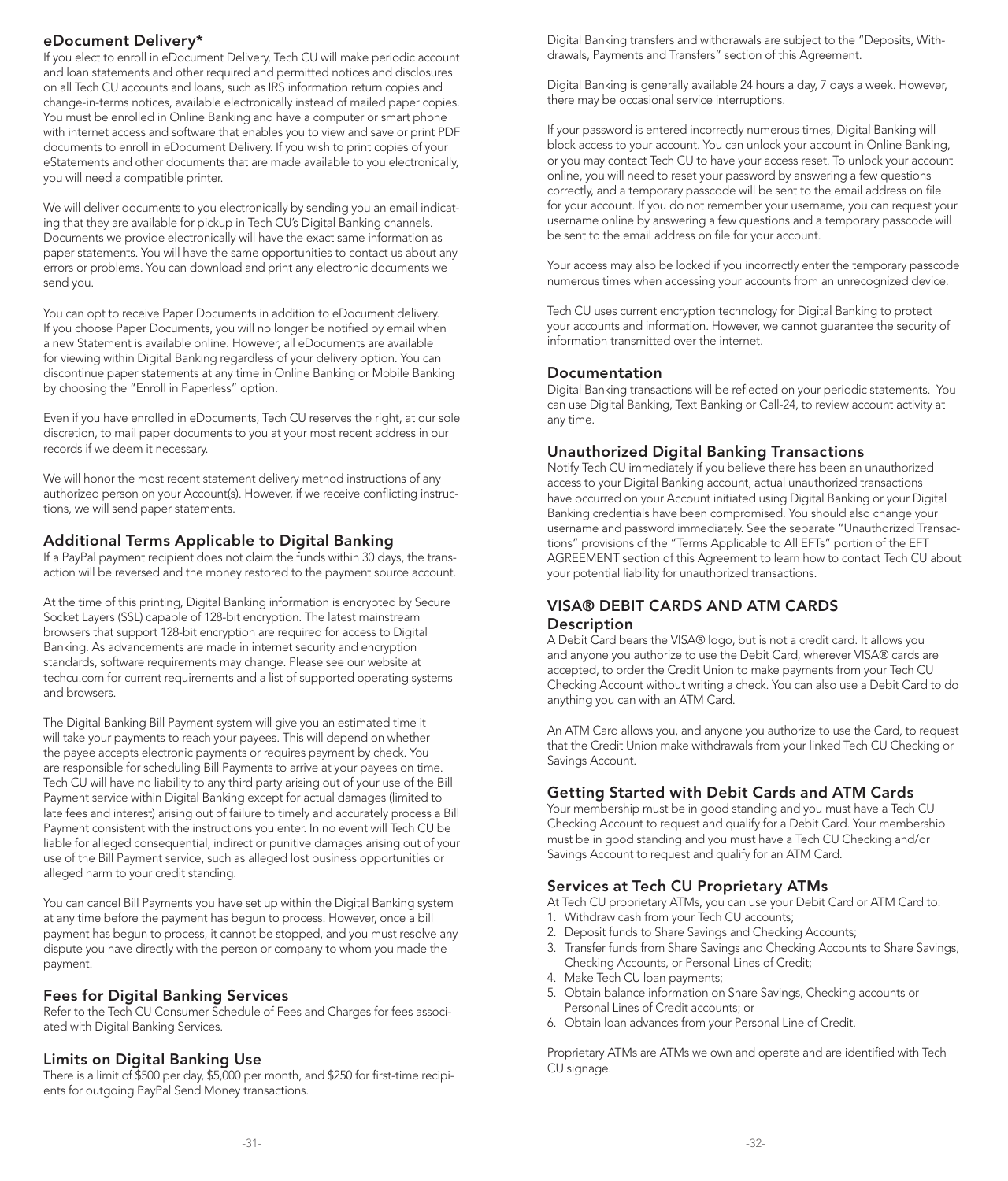## eDocument Delivery*

If you elect to enroll in eDocument Delivery, Tech CU will make periodic account and loan statements and other required and permitted notices and disclosures on all Tech CU accounts and loans, such as IRS information return copies and change-in-terms notices, available electronically instead of mailed paper copies. You must be enrolled in Online Banking and have a computer or smart phone with internet access and software that enables you to view and save or print PDF documents to enroll in eDocument Delivery. If you wish to print copies of your eStatements and other documents that are made available to you electronically, you will need a compatible printer.

We will deliver documents to you electronically by sending you an email indicating that they are available for pickup in Tech CU's Digital Banking channels. Documents we provide electronically will have the exact same information as paper statements. You will have the same opportunities to contact us about any errors or problems. You can download and print any electronic documents we send you.

You can opt to receive Paper Documents in addition to eDocument delivery. If you choose Paper Documents, you will no longer be notified by email when a new Statement is available online. However, all eDocuments are available for viewing within Digital Banking regardless of your delivery option. You can discontinue paper statements at any time in Online Banking or Mobile Banking by choosing the "Enroll in Paperless" option.

Even if you have enrolled in eDocuments, Tech CU reserves the right, at our sole discretion, to mail paper documents to you at your most recent address in our records if we deem it necessary.

We will honor the most recent statement delivery method instructions of any authorized person on your Account(s). However, if we receive conflicting instructions, we will send paper statements.

## Additional Terms Applicable to Digital Banking

If a PayPal payment recipient does not claim the funds within 30 days, the transaction will be reversed and the money restored to the payment source account.

At the time of this printing, Digital Banking information is encrypted by Secure Socket Layers (SSL) capable of 128-bit encryption. The latest mainstream browsers that support 128-bit encryption are required for access to Digital Banking. As advancements are made in internet security and encryption standards, software requirements may change. Please see our website at techcu.com for current requirements and a list of supported operating systems and browsers.

The Digital Banking Bill Payment system will give you an estimated time it will take your payments to reach your payees. This will depend on whether the payee accepts electronic payments or requires payment by check. You are responsible for scheduling Bill Payments to arrive at your payees on time. Tech CU will have no liability to any third party arising out of your use of the Bill Payment service within Digital Banking except for actual damages (limited to late fees and interest) arising out of failure to timely and accurately process a Bill Payment consistent with the instructions you enter. In no event will Tech CU be liable for alleged consequential, indirect or punitive damages arising out of your use of the Bill Payment service, such as alleged lost business opportunities or alleged harm to your credit standing.

You can cancel Bill Payments you have set up within the Digital Banking system at any time before the payment has begun to process. However, once a bill payment has begun to process, it cannot be stopped, and you must resolve any dispute you have directly with the person or company to whom you made the payment.

## Fees for Digital Banking Services

Refer to the Tech CU Consumer Schedule of Fees and Charges for fees associated with Digital Banking Services.

## Limits on Digital Banking Use

There is a limit of $500 per day, $5,000 per month, and $250 for first-time recipients for outgoing PayPal Send Money transactions.

Digital Banking transfers and withdrawals are subject to the "Deposits, Withdrawals, Payments and Transfers" section of this Agreement.

Digital Banking is generally available 24 hours a day, 7 days a week. However, there may be occasional service interruptions.

If your password is entered incorrectly numerous times, Digital Banking will block access to your account. You can unlock your account in Online Banking, or you may contact Tech CU to have your access reset. To unlock your account online, you will need to reset your password by answering a few questions correctly, and a temporary passcode will be sent to the email address on file for your account. If you do not remember your username, you can request your username online by answering a few questions and a temporary passcode will be sent to the email address on file for your account.

Your access may also be locked if you incorrectly enter the temporary passcode numerous times when accessing your accounts from an unrecognized device.

Tech CU uses current encryption technology for Digital Banking to protect your accounts and information. However, we cannot guarantee the security of information transmitted over the internet.

## Documentation

Digital Banking transactions will be reflected on your periodic statements. You can use Digital Banking, Text Banking or Call-24, to review account activity at any time.

## Unauthorized Digital Banking Transactions

Notify Tech CU immediately if you believe there has been an unauthorized access to your Digital Banking account, actual unauthorized transactions have occurred on your Account initiated using Digital Banking or your Digital Banking credentials have been compromised. You should also change your username and password immediately. See the separate "Unauthorized Transactions" provisions of the "Terms Applicable to All EFTs" portion of the EFT AGREEMENT section of this Agreement to learn how to contact Tech CU about your potential liability for unauthorized transactions.

# VISA® DEBIT CARDS AND ATM CARDS

## Description

A Debit Card bears the VISA® logo, but is not a credit card. It allows you and anyone you authorize to use the Debit Card, wherever VISA® cards are accepted, to order the Credit Union to make payments from your Tech CU Checking Account without writing a check. You can also use a Debit Card to do anything you can with an ATM Card.

An ATM Card allows you, and anyone you authorize to use the Card, to request that the Credit Union make withdrawals from your linked Tech CU Checking or Savings Account.

## Getting Started with Debit Cards and ATM Cards

Your membership must be in good standing and you must have a Tech CU Checking Account to request and qualify for a Debit Card. Your membership must be in good standing and you must have a Tech CU Checking and/or Savings Account to request and qualify for an ATM Card.

## Services at Tech CU Proprietary ATMs

At Tech CU proprietary ATMs, you can use your Debit Card or ATM Card to:

1. Withdraw cash from your Tech CU accounts;
2. Deposit funds to Share Savings and Checking Accounts;
3. Transfer funds from Share Savings and Checking Accounts to Share Savings, Checking Accounts, or Personal Lines of Credit;
4. Make Tech CU loan payments;
5. Obtain balance information on Share Savings, Checking accounts or Personal Lines of Credit accounts; or
6. Obtain loan advances from your Personal Line of Credit.

Proprietary ATMs are ATMs we own and operate and are identified with Tech CU signage.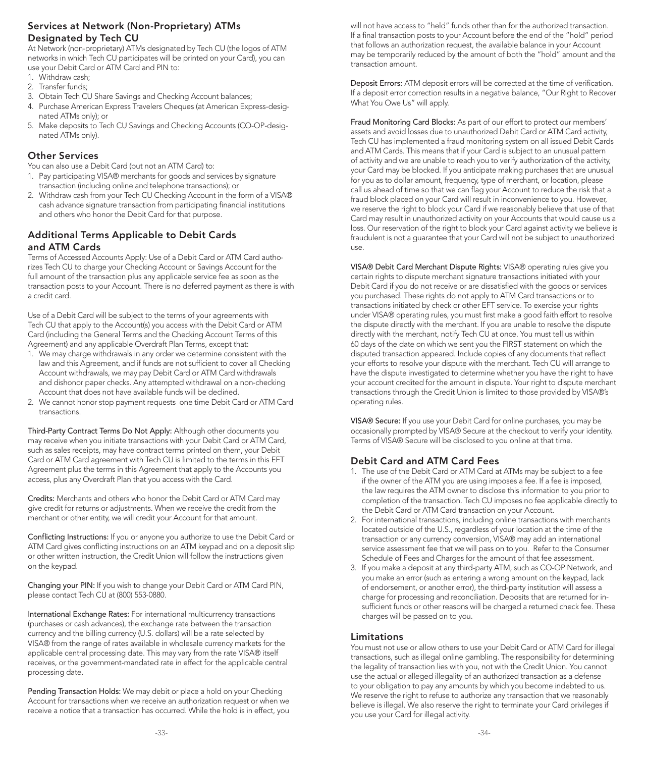### Services at Network (Non-Proprietary) ATMs Designated by Tech CU

At Network (non-proprietary) ATMs designated by Tech CU (the logos of ATM networks in which Tech CU participates will be printed on your Card), you can use your Debit Card or ATM Card and PIN to:

1. Withdraw cash;
2. Transfer funds;
3. Obtain Tech CU Share Savings and Checking Account balances;
4. Purchase American Express Travelers Cheques (at American Express-designated ATMs only); or
5. Make deposits to Tech CU Savings and Checking Accounts (CO-OP-designated ATMs only).

### Other Services

You can also use a Debit Card (but not an ATM Card) to:

1. Pay participating VISA® merchants for goods and services by signature transaction (including online and telephone transactions); or
2. Withdraw cash from your Tech CU Checking Account in the form of a VISA® cash advance signature transaction from participating financial institutions and others who honor the Debit Card for that purpose.

### Additional Terms Applicable to Debit Cards and ATM Cards

Terms of Accessed Accounts Apply: Use of a Debit Card or ATM Card authorizes Tech CU to charge your Checking Account or Savings Account for the full amount of the transaction plus any applicable service fee as soon as the transaction posts to your Account. There is no deferred payment as there is with a credit card.

Use of a Debit Card will be subject to the terms of your agreements with Tech CU that apply to the Account(s) you access with the Debit Card or ATM Card (including the General Terms and the Checking Account Terms of this Agreement) and any applicable Overdraft Plan Terms, except that:

1. We may charge withdrawals in any order we determine consistent with the law and this Agreement, and if funds are not sufficient to cover all Checking Account withdrawals, we may pay Debit Card or ATM Card withdrawals and dishonor paper checks. Any attempted withdrawal on a non-checking Account that does not have available funds will be declined.
2. We cannot honor stop payment requests one time Debit Card or ATM Card transactions.

**Third-Party Contract Terms Do Not Apply:** Although other documents you may receive when you initiate transactions with your Debit Card or ATM Card, such as sales receipts, may have contract terms printed on them, your Debit Card or ATM Card agreement with Tech CU is limited to the terms in this EFT Agreement plus the terms in this Agreement that apply to the Accounts you access, plus any Overdraft Plan that you access with the Card.

**Credits:** Merchants and others who honor the Debit Card or ATM Card may give credit for returns or adjustments. When we receive the credit from the merchant or other entity, we will credit your Account for that amount.

**Conflicting Instructions:** If you or anyone you authorize to use the Debit Card or ATM Card gives conflicting instructions on an ATM keypad and on a deposit slip or other written instruction, the Credit Union will follow the instructions given on the keypad.

**Changing your PIN:** If you wish to change your Debit Card or ATM Card PIN, please contact Tech CU at (800) 553-0880.

**International Exchange Rates:** For international multicurrency transactions (purchases or cash advances), the exchange rate between the transaction currency and the billing currency (U.S. dollars) will be a rate selected by VISA® from the range of rates available in wholesale currency markets for the applicable central processing date. This may vary from the rate VISA® itself receives, or the government-mandated rate in effect for the applicable central processing date.

**Pending Transaction Holds:** We may debit or place a hold on your Checking Account for transactions when we receive an authorization request or when we receive a notice that a transaction has occurred. While the hold is in effect, you will not have access to "held" funds other than for the authorized transaction. If a final transaction posts to your Account before the end of the "hold" period that follows an authorization request, the available balance in your Account may be temporarily reduced by the amount of both the "hold" amount and the transaction amount.

**Deposit Errors:** ATM deposit errors will be corrected at the time of verification. If a deposit error correction results in a negative balance, "Our Right to Recover What You Owe Us" will apply.

**Fraud Monitoring Card Blocks:** As part of our effort to protect our members' assets and avoid losses due to unauthorized Debit Card or ATM Card activity, Tech CU has implemented a fraud monitoring system on all issued Debit Cards and ATM Cards. This means that if your Card is subject to an unusual pattern of activity and we are unable to reach you to verify authorization of the activity, your Card may be blocked. If you anticipate making purchases that are unusual for you as to dollar amount, frequency, type of merchant, or location, please call us ahead of time so that we can flag your Account to reduce the risk that a fraud block placed on your Card will result in inconvenience to you. However, we reserve the right to block your Card if we reasonably believe that use of that Card may result in unauthorized activity on your Accounts that would cause us a loss. Our reservation of the right to block your Card against activity we believe is fraudulent is not a guarantee that your Card will not be subject to unauthorized use.

**VISA® Debit Card Merchant Dispute Rights:** VISA® operating rules give you certain rights to dispute merchant signature transactions initiated with your Debit Card if you do not receive or are dissatisfied with the goods or services you purchased. These rights do not apply to ATM Card transactions or to transactions initiated by check or other EFT service. To exercise your rights under VISA® operating rules, you must first make a good faith effort to resolve the dispute directly with the merchant. If you are unable to resolve the dispute directly with the merchant, notify Tech CU at once. You must tell us within 60 days of the date on which we sent you the FIRST statement on which the disputed transaction appeared. Include copies of any documents that reflect your efforts to resolve your dispute with the merchant. Tech CU will arrange to have the dispute investigated to determine whether you have the right to have your account credited for the amount in dispute. Your right to dispute merchant transactions through the Credit Union is limited to those provided by VISA®'s operating rules.

**VISA® Secure:** If you use your Debit Card for online purchases, you may be occasionally prompted by VISA® Secure at the checkout to verify your identity. Terms of VISA® Secure will be disclosed to you online at that time.

### Debit Card and ATM Card Fees

1. The use of the Debit Card or ATM Card at ATMs may be subject to a fee if the owner of the ATM you are using imposes a fee. If a fee is imposed, the law requires the ATM owner to disclose this information to you prior to completion of the transaction. Tech CU imposes no fee applicable directly to the Debit Card or ATM Card transaction on your Account.
2. For international transactions, including online transactions with merchants located outside of the U.S., regardless of your location at the time of the transaction or any currency conversion, VISA® may add an international service assessment fee that we will pass on to you. Refer to the Consumer Schedule of Fees and Charges for the amount of that fee assessment.
3. If you make a deposit at any third-party ATM, such as CO-OP Network, and you make an error (such as entering a wrong amount on the keypad, lack of endorsement, or another error), the third-party institution will assess a charge for processing and reconciliation. Deposits that are returned for insufficient funds or other reasons will be charged a returned check fee. These charges will be passed on to you.

### Limitations

You must not use or allow others to use your Debit Card or ATM Card for illegal transactions, such as illegal online gambling. The responsibility for determining the legality of transaction lies with you, not with the Credit Union. You cannot use the actual or alleged illegality of an authorized transaction as a defense to your obligation to pay any amounts by which you become indebted to us. We reserve the right to refuse to authorize any transaction that we reasonably believe is illegal. We also reserve the right to terminate your Card privileges if you use your Card for illegal activity.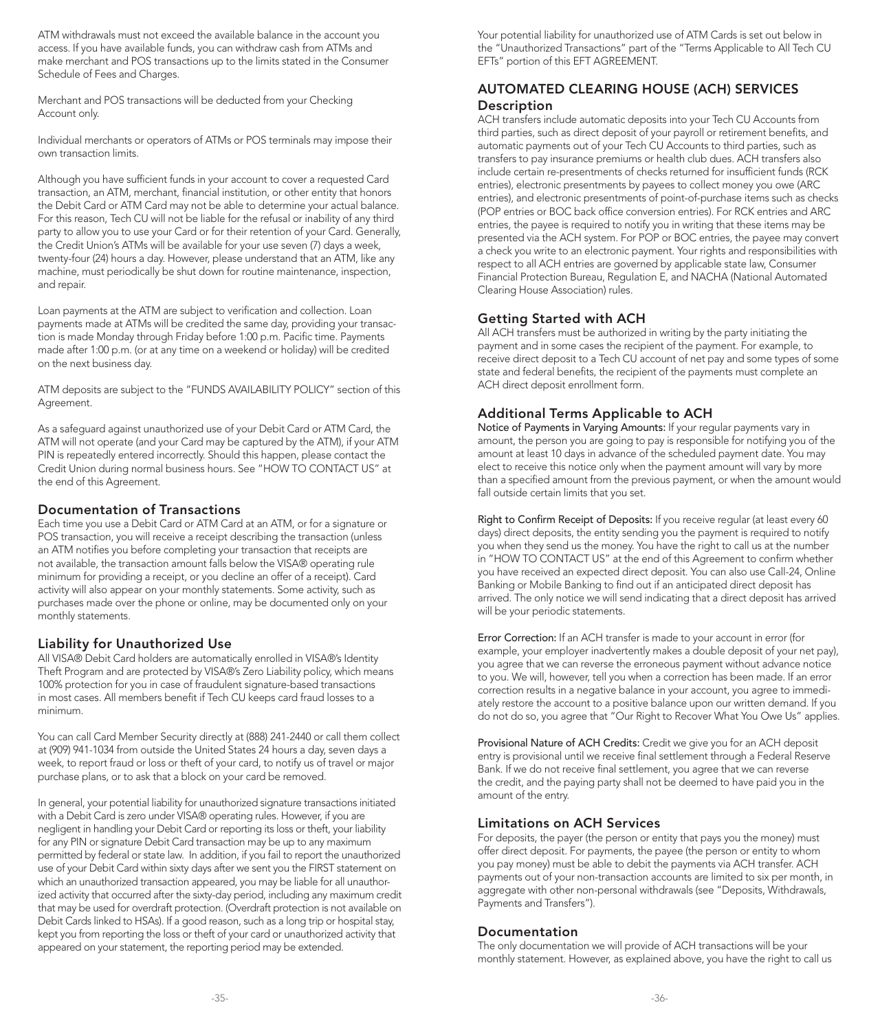ATM withdrawals must not exceed the available balance in the account you access. If you have available funds, you can withdraw cash from ATMs and make merchant and POS transactions up to the limits stated in the Consumer Schedule of Fees and Charges.

Merchant and POS transactions will be deducted from your Checking Account only.

Individual merchants or operators of ATMs or POS terminals may impose their own transaction limits.

Although you have sufficient funds in your account to cover a requested Card transaction, an ATM, merchant, financial institution, or other entity that honors the Debit Card or ATM Card may not be able to determine your actual balance. For this reason, Tech CU will not be liable for the refusal or inability of any third party to allow you to use your Card or for their retention of your Card. Generally, the Credit Union's ATMs will be available for your use seven (7) days a week, twenty-four (24) hours a day. However, please understand that an ATM, like any machine, must periodically be shut down for routine maintenance, inspection, and repair.

Loan payments at the ATM are subject to verification and collection. Loan payments made at ATMs will be credited the same day, providing your transaction is made Monday through Friday before 1:00 p.m. Pacific time. Payments made after 1:00 p.m. (or at any time on a weekend or holiday) will be credited on the next business day.

ATM deposits are subject to the "FUNDS AVAILABILITY POLICY" section of this Agreement.

As a safeguard against unauthorized use of your Debit Card or ATM Card, the ATM will not operate (and your Card may be captured by the ATM), if your ATM PIN is repeatedly entered incorrectly. Should this happen, please contact the Credit Union during normal business hours. See "HOW TO CONTACT US" at the end of this Agreement.

### Documentation of Transactions

Each time you use a Debit Card or ATM Card at an ATM, or for a signature or POS transaction, you will receive a receipt describing the transaction (unless an ATM notifies you before completing your transaction that receipts are not available, the transaction amount falls below the VISA® operating rule minimum for providing a receipt, or you decline an offer of a receipt). Card activity will also appear on your monthly statements. Some activity, such as purchases made over the phone or online, may be documented only on your monthly statements.

### Liability for Unauthorized Use

All VISA® Debit Card holders are automatically enrolled in VISA®'s Identity Theft Program and are protected by VISA®'s Zero Liability policy, which means 100% protection for you in case of fraudulent signature-based transactions in most cases. All members benefit if Tech CU keeps card fraud losses to a minimum.

You can call Card Member Security directly at (888) 241-2440 or call them collect at (909) 941-1034 from outside the United States 24 hours a day, seven days a week, to report fraud or loss or theft of your card, to notify us of travel or major purchase plans, or to ask that a block on your card be removed.

In general, your potential liability for unauthorized signature transactions initiated with a Debit Card is zero under VISA® operating rules. However, if you are negligent in handling your Debit Card or reporting its loss or theft, your liability for any PIN or signature Debit Card transaction may be up to any maximum permitted by federal or state law. In addition, if you fail to report the unauthorized use of your Debit Card within sixty days after we sent you the FIRST statement on which an unauthorized transaction appeared, you may be liable for all unauthorized activity that occurred after the sixty-day period, including any maximum credit that may be used for overdraft protection. (Overdraft protection is not available on Debit Cards linked to HSAs). If a good reason, such as a long trip or hospital stay, kept you from reporting the loss or theft of your card or unauthorized activity that appeared on your statement, the reporting period may be extended.

Your potential liability for unauthorized use of ATM Cards is set out below in the "Unauthorized Transactions" part of the "Terms Applicable to All Tech CU EFTs" portion of this EFT AGREEMENT.

## AUTOMATED CLEARING HOUSE (ACH) SERVICES

### Description

ACH transfers include automatic deposits into your Tech CU Accounts from third parties, such as direct deposit of your payroll or retirement benefits, and automatic payments out of your Tech CU Accounts to third parties, such as transfers to pay insurance premiums or health club dues. ACH transfers also include certain re-presentments of checks returned for insufficient funds (RCK entries), electronic presentments by payees to collect money you owe (ARC entries), and electronic presentments of point-of-purchase items such as checks (POP entries or BOC back office conversion entries). For RCK entries and ARC entries, the payee is required to notify you in writing that these items may be presented via the ACH system. For POP or BOC entries, the payee may convert a check you write to an electronic payment. Your rights and responsibilities with respect to all ACH entries are governed by applicable state law, Consumer Financial Protection Bureau, Regulation E, and NACHA (National Automated Clearing House Association) rules.

### Getting Started with ACH

All ACH transfers must be authorized in writing by the party initiating the payment and in some cases the recipient of the payment. For example, to receive direct deposit to a Tech CU account of net pay and some types of some state and federal benefits, the recipient of the payments must complete an ACH direct deposit enrollment form.

### Additional Terms Applicable to ACH

**Notice of Payments in Varying Amounts:** If your regular payments vary in amount, the person you are going to pay is responsible for notifying you of the amount at least 10 days in advance of the scheduled payment date. You may elect to receive this notice only when the payment amount will vary by more than a specified amount from the previous payment, or when the amount would fall outside certain limits that you set.

**Right to Confirm Receipt of Deposits:** If you receive regular (at least every 60 days) direct deposits, the entity sending you the payment is required to notify you when they send us the money. You have the right to call us at the number in "HOW TO CONTACT US" at the end of this Agreement to confirm whether you have received an expected direct deposit. You can also use Call-24, Online Banking or Mobile Banking to find out if an anticipated direct deposit has arrived. The only notice we will send indicating that a direct deposit has arrived will be your periodic statements.

**Error Correction:** If an ACH transfer is made to your account in error (for example, your employer inadvertently makes a double deposit of your net pay), you agree that we can reverse the erroneous payment without advance notice to you. We will, however, tell you when a correction has been made. If an error correction results in a negative balance in your account, you agree to immediately restore the account to a positive balance upon our written demand. If you do not do so, you agree that "Our Right to Recover What You Owe Us" applies.

**Provisional Nature of ACH Credits:** Credit we give you for an ACH deposit entry is provisional until we receive final settlement through a Federal Reserve Bank. If we do not receive final settlement, you agree that we can reverse the credit, and the paying party shall not be deemed to have paid you in the amount of the entry.

### Limitations on ACH Services

For deposits, the payer (the person or entity that pays you the money) must offer direct deposit. For payments, the payee (the person or entity to whom you pay money) must be able to debit the payments via ACH transfer. ACH payments out of your non-transaction accounts are limited to six per month, in aggregate with other non-personal withdrawals (see "Deposits, Withdrawals, Payments and Transfers").

### Documentation

The only documentation we will provide of ACH transactions will be your monthly statement. However, as explained above, you have the right to call us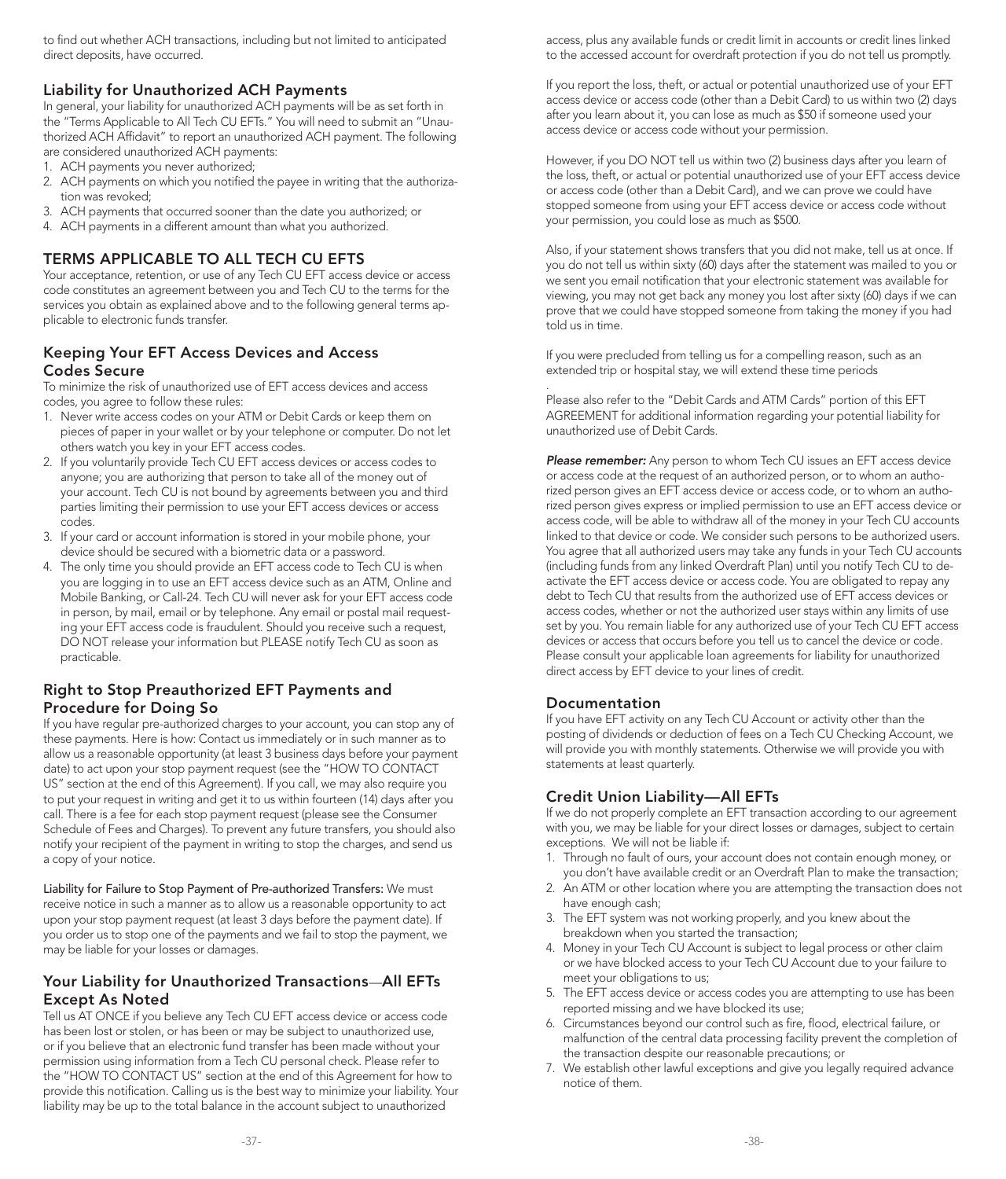to find out whether ACH transactions, including but not limited to anticipated direct deposits, have occurred.

### Liability for Unauthorized ACH Payments

In general, your liability for unauthorized ACH payments will be as set forth in the "Terms Applicable to All Tech CU EFTs." You will need to submit an "Unauthorized ACH Affidavit" to report an unauthorized ACH payment. The following are considered unauthorized ACH payments:

1. ACH payments you never authorized;
2. ACH payments on which you notified the payee in writing that the authorization was revoked;
3. ACH payments that occurred sooner than the date you authorized; or
4. ACH payments in a different amount than what you authorized.

## TERMS APPLICABLE TO ALL TECH CU EFTS

Your acceptance, retention, or use of any Tech CU EFT access device or access code constitutes an agreement between you and Tech CU to the terms for the services you obtain as explained above and to the following general terms applicable to electronic funds transfer.

### Keeping Your EFT Access Devices and Access Codes Secure

To minimize the risk of unauthorized use of EFT access devices and access codes, you agree to follow these rules:

1. Never write access codes on your ATM or Debit Cards or keep them on pieces of paper in your wallet or by your telephone or computer. Do not let others watch you key in your EFT access codes.
2. If you voluntarily provide Tech CU EFT access devices or access codes to anyone; you are authorizing that person to take all of the money out of your account. Tech CU is not bound by agreements between you and third parties limiting their permission to use your EFT access devices or access codes.
3. If your card or account information is stored in your mobile phone, your device should be secured with a biometric data or a password.
4. The only time you should provide an EFT access code to Tech CU is when you are logging in to use an EFT access device such as an ATM, Online and Mobile Banking, or Call-24. Tech CU will never ask for your EFT access code in person, by mail, email or by telephone. Any email or postal mail requesting your EFT access code is fraudulent. Should you receive such a request, DO NOT release your information but PLEASE notify Tech CU as soon as practicable.

### Right to Stop Preauthorized EFT Payments and Procedure for Doing So

If you have regular pre-authorized charges to your account, you can stop any of these payments. Here is how: Contact us immediately or in such manner as to allow us a reasonable opportunity (at least 3 business days before your payment date) to act upon your stop payment request (see the "HOW TO CONTACT US" section at the end of this Agreement). If you call, we may also require you to put your request in writing and get it to us within fourteen (14) days after you call. There is a fee for each stop payment request (please see the Consumer Schedule of Fees and Charges). To prevent any future transfers, you should also notify your recipient of the payment in writing to stop the charges, and send us a copy of your notice.

Liability for Failure to Stop Payment of Pre-authorized Transfers: We must receive notice in such a manner as to allow us a reasonable opportunity to act upon your stop payment request (at least 3 days before the payment date). If you order us to stop one of the payments and we fail to stop the payment, we may be liable for your losses or damages.

### Your Liability for Unauthorized Transactions—All EFTs Except As Noted

Tell us AT ONCE if you believe any Tech CU EFT access device or access code has been lost or stolen, or has been or may be subject to unauthorized use, or if you believe that an electronic fund transfer has been made without your permission using information from a Tech CU personal check. Please refer to the "HOW TO CONTACT US" section at the end of this Agreement for how to provide this notification. Calling us is the best way to minimize your liability. Your liability may be up to the total balance in the account subject to unauthorized access, plus any available funds or credit limit in accounts or credit lines linked to the accessed account for overdraft protection if you do not tell us promptly.

If you report the loss, theft, or actual or potential unauthorized use of your EFT access device or access code (other than a Debit Card) to us within two (2) days after you learn about it, you can lose as much as $50 if someone used your access device or access code without your permission.

However, if you DO NOT tell us within two (2) business days after you learn of the loss, theft, or actual or potential unauthorized use of your EFT access device or access code (other than a Debit Card), and we can prove we could have stopped someone from using your EFT access device or access code without your permission, you could lose as much as $500.

Also, if your statement shows transfers that you did not make, tell us at once. If you do not tell us within sixty (60) days after the statement was mailed to you or we sent you email notification that your electronic statement was available for viewing, you may not get back any money you lost after sixty (60) days if we can prove that we could have stopped someone from taking the money if you had told us in time.

If you were precluded from telling us for a compelling reason, such as an extended trip or hospital stay, we will extend these time periods

.
Please also refer to the "Debit Cards and ATM Cards" portion of this EFT AGREEMENT for additional information regarding your potential liability for unauthorized use of Debit Cards.

***Please remember:*** Any person to whom Tech CU issues an EFT access device or access code at the request of an authorized person, or to whom an authorized person gives an EFT access device or access code, or to whom an authorized person gives express or implied permission to use an EFT access device or access code, will be able to withdraw all of the money in your Tech CU accounts linked to that device or code. We consider such persons to be authorized users. You agree that all authorized users may take any funds in your Tech CU accounts (including funds from any linked Overdraft Plan) until you notify Tech CU to deactivate the EFT access device or access code. You are obligated to repay any debt to Tech CU that results from the authorized use of EFT access devices or access codes, whether or not the authorized user stays within any limits of use set by you. You remain liable for any authorized use of your Tech CU EFT access devices or access that occurs before you tell us to cancel the device or code. Please consult your applicable loan agreements for liability for unauthorized direct access by EFT device to your lines of credit.

### Documentation

If you have EFT activity on any Tech CU Account or activity other than the posting of dividends or deduction of fees on a Tech CU Checking Account, we will provide you with monthly statements. Otherwise we will provide you with statements at least quarterly.

### Credit Union Liability—All EFTs

If we do not properly complete an EFT transaction according to our agreement with you, we may be liable for your direct losses or damages, subject to certain exceptions. We will not be liable if:

1. Through no fault of ours, your account does not contain enough money, or you don't have available credit or an Overdraft Plan to make the transaction;
2. An ATM or other location where you are attempting the transaction does not have enough cash;
3. The EFT system was not working properly, and you knew about the breakdown when you started the transaction;
4. Money in your Tech CU Account is subject to legal process or other claim or we have blocked access to your Tech CU Account due to your failure to meet your obligations to us;
5. The EFT access device or access codes you are attempting to use has been reported missing and we have blocked its use;
6. Circumstances beyond our control such as fire, flood, electrical failure, or malfunction of the central data processing facility prevent the completion of the transaction despite our reasonable precautions; or
7. We establish other lawful exceptions and give you legally required advance notice of them.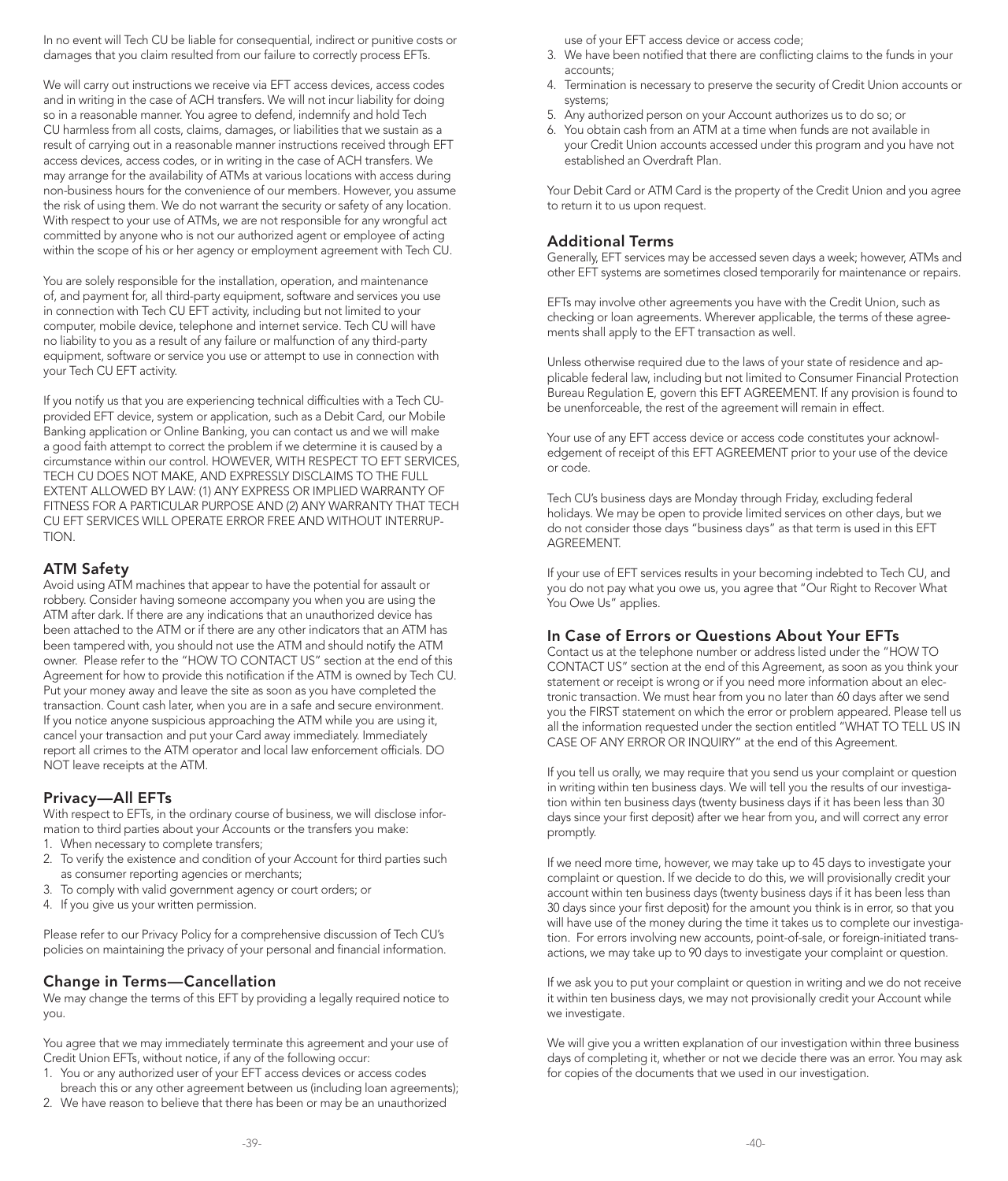In no event will Tech CU be liable for consequential, indirect or punitive costs or damages that you claim resulted from our failure to correctly process EFTs.

We will carry out instructions we receive via EFT access devices, access codes and in writing in the case of ACH transfers. We will not incur liability for doing so in a reasonable manner. You agree to defend, indemnify and hold Tech CU harmless from all costs, claims, damages, or liabilities that we sustain as a result of carrying out in a reasonable manner instructions received through EFT access devices, access codes, or in writing in the case of ACH transfers. We may arrange for the availability of ATMs at various locations with access during non-business hours for the convenience of our members. However, you assume the risk of using them. We do not warrant the security or safety of any location. With respect to your use of ATMs, we are not responsible for any wrongful act committed by anyone who is not our authorized agent or employee of acting within the scope of his or her agency or employment agreement with Tech CU.

You are solely responsible for the installation, operation, and maintenance of, and payment for, all third-party equipment, software and services you use in connection with Tech CU EFT activity, including but not limited to your computer, mobile device, telephone and internet service. Tech CU will have no liability to you as a result of any failure or malfunction of any third-party equipment, software or service you use or attempt to use in connection with your Tech CU EFT activity.

If you notify us that you are experiencing technical difficulties with a Tech CU-provided EFT device, system or application, such as a Debit Card, our Mobile Banking application or Online Banking, you can contact us and we will make a good faith attempt to correct the problem if we determine it is caused by a circumstance within our control. HOWEVER, WITH RESPECT TO EFT SERVICES, TECH CU DOES NOT MAKE, AND EXPRESSLY DISCLAIMS TO THE FULL EXTENT ALLOWED BY LAW: (1) ANY EXPRESS OR IMPLIED WARRANTY OF FITNESS FOR A PARTICULAR PURPOSE AND (2) ANY WARRANTY THAT TECH CU EFT SERVICES WILL OPERATE ERROR FREE AND WITHOUT INTERRUPTION.

## ATM Safety

Avoid using ATM machines that appear to have the potential for assault or robbery. Consider having someone accompany you when you are using the ATM after dark. If there are any indications that an unauthorized device has been attached to the ATM or if there are any other indicators that an ATM has been tampered with, you should not use the ATM and should notify the ATM owner. Please refer to the "HOW TO CONTACT US" section at the end of this Agreement for how to provide this notification if the ATM is owned by Tech CU. Put your money away and leave the site as soon as you have completed the transaction. Count cash later, when you are in a safe and secure environment. If you notice anyone suspicious approaching the ATM while you are using it, cancel your transaction and put your Card away immediately. Immediately report all crimes to the ATM operator and local law enforcement officials. DO NOT leave receipts at the ATM.

## Privacy—All EFTs

With respect to EFTs, in the ordinary course of business, we will disclose information to third parties about your Accounts or the transfers you make:

1. When necessary to complete transfers;
2. To verify the existence and condition of your Account for third parties such as consumer reporting agencies or merchants;
3. To comply with valid government agency or court orders; or
4. If you give us your written permission.

Please refer to our Privacy Policy for a comprehensive discussion of Tech CU's policies on maintaining the privacy of your personal and financial information.

## Change in Terms—Cancellation

We may change the terms of this EFT by providing a legally required notice to you.

You agree that we may immediately terminate this agreement and your use of Credit Union EFTs, without notice, if any of the following occur:

1. You or any authorized user of your EFT access devices or access codes breach this or any other agreement between us (including loan agreements);
2. We have reason to believe that there has been or may be an unauthorized use of your EFT access device or access code;
3. We have been notified that there are conflicting claims to the funds in your accounts;
4. Termination is necessary to preserve the security of Credit Union accounts or systems;
5. Any authorized person on your Account authorizes us to do so; or
6. You obtain cash from an ATM at a time when funds are not available in your Credit Union accounts accessed under this program and you have not established an Overdraft Plan.

Your Debit Card or ATM Card is the property of the Credit Union and you agree to return it to us upon request.

## Additional Terms

Generally, EFT services may be accessed seven days a week; however, ATMs and other EFT systems are sometimes closed temporarily for maintenance or repairs.

EFTs may involve other agreements you have with the Credit Union, such as checking or loan agreements. Wherever applicable, the terms of these agreements shall apply to the EFT transaction as well.

Unless otherwise required due to the laws of your state of residence and applicable federal law, including but not limited to Consumer Financial Protection Bureau Regulation E, govern this EFT AGREEMENT. If any provision is found to be unenforceable, the rest of the agreement will remain in effect.

Your use of any EFT access device or access code constitutes your acknowledgement of receipt of this EFT AGREEMENT prior to your use of the device or code.

Tech CU's business days are Monday through Friday, excluding federal holidays. We may be open to provide limited services on other days, but we do not consider those days "business days" as that term is used in this EFT AGREEMENT.

If your use of EFT services results in your becoming indebted to Tech CU, and you do not pay what you owe us, you agree that "Our Right to Recover What You Owe Us" applies.

## In Case of Errors or Questions About Your EFTs

Contact us at the telephone number or address listed under the "HOW TO CONTACT US" section at the end of this Agreement, as soon as you think your statement or receipt is wrong or if you need more information about an electronic transaction. We must hear from you no later than 60 days after we send you the FIRST statement on which the error or problem appeared. Please tell us all the information requested under the section entitled "WHAT TO TELL US IN CASE OF ANY ERROR OR INQUIRY" at the end of this Agreement.

If you tell us orally, we may require that you send us your complaint or question in writing within ten business days. We will tell you the results of our investigation within ten business days (twenty business days if it has been less than 30 days since your first deposit) after we hear from you, and will correct any error promptly.

If we need more time, however, we may take up to 45 days to investigate your complaint or question. If we decide to do this, we will provisionally credit your account within ten business days (twenty business days if it has been less than 30 days since your first deposit) for the amount you think is in error, so that you will have use of the money during the time it takes us to complete our investigation. For errors involving new accounts, point-of-sale, or foreign-initiated transactions, we may take up to 90 days to investigate your complaint or question.

If we ask you to put your complaint or question in writing and we do not receive it within ten business days, we may not provisionally credit your Account while we investigate.

We will give you a written explanation of our investigation within three business days of completing it, whether or not we decide there was an error. You may ask for copies of the documents that we used in our investigation.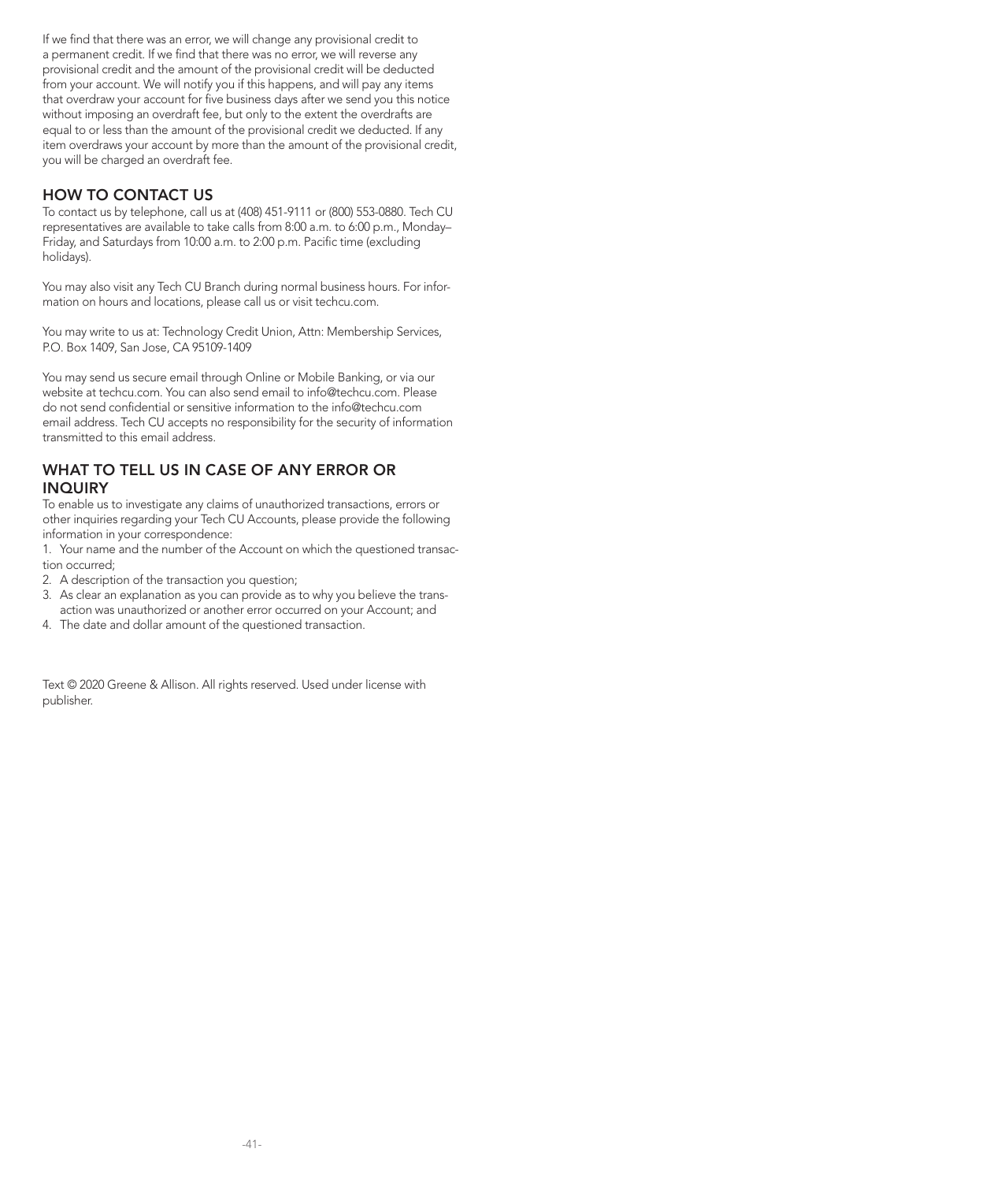If we find that there was an error, we will change any provisional credit to a permanent credit. If we find that there was no error, we will reverse any provisional credit and the amount of the provisional credit will be deducted from your account. We will notify you if this happens, and will pay any items that overdraw your account for five business days after we send you this notice without imposing an overdraft fee, but only to the extent the overdrafts are equal to or less than the amount of the provisional credit we deducted. If any item overdraws your account by more than the amount of the provisional credit, you will be charged an overdraft fee.

## HOW TO CONTACT US

To contact us by telephone, call us at (408) 451-9111 or (800) 553-0880. Tech CU representatives are available to take calls from 8:00 a.m. to 6:00 p.m., Monday–Friday, and Saturdays from 10:00 a.m. to 2:00 p.m. Pacific time (excluding holidays).

You may also visit any Tech CU Branch during normal business hours. For information on hours and locations, please call us or visit techcu.com.

You may write to us at: Technology Credit Union, Attn: Membership Services, P.O. Box 1409, San Jose, CA 95109-1409

You may send us secure email through Online or Mobile Banking, or via our website at techcu.com. You can also send email to info@techcu.com. Please do not send confidential or sensitive information to the info@techcu.com email address. Tech CU accepts no responsibility for the security of information transmitted to this email address.

## WHAT TO TELL US IN CASE OF ANY ERROR OR INQUIRY

To enable us to investigate any claims of unauthorized transactions, errors or other inquiries regarding your Tech CU Accounts, please provide the following information in your correspondence:

1. Your name and the number of the Account on which the questioned transaction occurred;
2. A description of the transaction you question;
3. As clear an explanation as you can provide as to why you believe the transaction was unauthorized or another error occurred on your Account; and
4. The date and dollar amount of the questioned transaction.

Text © 2020 Greene & Allison. All rights reserved. Used under license with publisher.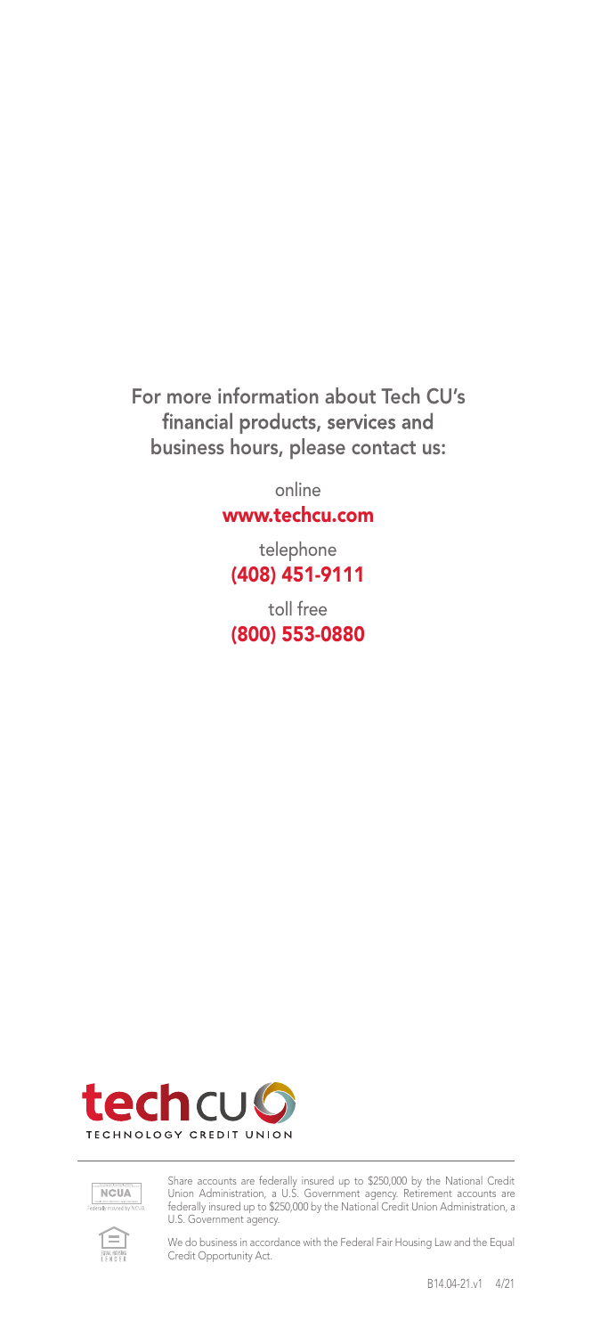**For more information about Tech CU's financial products, services and business hours, please contact us:**

online
**www.techcu.com**

telephone
**(408) 451-9111**

toll free
**(800) 553-0880**

techcu
TECHNOLOGY CREDIT UNION

NCUA

Share accounts are federally insured up to $250,000 by the National Credit Union Administration, a U.S. Government agency. Retirement accounts are federally insured up to $250,000 by the National Credit Union Administration, a U.S. Government agency.

We do business in accordance with the Federal Fair Housing Law and the Equal Credit Opportunity Act.

B14.04-21.v1 4/21